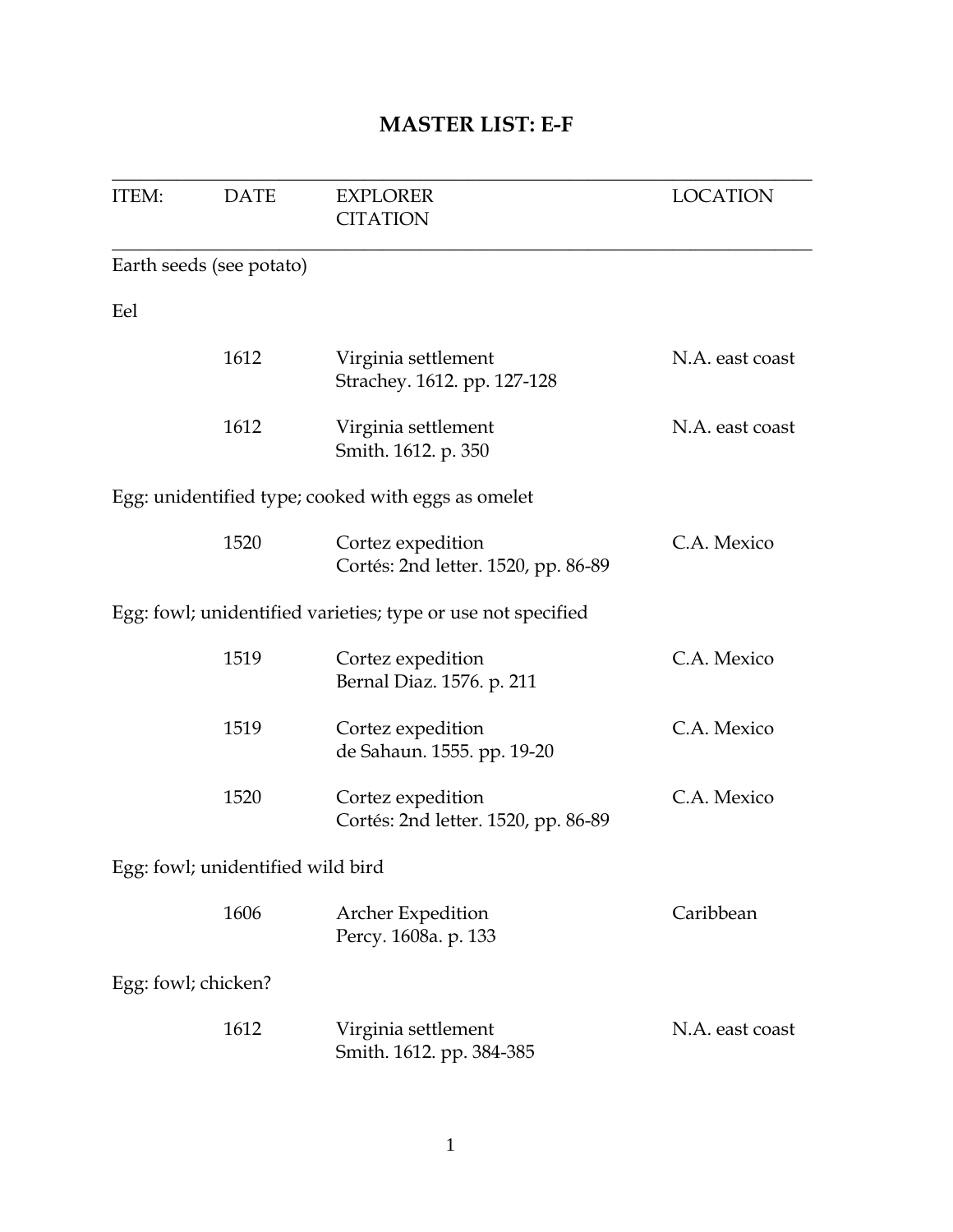# MASTER LIST: E-F

| ITEM: | DATE | EXPLORER<br>CITATION | LOCATION |
|---|---|---|---|
| Earth seeds (see potato) | | | |
| Eel | | | |
| | 1612 | Virginia settlement<br>Strachey. 1612. pp. 127-128 | N.A. east coast |
| | 1612 | Virginia settlement<br>Smith. 1612. p. 350 | N.A. east coast |
| Egg: unidentified type; cooked with eggs as omelet | | | |
| | 1520 | Cortez expedition<br>Cortés: 2nd letter. 1520, pp. 86-89 | C.A. Mexico |
| Egg: fowl; unidentified varieties; type or use not specified | | | |
| | 1519 | Cortez expedition<br>Bernal Diaz. 1576. p. 211 | C.A. Mexico |
| | 1519 | Cortez expedition<br>de Sahaun. 1555. pp. 19-20 | C.A. Mexico |
| | 1520 | Cortez expedition<br>Cortés: 2nd letter. 1520, pp. 86-89 | C.A. Mexico |
| Egg: fowl; unidentified wild bird | | | |
| | 1606 | Archer Expedition<br>Percy. 1608a. p. 133 | Caribbean |
| Egg: fowl; chicken? | | | |
| | 1612 | Virginia settlement<br>Smith. 1612. pp. 384-385 | N.A. east coast |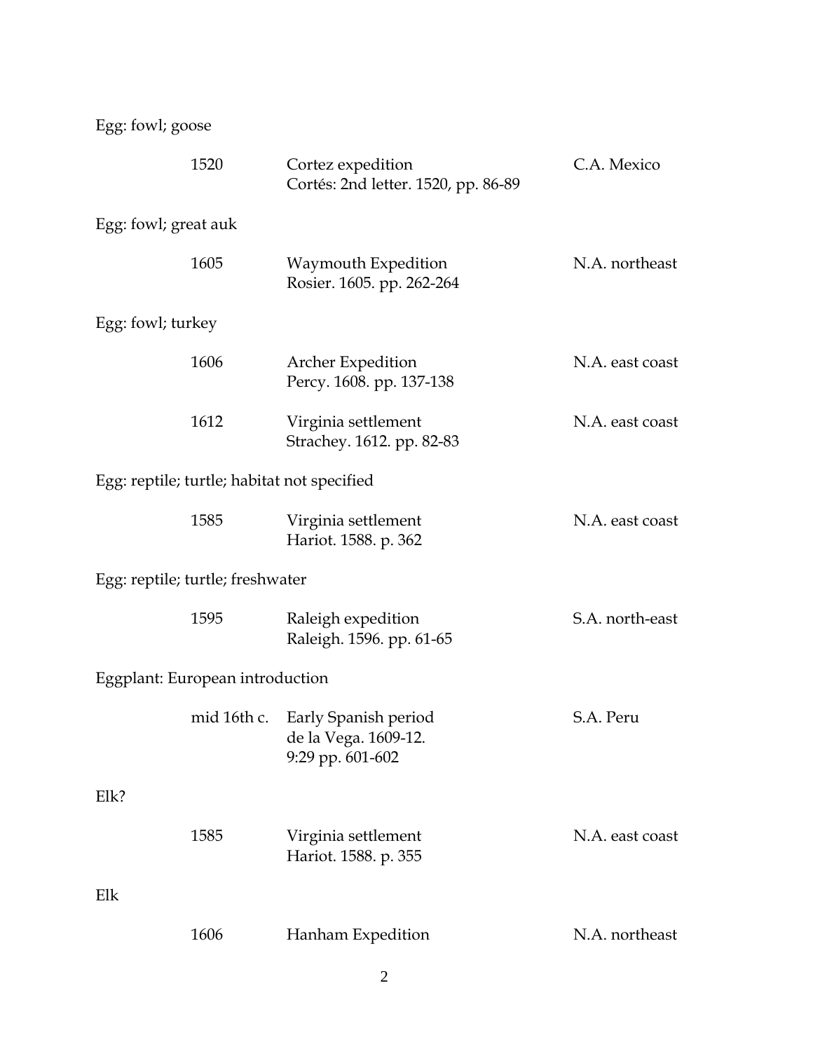Egg: fowl; goose

| | | |
|---|---|---|
| 1520 | Cortez expedition<br>Cortés: 2nd letter. 1520, pp. 86-89 | C.A. Mexico |

Egg: fowl; great auk

| | | |
|---|---|---|
| 1605 | Waymouth Expedition<br>Rosier. 1605. pp. 262-264 | N.A. northeast |

Egg: fowl; turkey

| | | |
|---|---|---|
| 1606 | Archer Expedition<br>Percy. 1608. pp. 137-138 | N.A. east coast |
| 1612 | Virginia settlement<br>Strachey. 1612. pp. 82-83 | N.A. east coast |

Egg: reptile; turtle; habitat not specified

| | | |
|---|---|---|
| 1585 | Virginia settlement<br>Hariot. 1588. p. 362 | N.A. east coast |

Egg: reptile; turtle; freshwater

| | | |
|---|---|---|
| 1595 | Raleigh expedition<br>Raleigh. 1596. pp. 61-65 | S.A. north-east |

Eggplant: European introduction

| | | |
|---|---|---|
| mid 16th c. | Early Spanish period<br>de la Vega. 1609-12.<br>9:29 pp. 601-602 | S.A. Peru |

Elk?

| | | |
|---|---|---|
| 1585 | Virginia settlement<br>Hariot. 1588. p. 355 | N.A. east coast |

Elk

| | | |
|---|---|---|
| 1606 | Hanham Expedition | N.A. northeast |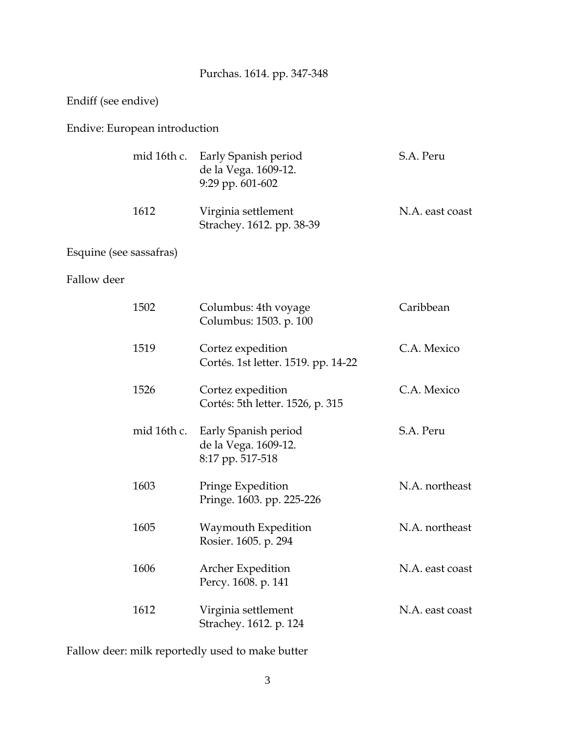Purchas. 1614. pp. 347-348

Endiff (see endive)

Endive: European introduction

| | | |
|---|---|---|
| mid 16th c. | Early Spanish period<br>de la Vega. 1609-12.<br>9:29 pp. 601-602 | S.A. Peru |
| 1612 | Virginia settlement<br>Strachey. 1612. pp. 38-39 | N.A. east coast |

Esquine (see sassafras)

Fallow deer

| | | |
|---|---|---|
| 1502 | Columbus: 4th voyage<br>Columbus: 1503. p. 100 | Caribbean |
| 1519 | Cortez expedition<br>Cortés. 1st letter. 1519. pp. 14-22 | C.A. Mexico |
| 1526 | Cortez expedition<br>Cortés: 5th letter. 1526, p. 315 | C.A. Mexico |
| mid 16th c. | Early Spanish period<br>de la Vega. 1609-12.<br>8:17 pp. 517-518 | S.A. Peru |
| 1603 | Pringe Expedition<br>Pringe. 1603. pp. 225-226 | N.A. northeast |
| 1605 | Waymouth Expedition<br>Rosier. 1605. p. 294 | N.A. northeast |
| 1606 | Archer Expedition<br>Percy. 1608. p. 141 | N.A. east coast |
| 1612 | Virginia settlement<br>Strachey. 1612. p. 124 | N.A. east coast |

Fallow deer: milk reportedly used to make butter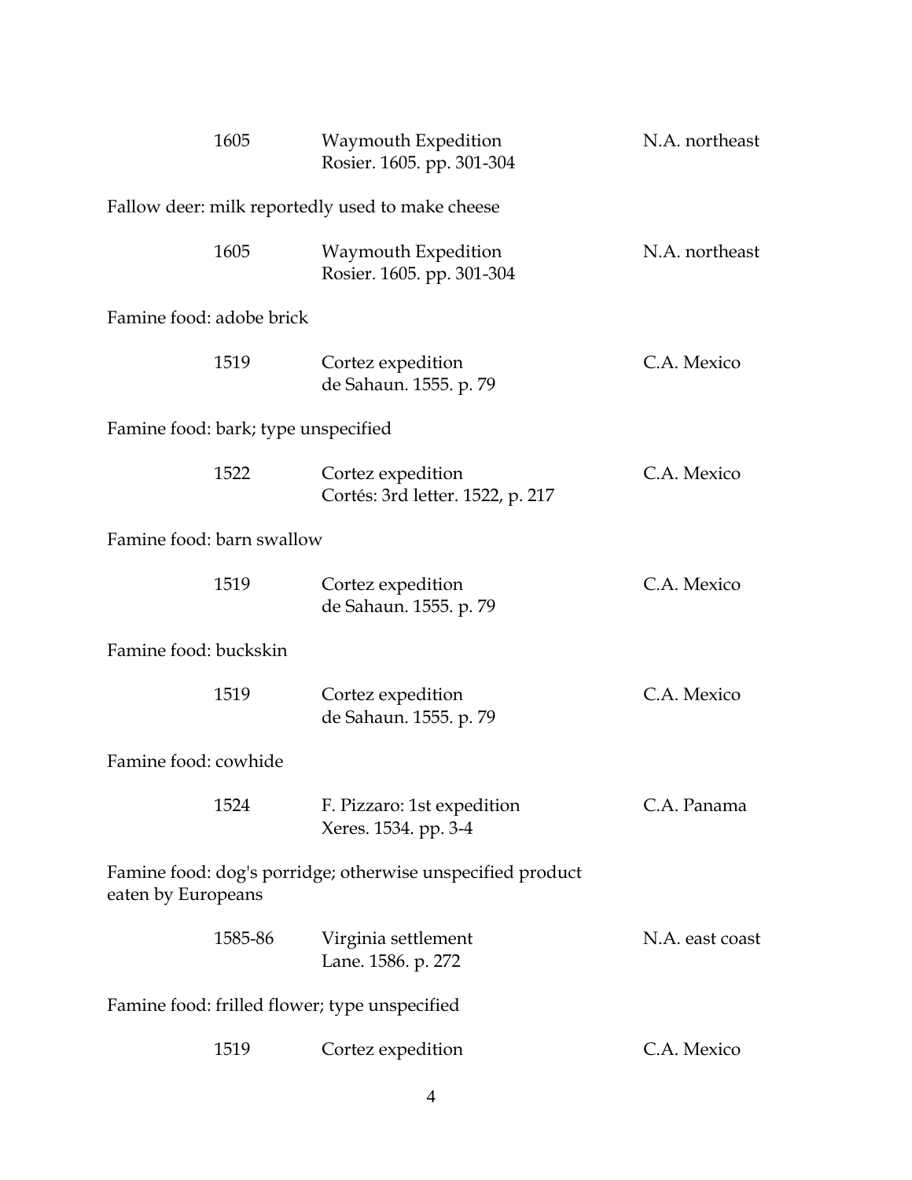| | | |
|---|---|---|
| 1605 | Waymouth Expedition<br>Rosier. 1605. pp. 301-304 | N.A. northeast |

Fallow deer: milk reportedly used to make cheese

| | | |
|---|---|---|
| 1605 | Waymouth Expedition<br>Rosier. 1605. pp. 301-304 | N.A. northeast |

Famine food: adobe brick

| | | |
|---|---|---|
| 1519 | Cortez expedition<br>de Sahaun. 1555. p. 79 | C.A. Mexico |

Famine food: bark; type unspecified

| | | |
|---|---|---|
| 1522 | Cortez expedition<br>Cortés: 3rd letter. 1522, p. 217 | C.A. Mexico |

Famine food: barn swallow

| | | |
|---|---|---|
| 1519 | Cortez expedition<br>de Sahaun. 1555. p. 79 | C.A. Mexico |

Famine food: buckskin

| | | |
|---|---|---|
| 1519 | Cortez expedition<br>de Sahaun. 1555. p. 79 | C.A. Mexico |

Famine food: cowhide

| | | |
|---|---|---|
| 1524 | F. Pizzaro: 1st expedition<br>Xeres. 1534. pp. 3-4 | C.A. Panama |

Famine food: dog's porridge; otherwise unspecified product eaten by Europeans

| | | |
|---|---|---|
| 1585-86 | Virginia settlement<br>Lane. 1586. p. 272 | N.A. east coast |

Famine food: frilled flower; type unspecified

| | | |
|---|---|---|
| 1519 | Cortez expedition | C.A. Mexico |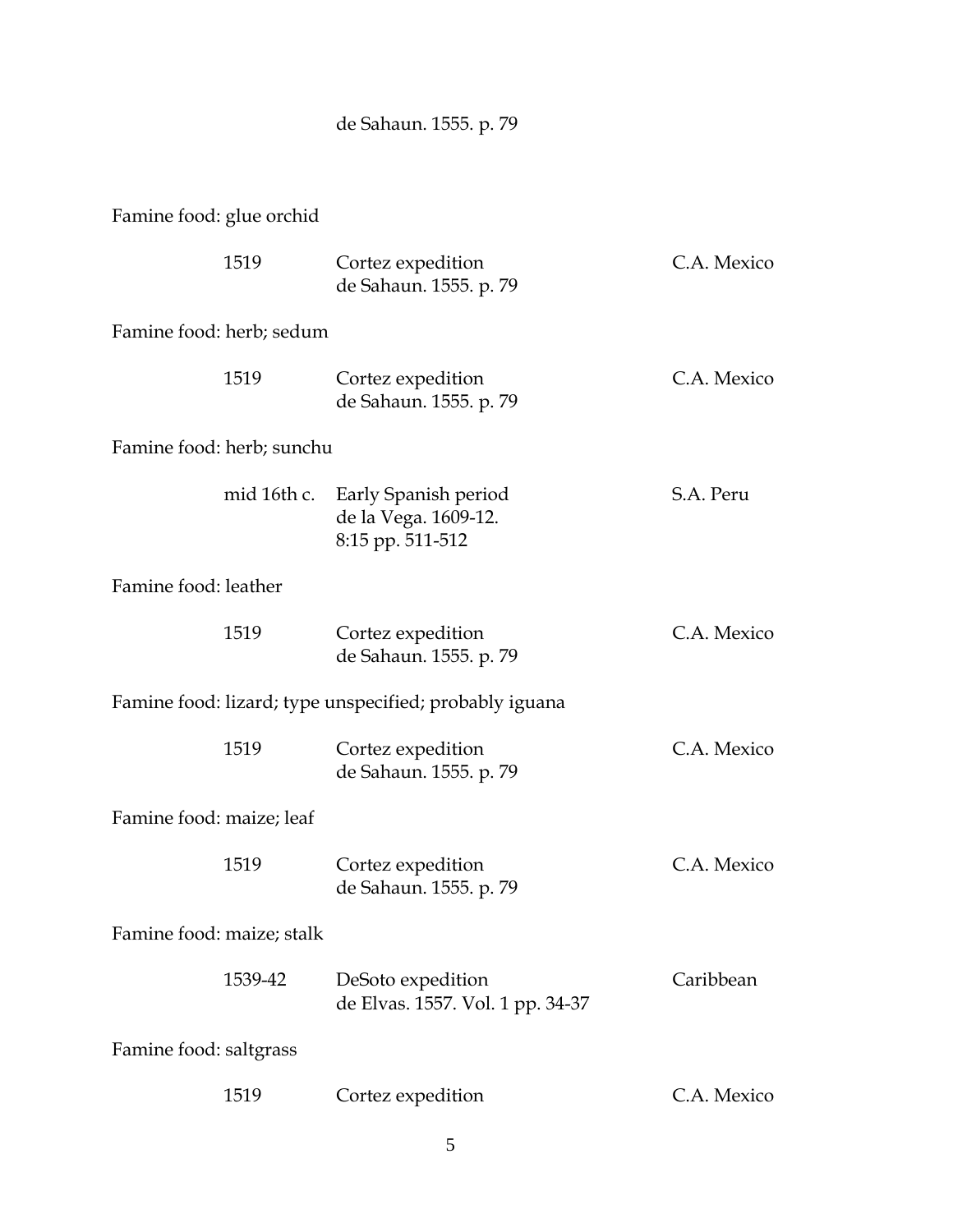de Sahaun. 1555. p. 79

Famine food: glue orchid

| | | |
|---|---|---|
| 1519 | Cortez expedition<br>de Sahaun. 1555. p. 79 | C.A. Mexico |

Famine food: herb; sedum

| | | |
|---|---|---|
| 1519 | Cortez expedition<br>de Sahaun. 1555. p. 79 | C.A. Mexico |

Famine food: herb; sunchu

| | | |
|---|---|---|
| mid 16th c. | Early Spanish period<br>de la Vega. 1609-12.<br>8:15 pp. 511-512 | S.A. Peru |

Famine food: leather

| | | |
|---|---|---|
| 1519 | Cortez expedition<br>de Sahaun. 1555. p. 79 | C.A. Mexico |

Famine food: lizard; type unspecified; probably iguana

| | | |
|---|---|---|
| 1519 | Cortez expedition<br>de Sahaun. 1555. p. 79 | C.A. Mexico |

Famine food: maize; leaf

| | | |
|---|---|---|
| 1519 | Cortez expedition<br>de Sahaun. 1555. p. 79 | C.A. Mexico |

Famine food: maize; stalk

| | | |
|---|---|---|
| 1539-42 | DeSoto expedition<br>de Elvas. 1557. Vol. 1 pp. 34-37 | Caribbean |

Famine food: saltgrass

| | | |
|---|---|---|
| 1519 | Cortez expedition | C.A. Mexico |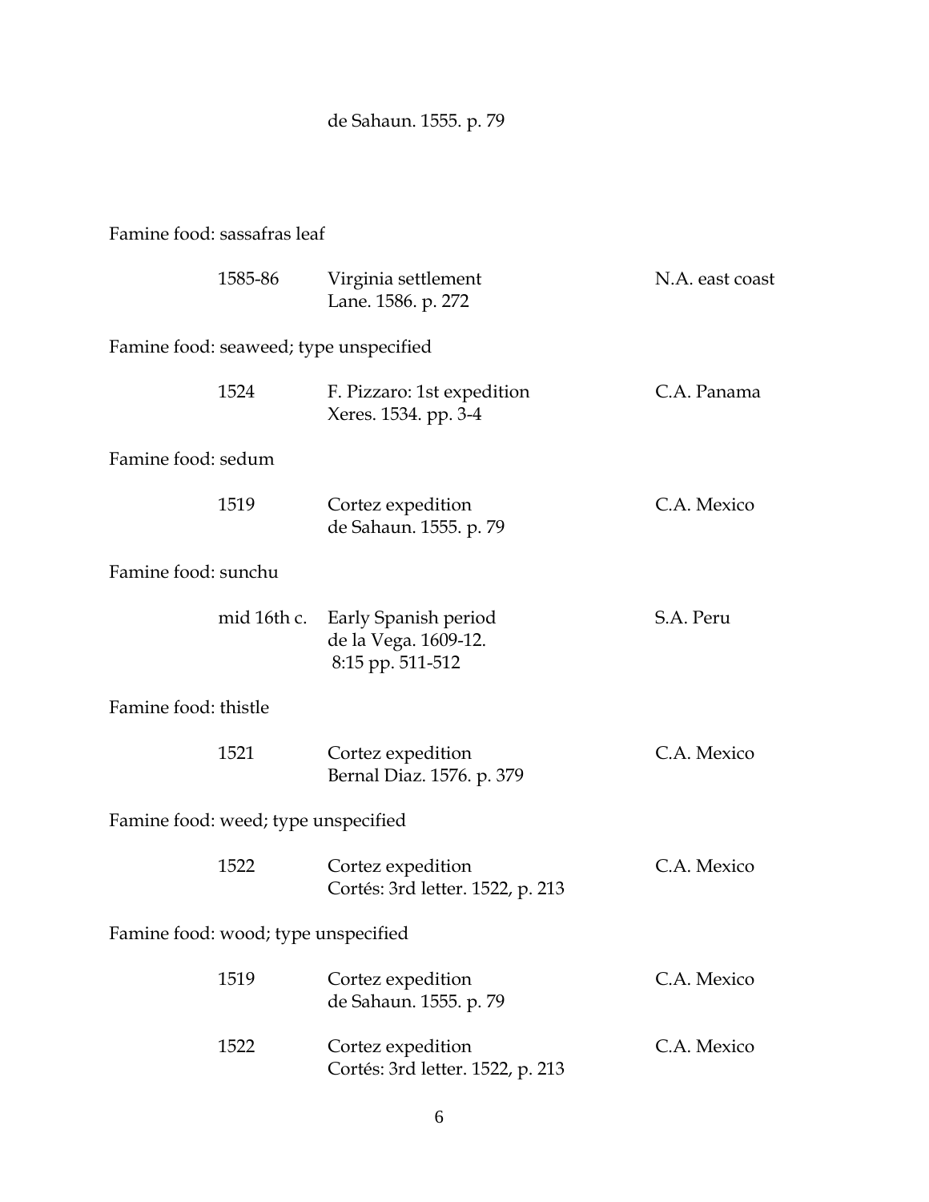de Sahaun. 1555. p. 79

Famine food: sassafras leaf

| | | |
|---|---|---|
| 1585-86 | Virginia settlement<br>Lane. 1586. p. 272 | N.A. east coast |

Famine food: seaweed; type unspecified

| | | |
|---|---|---|
| 1524 | F. Pizzaro: 1st expedition<br>Xeres. 1534. pp. 3-4 | C.A. Panama |

Famine food: sedum

| | | |
|---|---|---|
| 1519 | Cortez expedition<br>de Sahaun. 1555. p. 79 | C.A. Mexico |

Famine food: sunchu

| | | |
|---|---|---|
| mid 16th c. | Early Spanish period<br>de la Vega. 1609-12.<br>8:15 pp. 511-512 | S.A. Peru |

Famine food: thistle

| | | |
|---|---|---|
| 1521 | Cortez expedition<br>Bernal Diaz. 1576. p. 379 | C.A. Mexico |

Famine food: weed; type unspecified

| | | |
|---|---|---|
| 1522 | Cortez expedition<br>Cortés: 3rd letter. 1522, p. 213 | C.A. Mexico |

Famine food: wood; type unspecified

| | | |
|---|---|---|
| 1519 | Cortez expedition<br>de Sahaun. 1555. p. 79 | C.A. Mexico |
| 1522 | Cortez expedition<br>Cortés: 3rd letter. 1522, p. 213 | C.A. Mexico |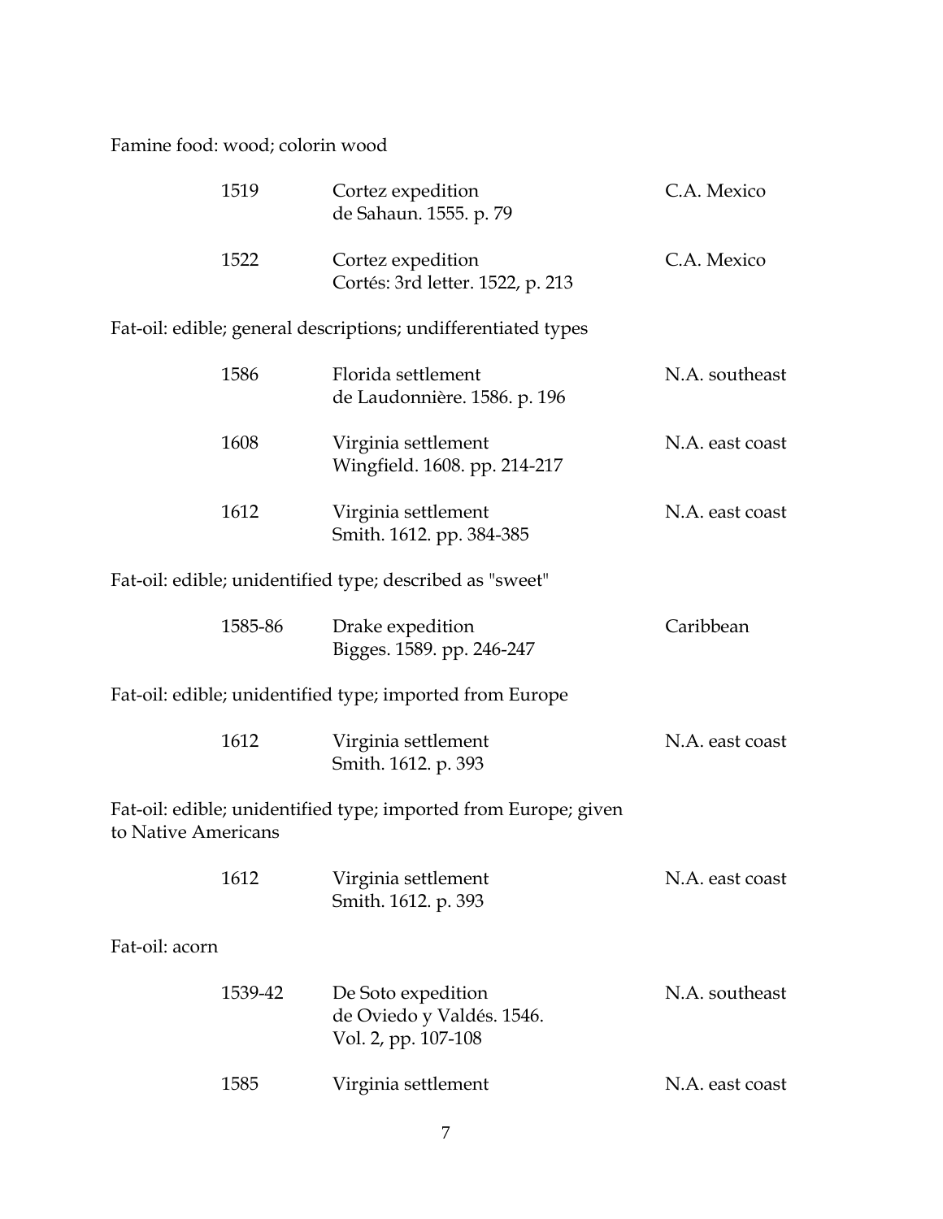Famine food: wood; colorin wood

| | | |
|---|---|---|
| 1519 | Cortez expedition<br>de Sahaun. 1555. p. 79 | C.A. Mexico |
| 1522 | Cortez expedition<br>Cortés: 3rd letter. 1522, p. 213 | C.A. Mexico |

Fat-oil: edible; general descriptions; undifferentiated types

| | | |
|---|---|---|
| 1586 | Florida settlement<br>de Laudonnière. 1586. p. 196 | N.A. southeast |
| 1608 | Virginia settlement<br>Wingfield. 1608. pp. 214-217 | N.A. east coast |
| 1612 | Virginia settlement<br>Smith. 1612. pp. 384-385 | N.A. east coast |

Fat-oil: edible; unidentified type; described as "sweet"

| | | |
|---|---|---|
| 1585-86 | Drake expedition<br>Bigges. 1589. pp. 246-247 | Caribbean |

Fat-oil: edible; unidentified type; imported from Europe

| | | |
|---|---|---|
| 1612 | Virginia settlement<br>Smith. 1612. p. 393 | N.A. east coast |

Fat-oil: edible; unidentified type; imported from Europe; given to Native Americans

| | | |
|---|---|---|
| 1612 | Virginia settlement<br>Smith. 1612. p. 393 | N.A. east coast |

Fat-oil: acorn

| | | |
|---|---|---|
| 1539-42 | De Soto expedition<br>de Oviedo y Valdés. 1546.<br>Vol. 2, pp. 107-108 | N.A. southeast |
| 1585 | Virginia settlement | N.A. east coast |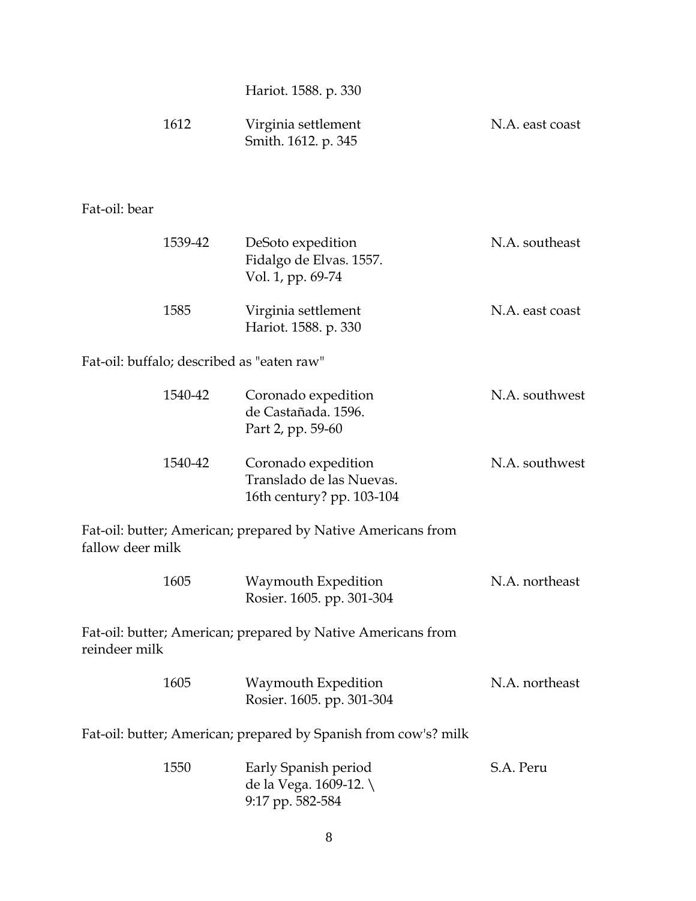Hariot. 1588. p. 330

1612 Virginia settlement N.A. east coast
Smith. 1612. p. 345

Fat-oil: bear

1539-42 DeSoto expedition N.A. southeast
Fidalgo de Elvas. 1557.
Vol. 1, pp. 69-74

1585 Virginia settlement N.A. east coast
Hariot. 1588. p. 330

Fat-oil: buffalo; described as "eaten raw"

1540-42 Coronado expedition N.A. southwest
de Castañada. 1596.
Part 2, pp. 59-60

1540-42 Coronado expedition N.A. southwest
Translado de las Nuevas.
16th century? pp. 103-104

Fat-oil: butter; American; prepared by Native Americans from fallow deer milk

1605 Waymouth Expedition N.A. northeast
Rosier. 1605. pp. 301-304

Fat-oil: butter; American; prepared by Native Americans from reindeer milk

1605 Waymouth Expedition N.A. northeast
Rosier. 1605. pp. 301-304

Fat-oil: butter; American; prepared by Spanish from cow's? milk

1550 Early Spanish period S.A. Peru
de la Vega. 1609-12. \
9:17 pp. 582-584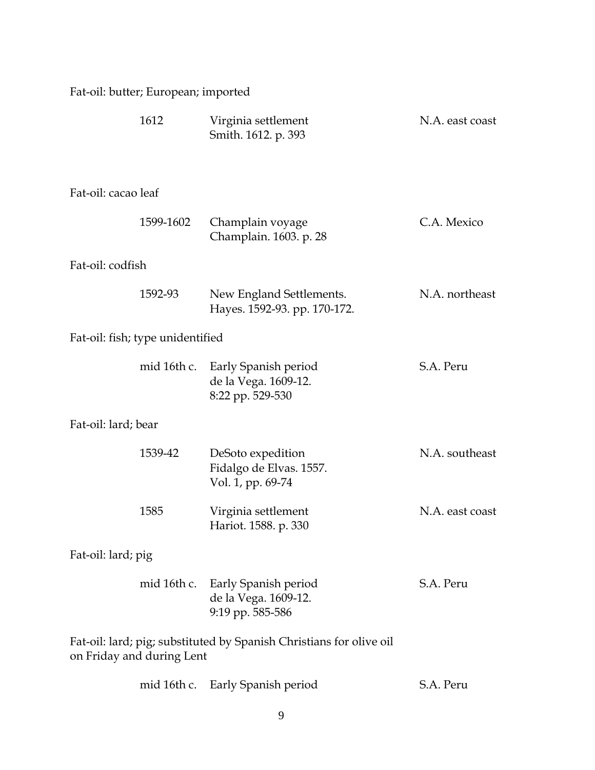Fat-oil: butter; European; imported

| | | |
|---|---|---|
| 1612 | Virginia settlement<br>Smith. 1612. p. 393 | N.A. east coast |

Fat-oil: cacao leaf

| | | |
|---|---|---|
| 1599-1602 | Champlain voyage<br>Champlain. 1603. p. 28 | C.A. Mexico |

Fat-oil: codfish

| | | |
|---|---|---|
| 1592-93 | New England Settlements.<br>Hayes. 1592-93. pp. 170-172. | N.A. northeast |

Fat-oil: fish; type unidentified

| | | |
|---|---|---|
| mid 16th c. | Early Spanish period<br>de la Vega. 1609-12.<br>8:22 pp. 529-530 | S.A. Peru |

Fat-oil: lard; bear

| | | |
|---|---|---|
| 1539-42 | DeSoto expedition<br>Fidalgo de Elvas. 1557.<br>Vol. 1, pp. 69-74 | N.A. southeast |
| 1585 | Virginia settlement<br>Hariot. 1588. p. 330 | N.A. east coast |

Fat-oil: lard; pig

| | | |
|---|---|---|
| mid 16th c. | Early Spanish period<br>de la Vega. 1609-12.<br>9:19 pp. 585-586 | S.A. Peru |

Fat-oil: lard; pig; substituted by Spanish Christians for olive oil on Friday and during Lent

| | | |
|---|---|---|
| mid 16th c. | Early Spanish period | S.A. Peru |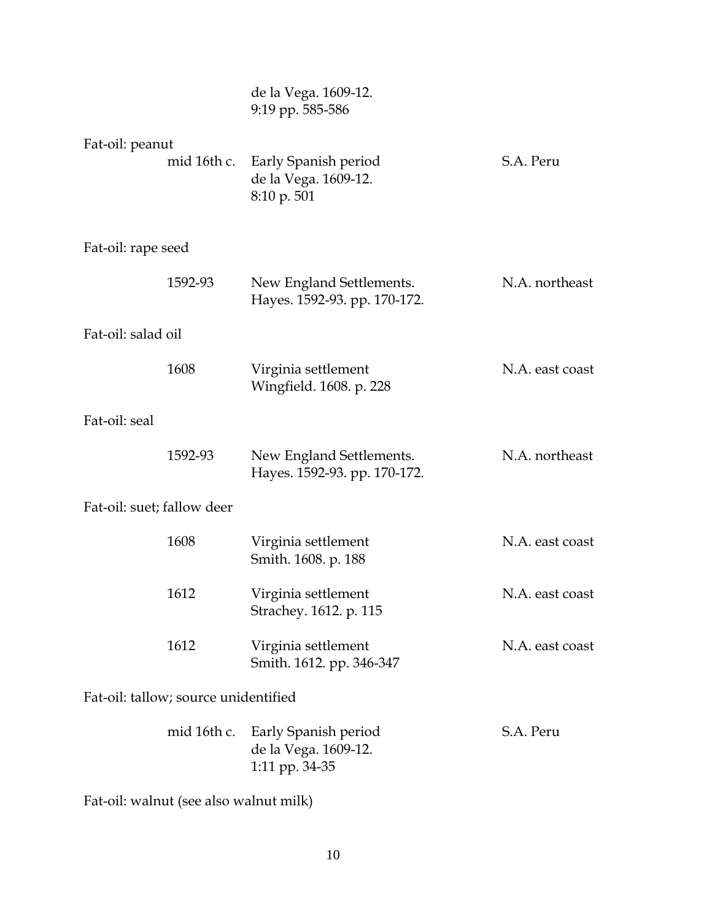de la Vega. 1609-12.
9:19 pp. 585-586

Fat-oil: peanut

| | | |
|---|---|---|
| mid 16th c. | Early Spanish period<br>de la Vega. 1609-12.<br>8:10 p. 501 | S.A. Peru |

Fat-oil: rape seed

| | | |
|---|---|---|
| 1592-93 | New England Settlements.<br>Hayes. 1592-93. pp. 170-172. | N.A. northeast |

Fat-oil: salad oil

| | | |
|---|---|---|
| 1608 | Virginia settlement<br>Wingfield. 1608. p. 228 | N.A. east coast |

Fat-oil: seal

| | | |
|---|---|---|
| 1592-93 | New England Settlements.<br>Hayes. 1592-93. pp. 170-172. | N.A. northeast |

Fat-oil: suet; fallow deer

| | | |
|---|---|---|
| 1608 | Virginia settlement<br>Smith. 1608. p. 188 | N.A. east coast |
| 1612 | Virginia settlement<br>Strachey. 1612. p. 115 | N.A. east coast |
| 1612 | Virginia settlement<br>Smith. 1612. pp. 346-347 | N.A. east coast |

Fat-oil: tallow; source unidentified

| | | |
|---|---|---|
| mid 16th c. | Early Spanish period<br>de la Vega. 1609-12.<br>1:11 pp. 34-35 | S.A. Peru |

Fat-oil: walnut (see also walnut milk)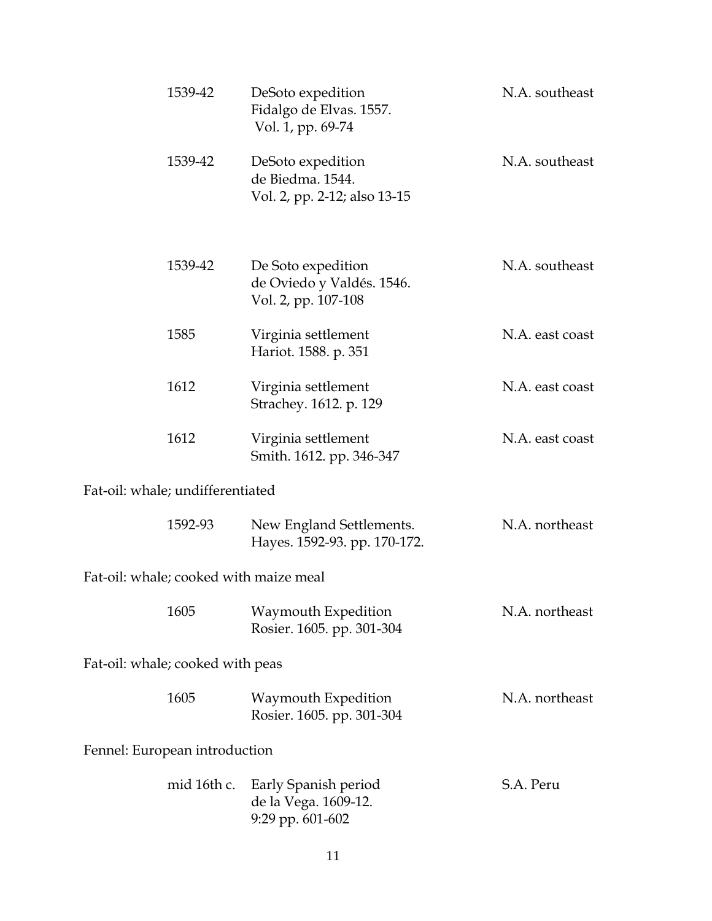| | | |
|---|---|---|
| 1539-42 | DeSoto expedition<br>Fidalgo de Elvas. 1557.<br>Vol. 1, pp. 69-74 | N.A. southeast |
| 1539-42 | DeSoto expedition<br>de Biedma. 1544.<br>Vol. 2, pp. 2-12; also 13-15 | N.A. southeast |
| 1539-42 | De Soto expedition<br>de Oviedo y Valdés. 1546.<br>Vol. 2, pp. 107-108 | N.A. southeast |
| 1585 | Virginia settlement<br>Hariot. 1588. p. 351 | N.A. east coast |
| 1612 | Virginia settlement<br>Strachey. 1612. p. 129 | N.A. east coast |
| 1612 | Virginia settlement<br>Smith. 1612. pp. 346-347 | N.A. east coast |

Fat-oil: whale; undifferentiated

| | | |
|---|---|---|
| 1592-93 | New England Settlements.<br>Hayes. 1592-93. pp. 170-172. | N.A. northeast |

Fat-oil: whale; cooked with maize meal

| | | |
|---|---|---|
| 1605 | Waymouth Expedition<br>Rosier. 1605. pp. 301-304 | N.A. northeast |

Fat-oil: whale; cooked with peas

| | | |
|---|---|---|
| 1605 | Waymouth Expedition<br>Rosier. 1605. pp. 301-304 | N.A. northeast |

Fennel: European introduction

| | | |
|---|---|---|
| mid 16th c. | Early Spanish period<br>de la Vega. 1609-12.<br>9:29 pp. 601-602 | S.A. Peru |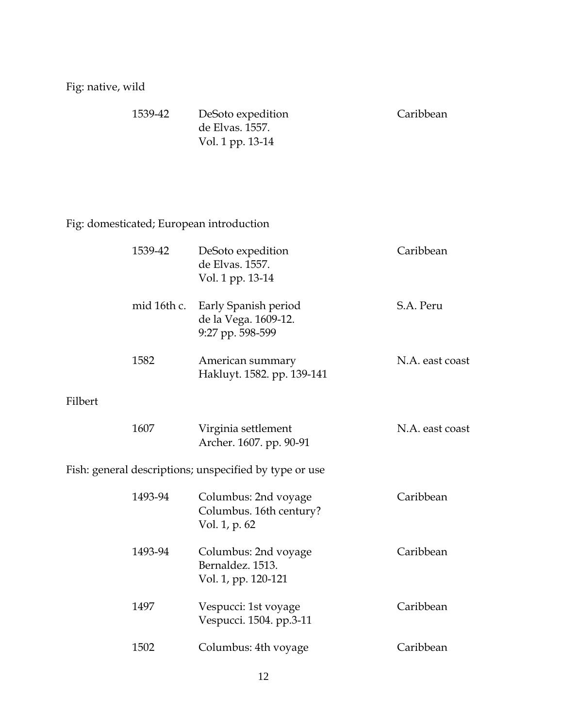Fig: native, wild

| | | |
|---|---|---|
| 1539-42 | DeSoto expedition<br>de Elvas. 1557.<br>Vol. 1 pp. 13-14 | Caribbean |

Fig: domesticated; European introduction

| | | |
|---|---|---|
| 1539-42 | DeSoto expedition<br>de Elvas. 1557.<br>Vol. 1 pp. 13-14 | Caribbean |
| mid 16th c. | Early Spanish period<br>de la Vega. 1609-12.<br>9:27 pp. 598-599 | S.A. Peru |
| 1582 | American summary<br>Hakluyt. 1582. pp. 139-141 | N.A. east coast |

Filbert

| | | |
|---|---|---|
| 1607 | Virginia settlement<br>Archer. 1607. pp. 90-91 | N.A. east coast |

Fish: general descriptions; unspecified by type or use

| | | |
|---|---|---|
| 1493-94 | Columbus: 2nd voyage<br>Columbus. 16th century?<br>Vol. 1, p. 62 | Caribbean |
| 1493-94 | Columbus: 2nd voyage<br>Bernaldez. 1513.<br>Vol. 1, pp. 120-121 | Caribbean |
| 1497 | Vespucci: 1st voyage<br>Vespucci. 1504. pp.3-11 | Caribbean |
| 1502 | Columbus: 4th voyage | Caribbean |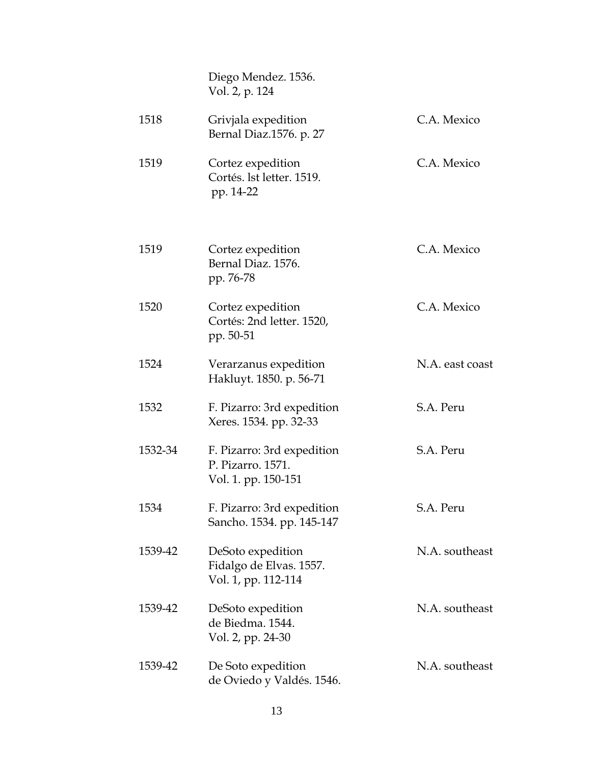| | | |
|---|---|---|
| | Diego Mendez. 1536.<br>Vol. 2, p. 124 | |
| 1518 | Grivjala expedition<br>Bernal Diaz.1576. p. 27 | C.A. Mexico |
| 1519 | Cortez expedition<br>Cortés. lst letter. 1519.<br>pp. 14-22 | C.A. Mexico |
| 1519 | Cortez expedition<br>Bernal Diaz. 1576.<br>pp. 76-78 | C.A. Mexico |
| 1520 | Cortez expedition<br>Cortés: 2nd letter. 1520,<br>pp. 50-51 | C.A. Mexico |
| 1524 | Verarzanus expedition<br>Hakluyt. 1850. p. 56-71 | N.A. east coast |
| 1532 | F. Pizarro: 3rd expedition<br>Xeres. 1534. pp. 32-33 | S.A. Peru |
| 1532-34 | F. Pizarro: 3rd expedition<br>P. Pizarro. 1571.<br>Vol. 1. pp. 150-151 | S.A. Peru |
| 1534 | F. Pizarro: 3rd expedition<br>Sancho. 1534. pp. 145-147 | S.A. Peru |
| 1539-42 | DeSoto expedition<br>Fidalgo de Elvas. 1557.<br>Vol. 1, pp. 112-114 | N.A. southeast |
| 1539-42 | DeSoto expedition<br>de Biedma. 1544.<br>Vol. 2, pp. 24-30 | N.A. southeast |
| 1539-42 | De Soto expedition<br>de Oviedo y Valdés. 1546. | N.A. southeast |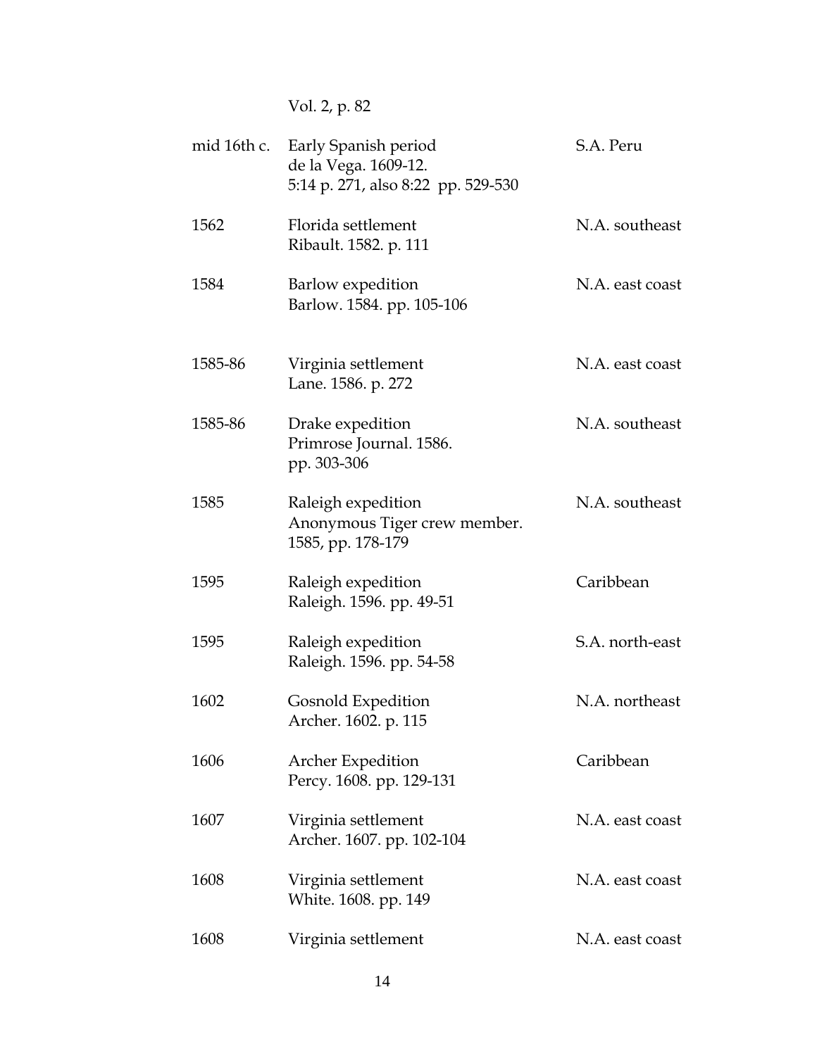Vol. 2, p. 82

| | | |
|---|---|---|
| mid 16th c. | Early Spanish period<br>de la Vega. 1609-12.<br>5:14 p. 271, also 8:22 pp. 529-530 | S.A. Peru |
| 1562 | Florida settlement<br>Ribault. 1582. p. 111 | N.A. southeast |
| 1584 | Barlow expedition<br>Barlow. 1584. pp. 105-106 | N.A. east coast |
| 1585-86 | Virginia settlement<br>Lane. 1586. p. 272 | N.A. east coast |
| 1585-86 | Drake expedition<br>Primrose Journal. 1586.<br>pp. 303-306 | N.A. southeast |
| 1585 | Raleigh expedition<br>Anonymous Tiger crew member.<br>1585, pp. 178-179 | N.A. southeast |
| 1595 | Raleigh expedition<br>Raleigh. 1596. pp. 49-51 | Caribbean |
| 1595 | Raleigh expedition<br>Raleigh. 1596. pp. 54-58 | S.A. north-east |
| 1602 | Gosnold Expedition<br>Archer. 1602. p. 115 | N.A. northeast |
| 1606 | Archer Expedition<br>Percy. 1608. pp. 129-131 | Caribbean |
| 1607 | Virginia settlement<br>Archer. 1607. pp. 102-104 | N.A. east coast |
| 1608 | Virginia settlement<br>White. 1608. pp. 149 | N.A. east coast |
| 1608 | Virginia settlement | N.A. east coast |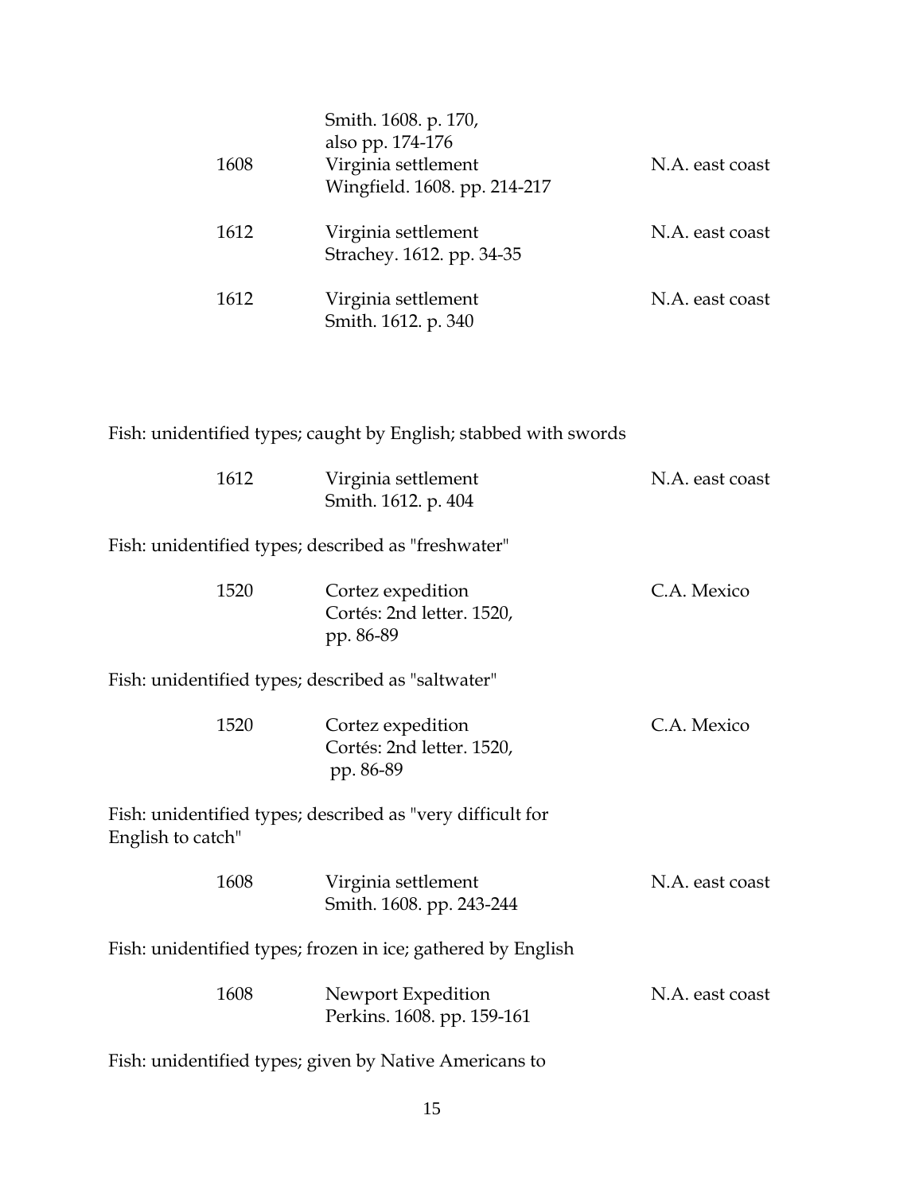| | | |
|---|---|---|
| 1608 | Smith. 1608. p. 170, also pp. 174-176<br>Virginia settlement<br>Wingfield. 1608. pp. 214-217 | N.A. east coast |
| 1612 | Virginia settlement<br>Strachey. 1612. pp. 34-35 | N.A. east coast |
| 1612 | Virginia settlement<br>Smith. 1612. p. 340 | N.A. east coast |

Fish: unidentified types; caught by English; stabbed with swords

| | | |
|---|---|---|
| 1612 | Virginia settlement<br>Smith. 1612. p. 404 | N.A. east coast |

Fish: unidentified types; described as "freshwater"

| | | |
|---|---|---|
| 1520 | Cortez expedition<br>Cortés: 2nd letter. 1520, pp. 86-89 | C.A. Mexico |

Fish: unidentified types; described as "saltwater"

| | | |
|---|---|---|
| 1520 | Cortez expedition<br>Cortés: 2nd letter. 1520, pp. 86-89 | C.A. Mexico |

Fish: unidentified types; described as "very difficult for English to catch"

| | | |
|---|---|---|
| 1608 | Virginia settlement<br>Smith. 1608. pp. 243-244 | N.A. east coast |

Fish: unidentified types; frozen in ice; gathered by English

| | | |
|---|---|---|
| 1608 | Newport Expedition<br>Perkins. 1608. pp. 159-161 | N.A. east coast |

Fish: unidentified types; given by Native Americans to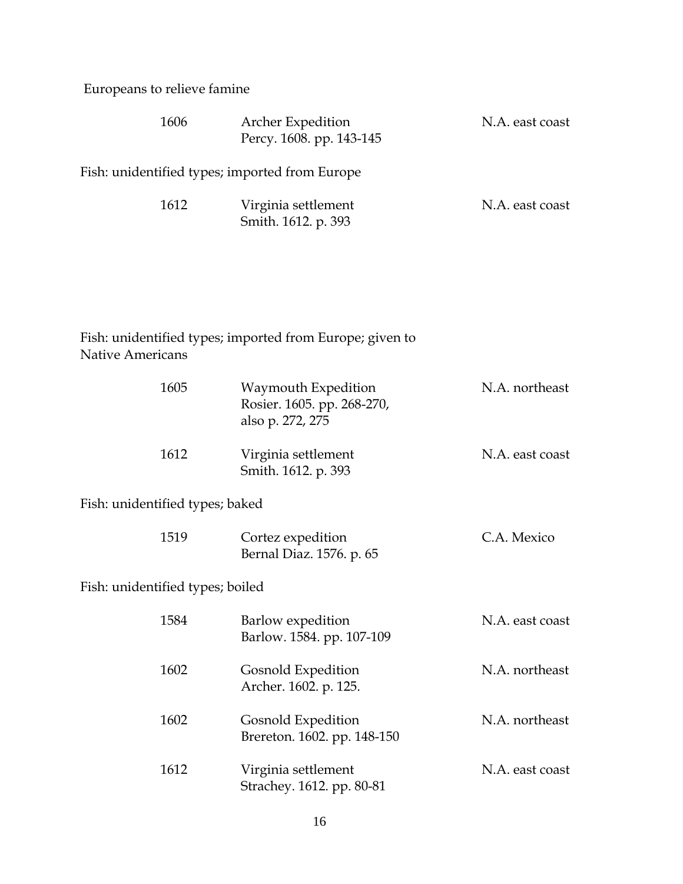Europeans to relieve famine

| | | |
|---|---|---|
| 1606 | Archer Expedition<br>Percy. 1608. pp. 143-145 | N.A. east coast |

Fish: unidentified types; imported from Europe

| | | |
|---|---|---|
| 1612 | Virginia settlement<br>Smith. 1612. p. 393 | N.A. east coast |

Fish: unidentified types; imported from Europe; given to Native Americans

| | | |
|---|---|---|
| 1605 | Waymouth Expedition<br>Rosier. 1605. pp. 268-270, also p. 272, 275 | N.A. northeast |
| 1612 | Virginia settlement<br>Smith. 1612. p. 393 | N.A. east coast |

Fish: unidentified types; baked

| | | |
|---|---|---|
| 1519 | Cortez expedition<br>Bernal Diaz. 1576. p. 65 | C.A. Mexico |

Fish: unidentified types; boiled

| | | |
|---|---|---|
| 1584 | Barlow expedition<br>Barlow. 1584. pp. 107-109 | N.A. east coast |
| 1602 | Gosnold Expedition<br>Archer. 1602. p. 125. | N.A. northeast |
| 1602 | Gosnold Expedition<br>Brereton. 1602. pp. 148-150 | N.A. northeast |
| 1612 | Virginia settlement<br>Strachey. 1612. pp. 80-81 | N.A. east coast |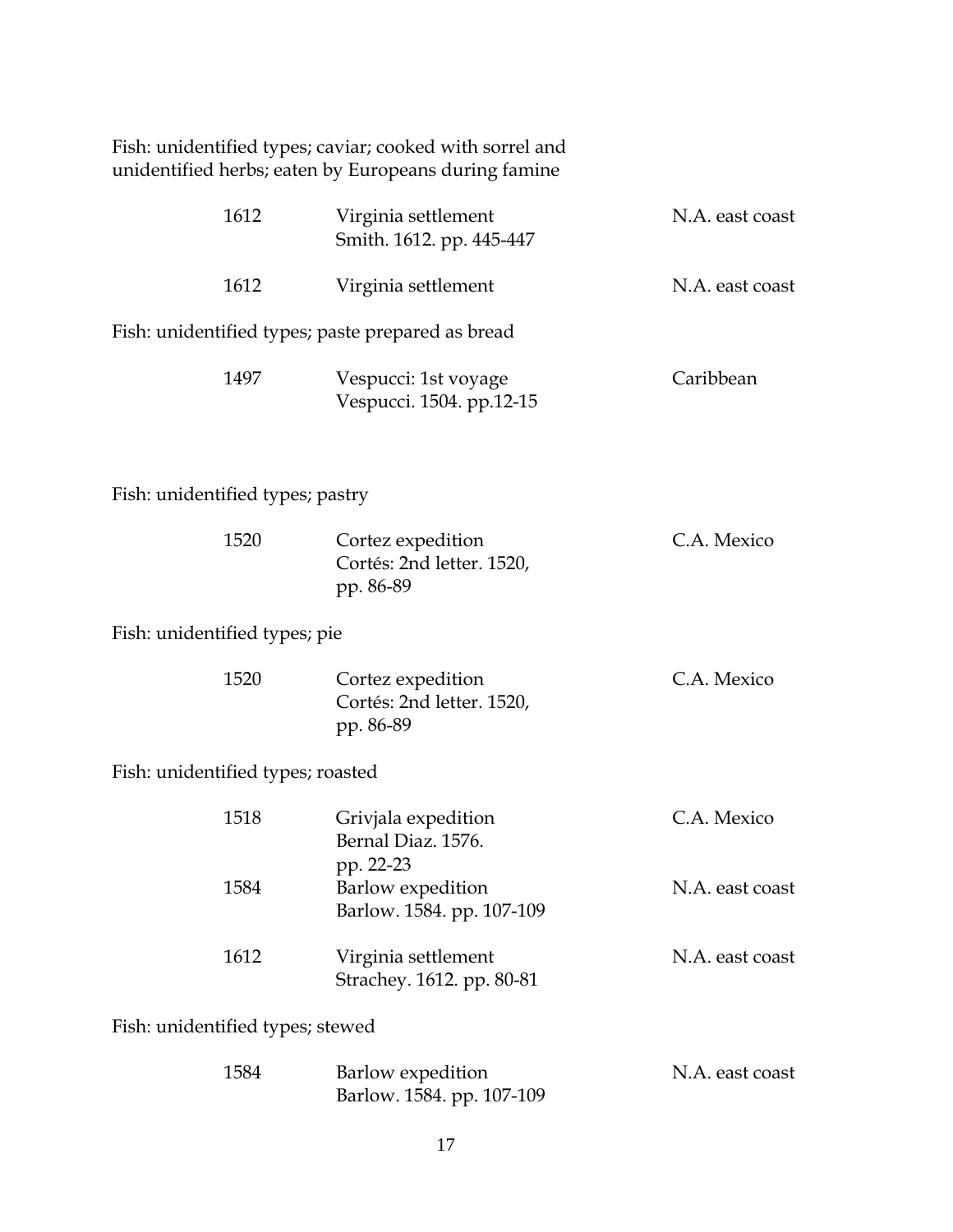Fish: unidentified types; caviar; cooked with sorrel and unidentified herbs; eaten by Europeans during famine

| | | |
|---|---|---|
| 1612 | Virginia settlement<br>Smith. 1612. pp. 445-447 | N.A. east coast |
| 1612 | Virginia settlement | N.A. east coast |

Fish: unidentified types; paste prepared as bread

| | | |
|---|---|---|
| 1497 | Vespucci: 1st voyage<br>Vespucci. 1504. pp.12-15 | Caribbean |

Fish: unidentified types; pastry

| | | |
|---|---|---|
| 1520 | Cortez expedition<br>Cortés: 2nd letter. 1520, pp. 86-89 | C.A. Mexico |

Fish: unidentified types; pie

| | | |
|---|---|---|
| 1520 | Cortez expedition<br>Cortés: 2nd letter. 1520, pp. 86-89 | C.A. Mexico |

Fish: unidentified types; roasted

| | | |
|---|---|---|
| 1518 | Grivjala expedition<br>Bernal Diaz. 1576. pp. 22-23 | C.A. Mexico |
| 1584 | Barlow expedition<br>Barlow. 1584. pp. 107-109 | N.A. east coast |
| 1612 | Virginia settlement<br>Strachey. 1612. pp. 80-81 | N.A. east coast |

Fish: unidentified types; stewed

| | | |
|---|---|---|
| 1584 | Barlow expedition<br>Barlow. 1584. pp. 107-109 | N.A. east coast |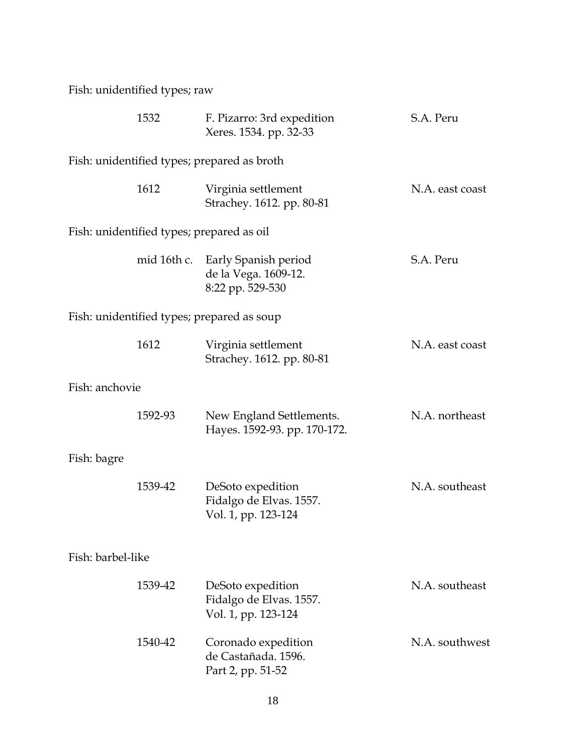Fish: unidentified types; raw

| | | |
|---|---|---|
| 1532 | F. Pizarro: 3rd expedition<br>Xeres. 1534. pp. 32-33 | S.A. Peru |

Fish: unidentified types; prepared as broth

| | | |
|---|---|---|
| 1612 | Virginia settlement<br>Strachey. 1612. pp. 80-81 | N.A. east coast |

Fish: unidentified types; prepared as oil

| | | |
|---|---|---|
| mid 16th c. | Early Spanish period<br>de la Vega. 1609-12.<br>8:22 pp. 529-530 | S.A. Peru |

Fish: unidentified types; prepared as soup

| | | |
|---|---|---|
| 1612 | Virginia settlement<br>Strachey. 1612. pp. 80-81 | N.A. east coast |

Fish: anchovie

| | | |
|---|---|---|
| 1592-93 | New England Settlements.<br>Hayes. 1592-93. pp. 170-172. | N.A. northeast |

Fish: bagre

| | | |
|---|---|---|
| 1539-42 | DeSoto expedition<br>Fidalgo de Elvas. 1557.<br>Vol. 1, pp. 123-124 | N.A. southeast |

Fish: barbel-like

| | | |
|---|---|---|
| 1539-42 | DeSoto expedition<br>Fidalgo de Elvas. 1557.<br>Vol. 1, pp. 123-124 | N.A. southeast |
| 1540-42 | Coronado expedition<br>de Castañada. 1596.<br>Part 2, pp. 51-52 | N.A. southwest |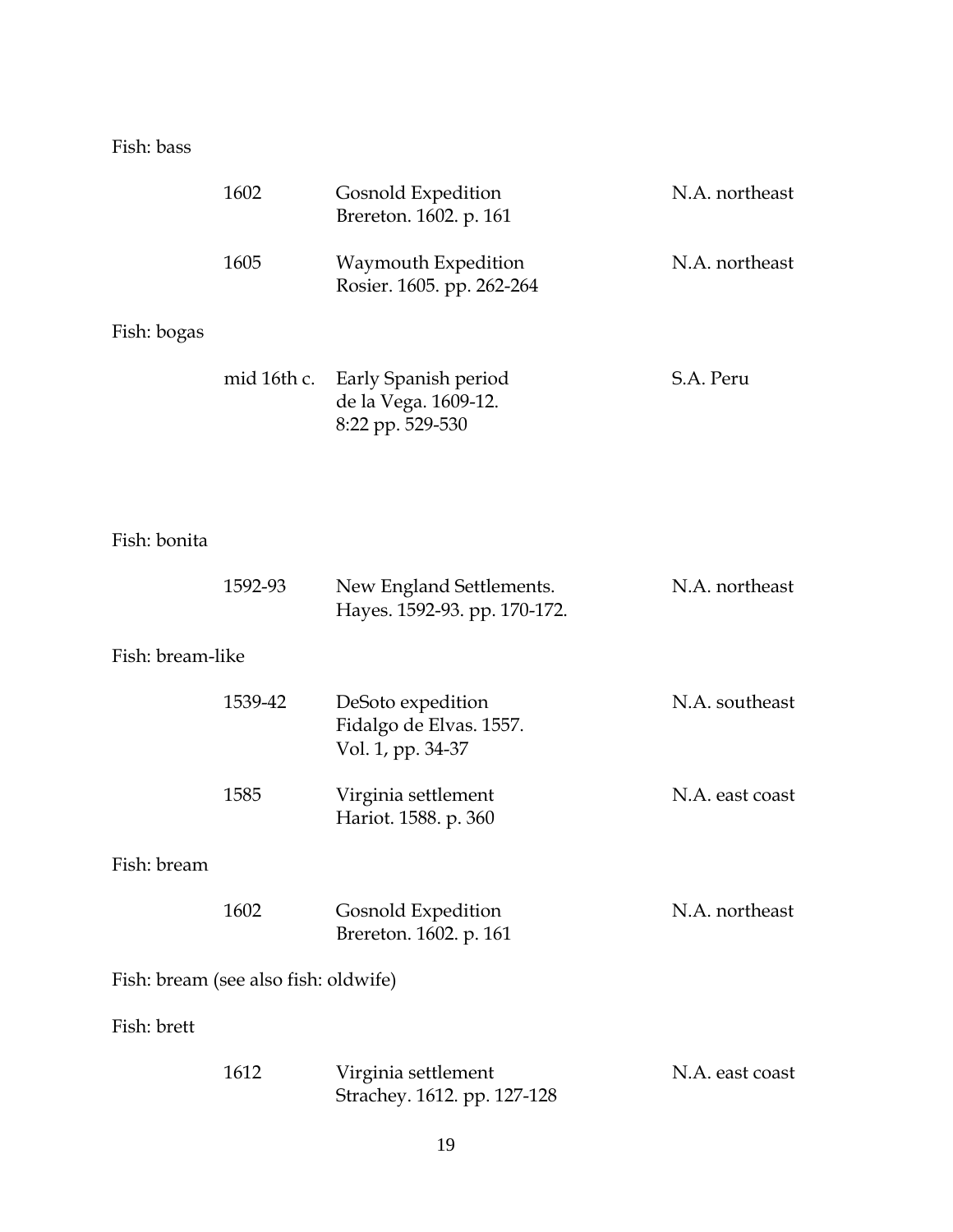Fish: bass

| | | |
|---|---|---|
| 1602 | Gosnold Expedition<br>Brereton. 1602. p. 161 | N.A. northeast |
| 1605 | Waymouth Expedition<br>Rosier. 1605. pp. 262-264 | N.A. northeast |

Fish: bogas

| | | |
|---|---|---|
| mid 16th c. | Early Spanish period<br>de la Vega. 1609-12.<br>8:22 pp. 529-530 | S.A. Peru |

Fish: bonita

| | | |
|---|---|---|
| 1592-93 | New England Settlements.<br>Hayes. 1592-93. pp. 170-172. | N.A. northeast |

Fish: bream-like

| | | |
|---|---|---|
| 1539-42 | DeSoto expedition<br>Fidalgo de Elvas. 1557.<br>Vol. 1, pp. 34-37 | N.A. southeast |
| 1585 | Virginia settlement<br>Hariot. 1588. p. 360 | N.A. east coast |

Fish: bream

| | | |
|---|---|---|
| 1602 | Gosnold Expedition<br>Brereton. 1602. p. 161 | N.A. northeast |

Fish: bream (see also fish: oldwife)

Fish: brett

| | | |
|---|---|---|
| 1612 | Virginia settlement<br>Strachey. 1612. pp. 127-128 | N.A. east coast |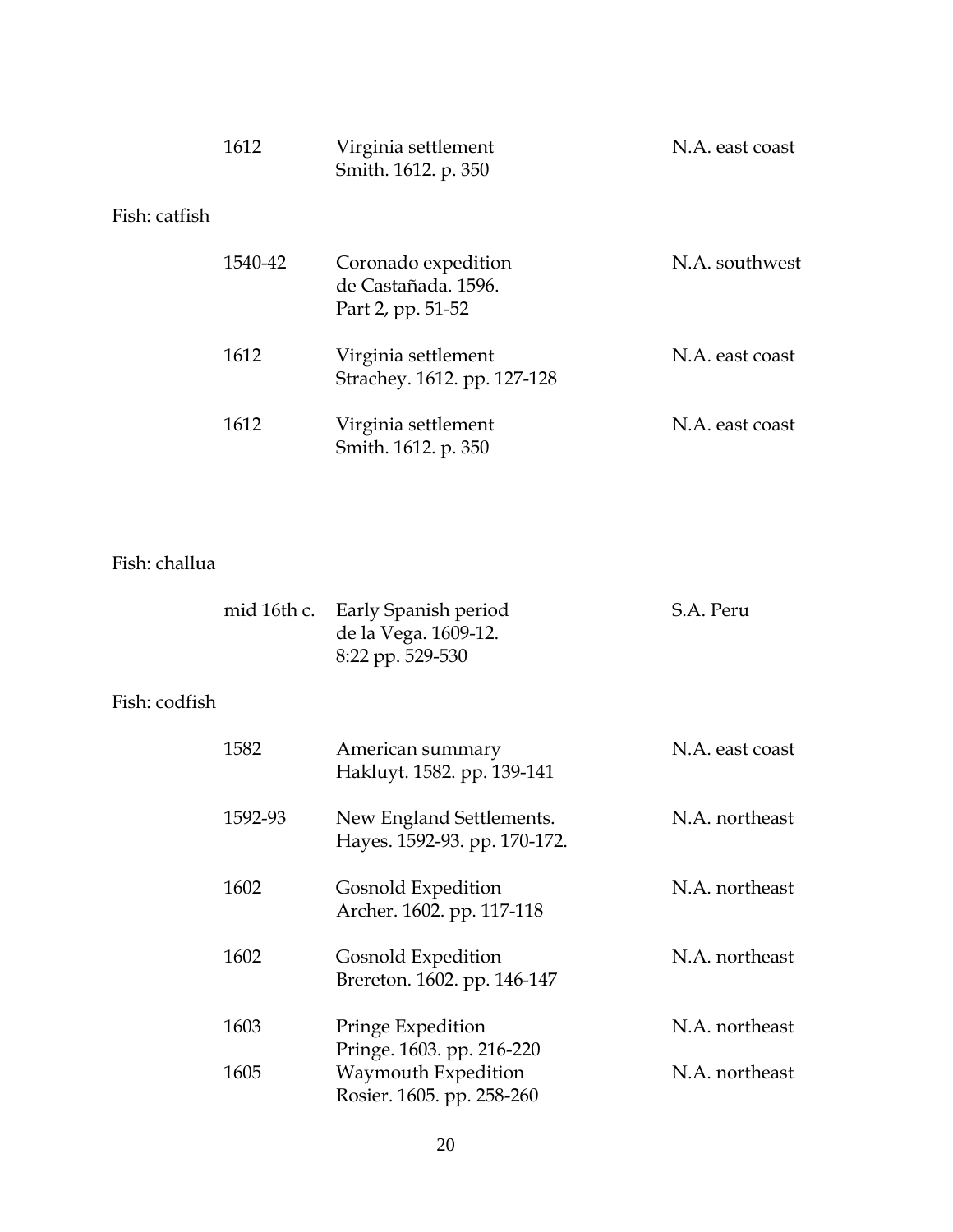| | | |
|---|---|---|
| 1612 | Virginia settlement<br>Smith. 1612. p. 350 | N.A. east coast |

Fish: catfish

| | | |
|---|---|---|
| 1540-42 | Coronado expedition<br>de Castañada. 1596.<br>Part 2, pp. 51-52 | N.A. southwest |
| 1612 | Virginia settlement<br>Strachey. 1612. pp. 127-128 | N.A. east coast |
| 1612 | Virginia settlement<br>Smith. 1612. p. 350 | N.A. east coast |

Fish: challua

| | | |
|---|---|---|
| mid 16th c. | Early Spanish period<br>de la Vega. 1609-12.<br>8:22 pp. 529-530 | S.A. Peru |

Fish: codfish

| | | |
|---|---|---|
| 1582 | American summary<br>Hakluyt. 1582. pp. 139-141 | N.A. east coast |
| 1592-93 | New England Settlements.<br>Hayes. 1592-93. pp. 170-172. | N.A. northeast |
| 1602 | Gosnold Expedition<br>Archer. 1602. pp. 117-118 | N.A. northeast |
| 1602 | Gosnold Expedition<br>Brereton. 1602. pp. 146-147 | N.A. northeast |
| 1603 | Pringe Expedition<br>Pringe. 1603. pp. 216-220 | N.A. northeast |
| 1605 | Waymouth Expedition<br>Rosier. 1605. pp. 258-260 | N.A. northeast |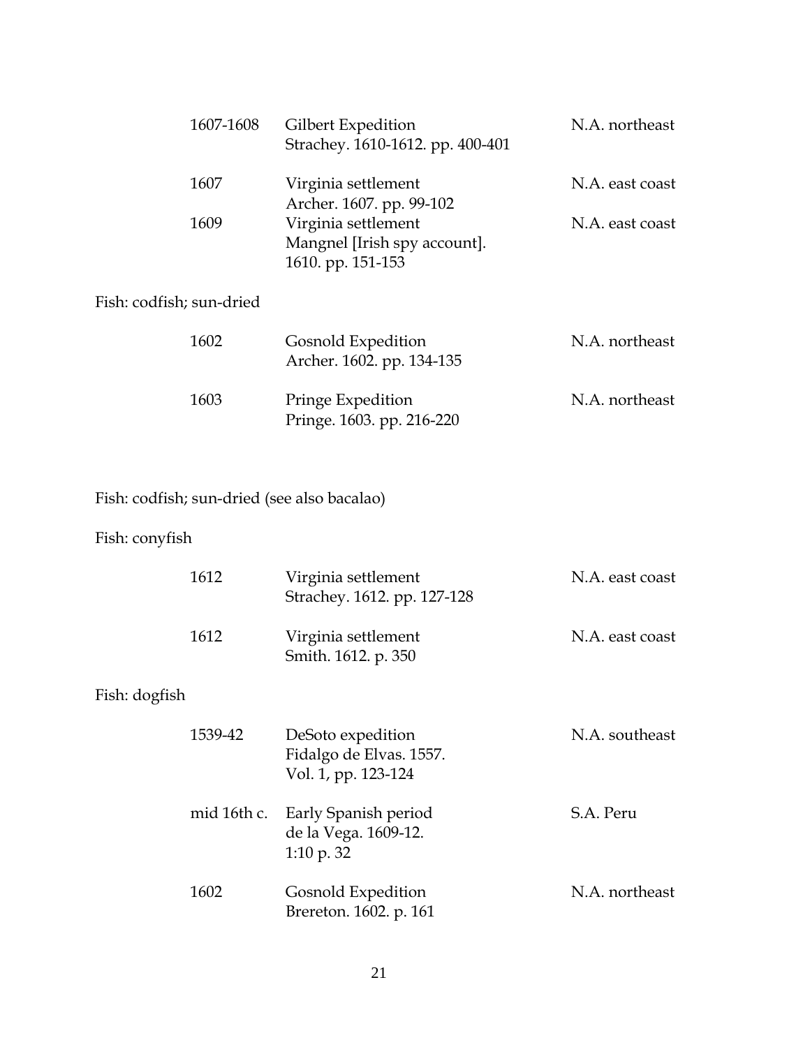| | | |
|---|---|---|
| 1607-1608 | Gilbert Expedition<br>Strachey. 1610-1612. pp. 400-401 | N.A. northeast |
| 1607 | Virginia settlement<br>Archer. 1607. pp. 99-102 | N.A. east coast |
| 1609 | Virginia settlement<br>Mangnel [Irish spy account].<br>1610. pp. 151-153 | N.A. east coast |

Fish: codfish; sun-dried

| | | |
|---|---|---|
| 1602 | Gosnold Expedition<br>Archer. 1602. pp. 134-135 | N.A. northeast |
| 1603 | Pringe Expedition<br>Pringe. 1603. pp. 216-220 | N.A. northeast |

Fish: codfish; sun-dried (see also bacalao)

Fish: conyfish

| | | |
|---|---|---|
| 1612 | Virginia settlement<br>Strachey. 1612. pp. 127-128 | N.A. east coast |
| 1612 | Virginia settlement<br>Smith. 1612. p. 350 | N.A. east coast |

Fish: dogfish

| | | |
|---|---|---|
| 1539-42 | DeSoto expedition<br>Fidalgo de Elvas. 1557.<br>Vol. 1, pp. 123-124 | N.A. southeast |
| mid 16th c. | Early Spanish period<br>de la Vega. 1609-12.<br>1:10 p. 32 | S.A. Peru |
| 1602 | Gosnold Expedition<br>Brereton. 1602. p. 161 | N.A. northeast |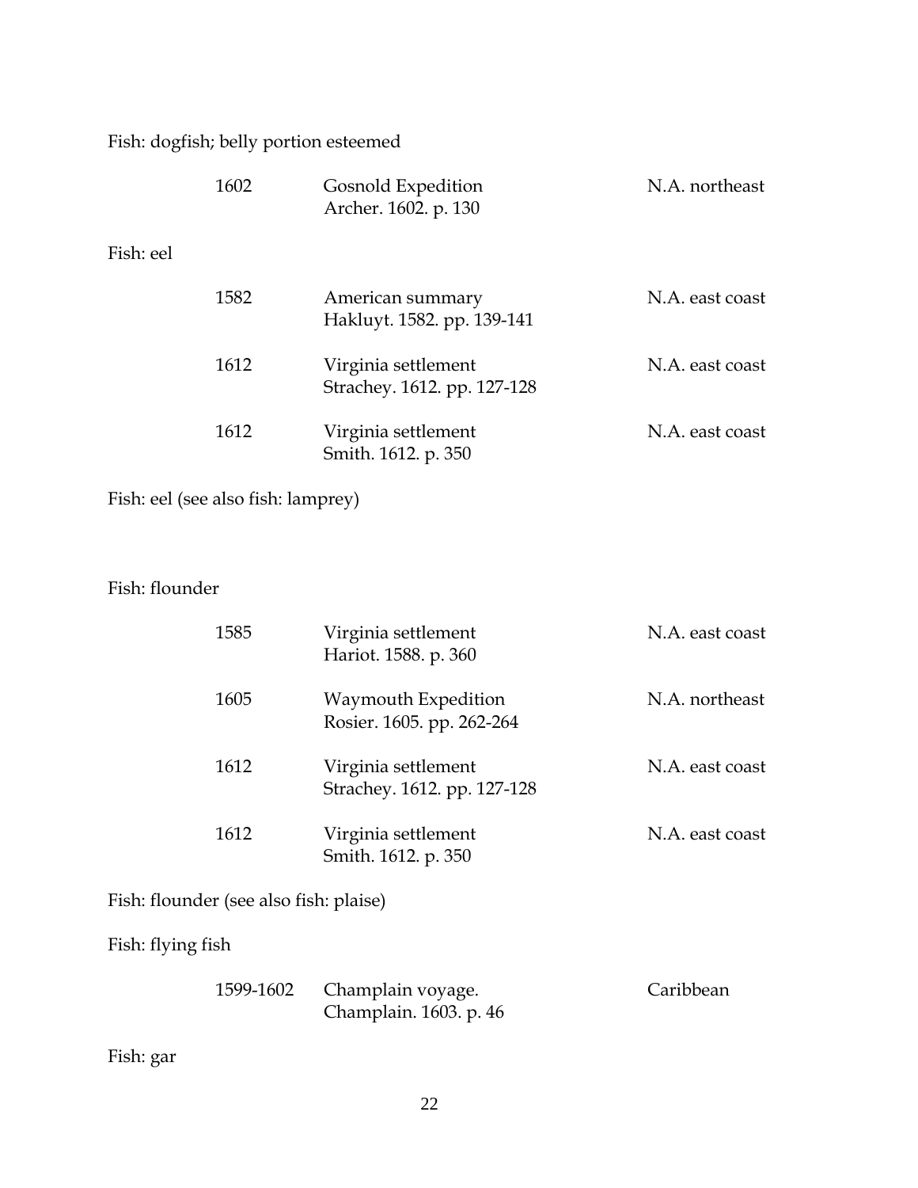Fish: dogfish; belly portion esteemed

| | | |
|---|---|---|
| 1602 | Gosnold Expedition<br>Archer. 1602. p. 130 | N.A. northeast |

Fish: eel

| | | |
|---|---|---|
| 1582 | American summary<br>Hakluyt. 1582. pp. 139-141 | N.A. east coast |
| 1612 | Virginia settlement<br>Strachey. 1612. pp. 127-128 | N.A. east coast |
| 1612 | Virginia settlement<br>Smith. 1612. p. 350 | N.A. east coast |

Fish: eel (see also fish: lamprey)

Fish: flounder

| | | |
|---|---|---|
| 1585 | Virginia settlement<br>Hariot. 1588. p. 360 | N.A. east coast |
| 1605 | Waymouth Expedition<br>Rosier. 1605. pp. 262-264 | N.A. northeast |
| 1612 | Virginia settlement<br>Strachey. 1612. pp. 127-128 | N.A. east coast |
| 1612 | Virginia settlement<br>Smith. 1612. p. 350 | N.A. east coast |

Fish: flounder (see also fish: plaise)

Fish: flying fish

| | | |
|---|---|---|
| 1599-1602 | Champlain voyage.<br>Champlain. 1603. p. 46 | Caribbean |

Fish: gar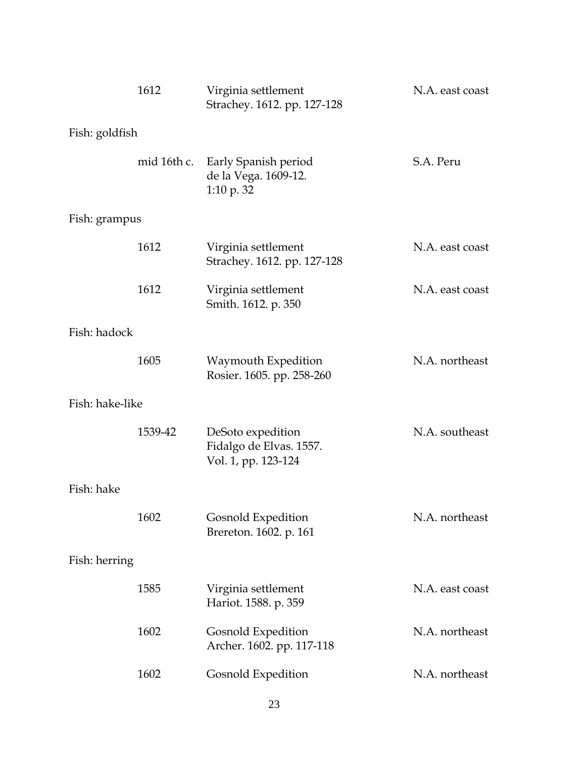| | | |
|---|---|---|
| 1612 | Virginia settlement<br>Strachey. 1612. pp. 127-128 | N.A. east coast |

Fish: goldfish

| | | |
|---|---|---|
| mid 16th c. | Early Spanish period<br>de la Vega. 1609-12.<br>1:10 p. 32 | S.A. Peru |

Fish: grampus

| | | |
|---|---|---|
| 1612 | Virginia settlement<br>Strachey. 1612. pp. 127-128 | N.A. east coast |
| 1612 | Virginia settlement<br>Smith. 1612. p. 350 | N.A. east coast |

Fish: hadock

| | | |
|---|---|---|
| 1605 | Waymouth Expedition<br>Rosier. 1605. pp. 258-260 | N.A. northeast |

Fish: hake-like

| | | |
|---|---|---|
| 1539-42 | DeSoto expedition<br>Fidalgo de Elvas. 1557.<br>Vol. 1, pp. 123-124 | N.A. southeast |

Fish: hake

| | | |
|---|---|---|
| 1602 | Gosnold Expedition<br>Brereton. 1602. p. 161 | N.A. northeast |

Fish: herring

| | | |
|---|---|---|
| 1585 | Virginia settlement<br>Hariot. 1588. p. 359 | N.A. east coast |
| 1602 | Gosnold Expedition<br>Archer. 1602. pp. 117-118 | N.A. northeast |
| 1602 | Gosnold Expedition | N.A. northeast |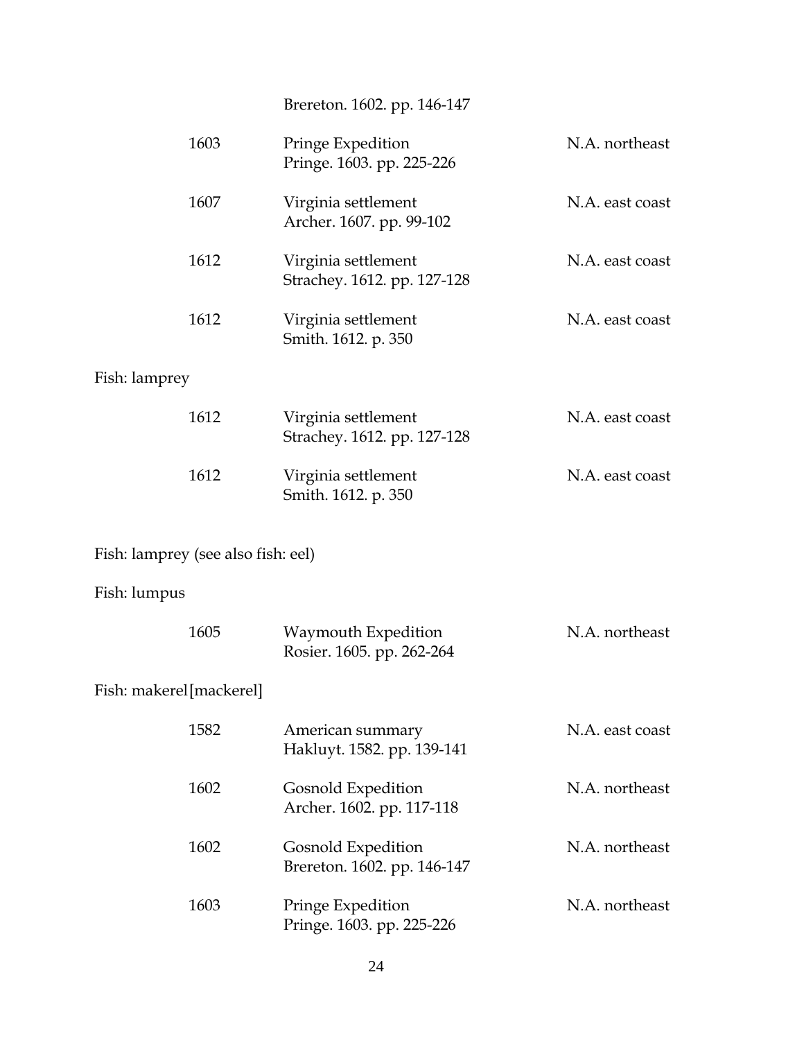Brereton. 1602. pp. 146-147

| | | |
|---|---|---|
| 1603 | Pringe Expedition<br>Pringe. 1603. pp. 225-226 | N.A. northeast |
| 1607 | Virginia settlement<br>Archer. 1607. pp. 99-102 | N.A. east coast |
| 1612 | Virginia settlement<br>Strachey. 1612. pp. 127-128 | N.A. east coast |
| 1612 | Virginia settlement<br>Smith. 1612. p. 350 | N.A. east coast |

Fish: lamprey

| | | |
|---|---|---|
| 1612 | Virginia settlement<br>Strachey. 1612. pp. 127-128 | N.A. east coast |
| 1612 | Virginia settlement<br>Smith. 1612. p. 350 | N.A. east coast |

Fish: lamprey (see also fish: eel)

Fish: lumpus

| | | |
|---|---|---|
| 1605 | Waymouth Expedition<br>Rosier. 1605. pp. 262-264 | N.A. northeast |

Fish: makerel[mackerel]

| | | |
|---|---|---|
| 1582 | American summary<br>Hakluyt. 1582. pp. 139-141 | N.A. east coast |
| 1602 | Gosnold Expedition<br>Archer. 1602. pp. 117-118 | N.A. northeast |
| 1602 | Gosnold Expedition<br>Brereton. 1602. pp. 146-147 | N.A. northeast |
| 1603 | Pringe Expedition<br>Pringe. 1603. pp. 225-226 | N.A. northeast |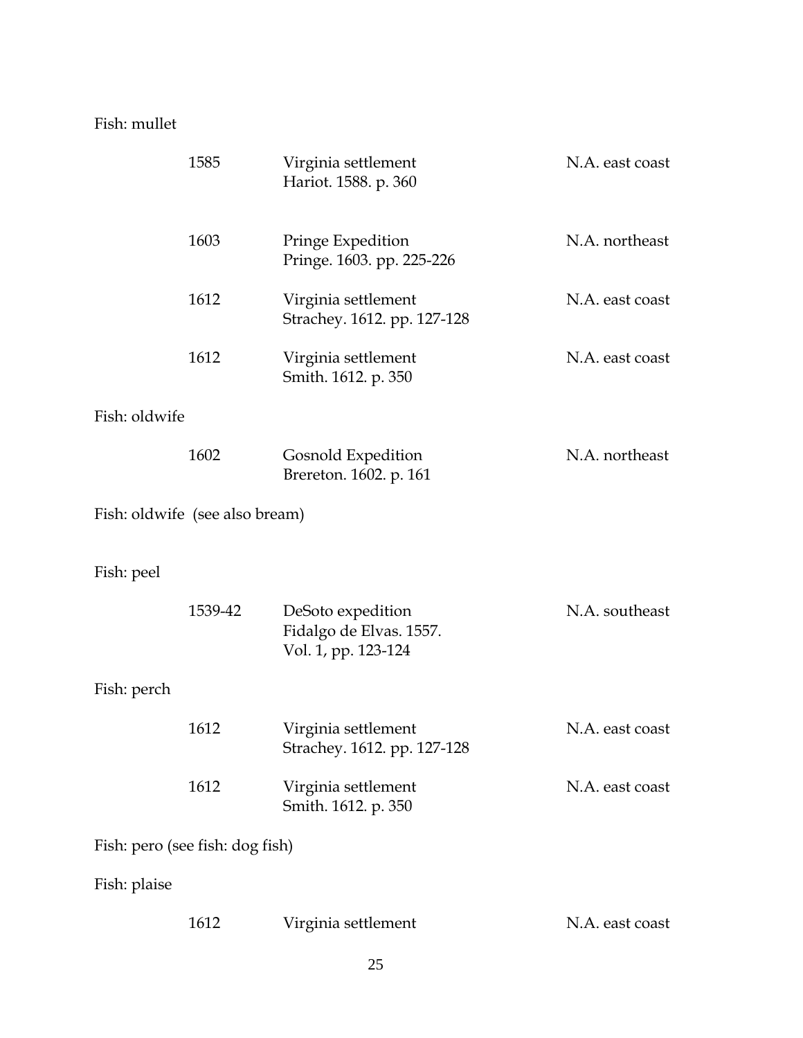Fish: mullet

| | | |
|---|---|---|
| 1585 | Virginia settlement<br>Hariot. 1588. p. 360 | N.A. east coast |
| 1603 | Pringe Expedition<br>Pringe. 1603. pp. 225-226 | N.A. northeast |
| 1612 | Virginia settlement<br>Strachey. 1612. pp. 127-128 | N.A. east coast |
| 1612 | Virginia settlement<br>Smith. 1612. p. 350 | N.A. east coast |

Fish: oldwife

| | | |
|---|---|---|
| 1602 | Gosnold Expedition<br>Brereton. 1602. p. 161 | N.A. northeast |

Fish: oldwife (see also bream)

Fish: peel

| | | |
|---|---|---|
| 1539-42 | DeSoto expedition<br>Fidalgo de Elvas. 1557.<br>Vol. 1, pp. 123-124 | N.A. southeast |

Fish: perch

| | | |
|---|---|---|
| 1612 | Virginia settlement<br>Strachey. 1612. pp. 127-128 | N.A. east coast |
| 1612 | Virginia settlement<br>Smith. 1612. p. 350 | N.A. east coast |

Fish: pero (see fish: dog fish)

Fish: plaise

| | | |
|---|---|---|
| 1612 | Virginia settlement | N.A. east coast |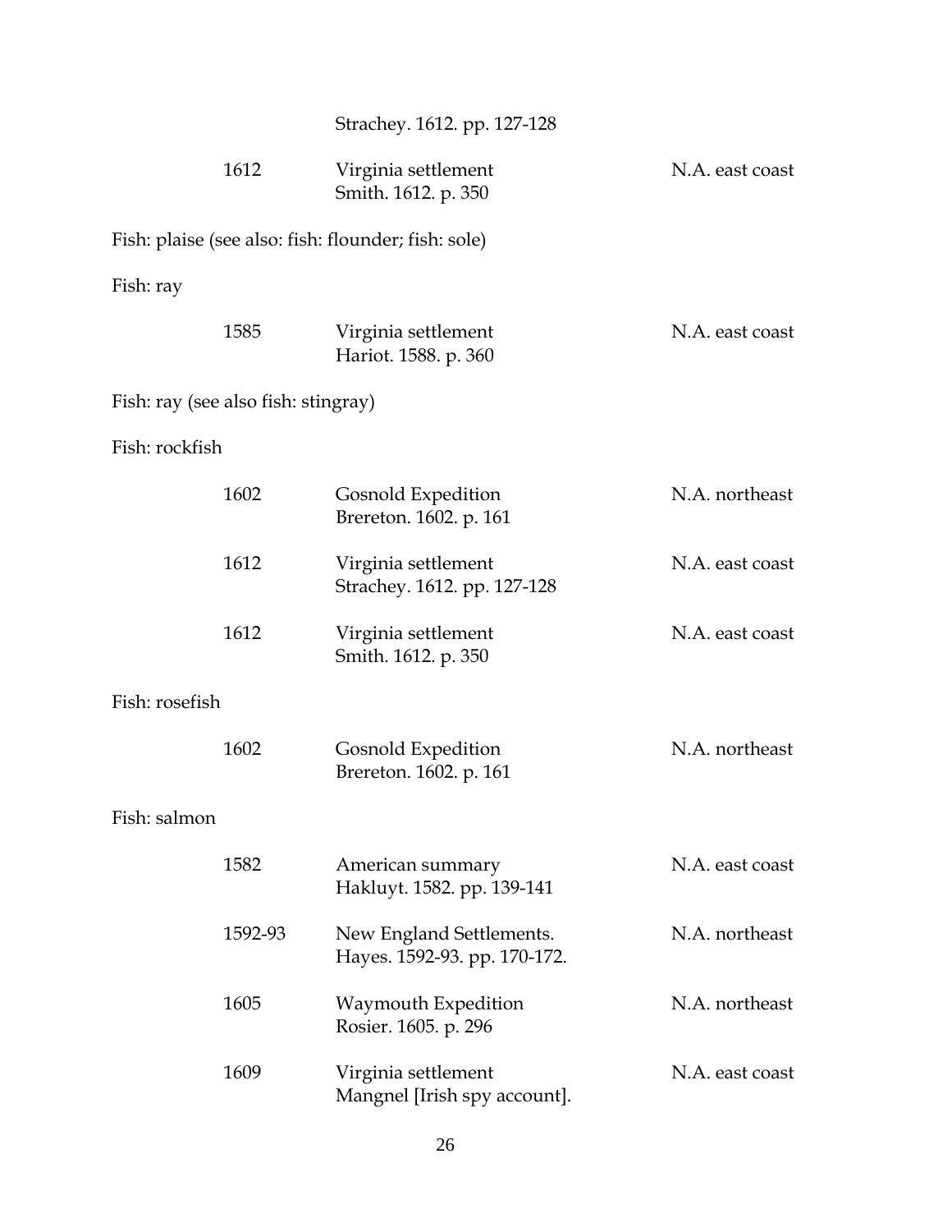| | | |
|---|---|---|
| | Strachey. 1612. pp. 127-128 | |
| 1612 | Virginia settlement<br>Smith. 1612. p. 350 | N.A. east coast |

Fish: plaise (see also: fish: flounder; fish: sole)

Fish: ray

| | | |
|---|---|---|
| 1585 | Virginia settlement<br>Hariot. 1588. p. 360 | N.A. east coast |

Fish: ray (see also fish: stingray)

Fish: rockfish

| | | |
|---|---|---|
| 1602 | Gosnold Expedition<br>Brereton. 1602. p. 161 | N.A. northeast |
| 1612 | Virginia settlement<br>Strachey. 1612. pp. 127-128 | N.A. east coast |
| 1612 | Virginia settlement<br>Smith. 1612. p. 350 | N.A. east coast |

Fish: rosefish

| | | |
|---|---|---|
| 1602 | Gosnold Expedition<br>Brereton. 1602. p. 161 | N.A. northeast |

Fish: salmon

| | | |
|---|---|---|
| 1582 | American summary<br>Hakluyt. 1582. pp. 139-141 | N.A. east coast |
| 1592-93 | New England Settlements.<br>Hayes. 1592-93. pp. 170-172. | N.A. northeast |
| 1605 | Waymouth Expedition<br>Rosier. 1605. p. 296 | N.A. northeast |
| 1609 | Virginia settlement<br>Mangnel [Irish spy account]. | N.A. east coast |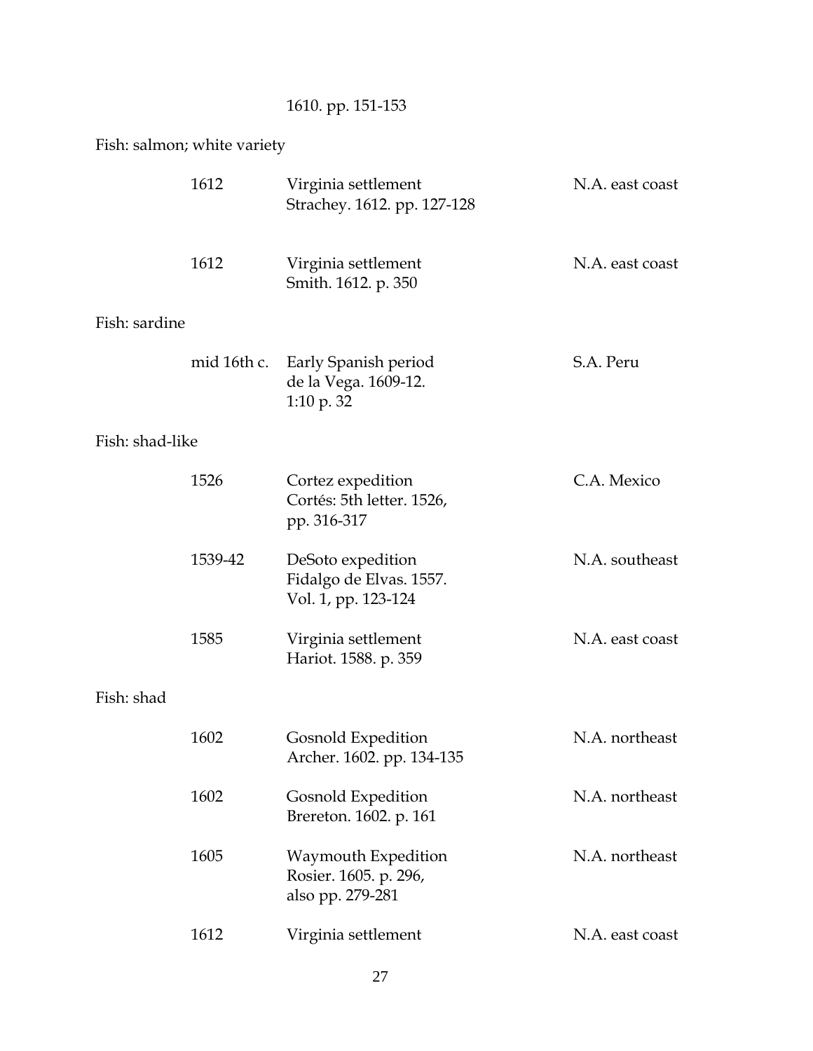1610. pp. 151-153

Fish: salmon; white variety

| | | |
|---|---|---|
| 1612 | Virginia settlement<br>Strachey. 1612. pp. 127-128 | N.A. east coast |
| 1612 | Virginia settlement<br>Smith. 1612. p. 350 | N.A. east coast |

Fish: sardine

| | | |
|---|---|---|
| mid 16th c. | Early Spanish period<br>de la Vega. 1609-12.<br>1:10 p. 32 | S.A. Peru |

Fish: shad-like

| | | |
|---|---|---|
| 1526 | Cortez expedition<br>Cortés: 5th letter. 1526,<br>pp. 316-317 | C.A. Mexico |
| 1539-42 | DeSoto expedition<br>Fidalgo de Elvas. 1557.<br>Vol. 1, pp. 123-124 | N.A. southeast |
| 1585 | Virginia settlement<br>Hariot. 1588. p. 359 | N.A. east coast |

Fish: shad

| | | |
|---|---|---|
| 1602 | Gosnold Expedition<br>Archer. 1602. pp. 134-135 | N.A. northeast |
| 1602 | Gosnold Expedition<br>Brereton. 1602. p. 161 | N.A. northeast |
| 1605 | Waymouth Expedition<br>Rosier. 1605. p. 296,<br>also pp. 279-281 | N.A. northeast |
| 1612 | Virginia settlement | N.A. east coast |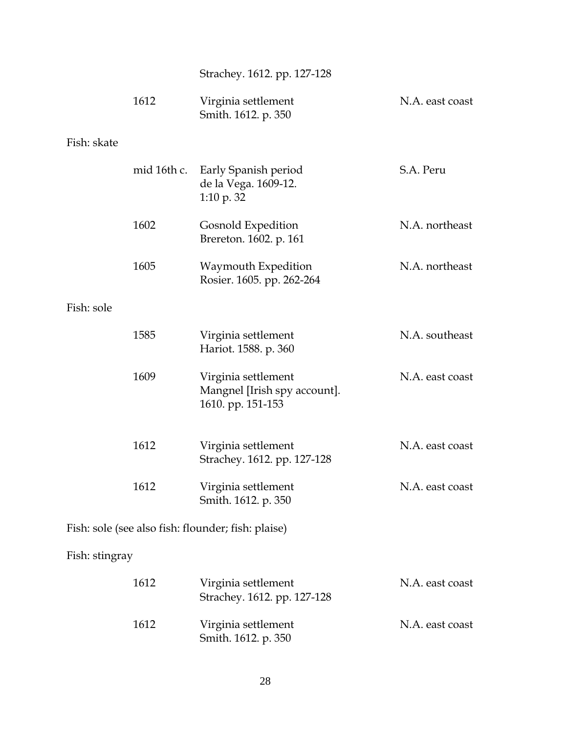Strachey. 1612. pp. 127-128

| | | | |
|---|---|---|---|
| | 1612 | Virginia settlement<br>Smith. 1612. p. 350 | N.A. east coast |

Fish: skate

| | | | |
|---|---|---|---|
| | mid 16th c. | Early Spanish period<br>de la Vega. 1609-12.<br>1:10 p. 32 | S.A. Peru |
| | 1602 | Gosnold Expedition<br>Brereton. 1602. p. 161 | N.A. northeast |
| | 1605 | Waymouth Expedition<br>Rosier. 1605. pp. 262-264 | N.A. northeast |

Fish: sole

| | | | |
|---|---|---|---|
| | 1585 | Virginia settlement<br>Hariot. 1588. p. 360 | N.A. southeast |
| | 1609 | Virginia settlement<br>Mangnel [Irish spy account].<br>1610. pp. 151-153 | N.A. east coast |
| | 1612 | Virginia settlement<br>Strachey. 1612. pp. 127-128 | N.A. east coast |
| | 1612 | Virginia settlement<br>Smith. 1612. p. 350 | N.A. east coast |

Fish: sole (see also fish: flounder; fish: plaise)

Fish: stingray

| | | | |
|---|---|---|---|
| | 1612 | Virginia settlement<br>Strachey. 1612. pp. 127-128 | N.A. east coast |
| | 1612 | Virginia settlement<br>Smith. 1612. p. 350 | N.A. east coast |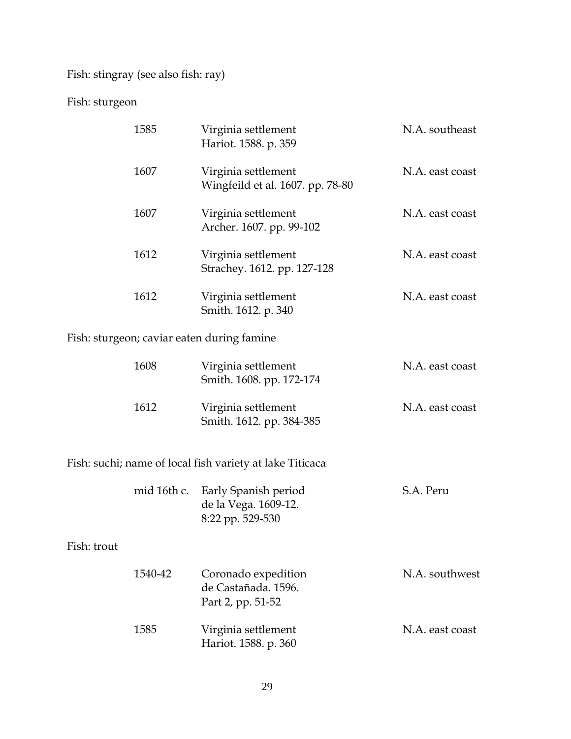Fish: stingray (see also fish: ray)

Fish: sturgeon

| | | |
|---|---|---|
| 1585 | Virginia settlement<br>Hariot. 1588. p. 359 | N.A. southeast |
| 1607 | Virginia settlement<br>Wingfeild et al. 1607. pp. 78-80 | N.A. east coast |
| 1607 | Virginia settlement<br>Archer. 1607. pp. 99-102 | N.A. east coast |
| 1612 | Virginia settlement<br>Strachey. 1612. pp. 127-128 | N.A. east coast |
| 1612 | Virginia settlement<br>Smith. 1612. p. 340 | N.A. east coast |

Fish: sturgeon; caviar eaten during famine

| | | |
|---|---|---|
| 1608 | Virginia settlement<br>Smith. 1608. pp. 172-174 | N.A. east coast |
| 1612 | Virginia settlement<br>Smith. 1612. pp. 384-385 | N.A. east coast |

Fish: suchi; name of local fish variety at lake Titicaca

| | | |
|---|---|---|
| mid 16th c. | Early Spanish period<br>de la Vega. 1609-12.<br>8:22 pp. 529-530 | S.A. Peru |

Fish: trout

| | | |
|---|---|---|
| 1540-42 | Coronado expedition<br>de Castañada. 1596.<br>Part 2, pp. 51-52 | N.A. southwest |
| 1585 | Virginia settlement<br>Hariot. 1588. p. 360 | N.A. east coast |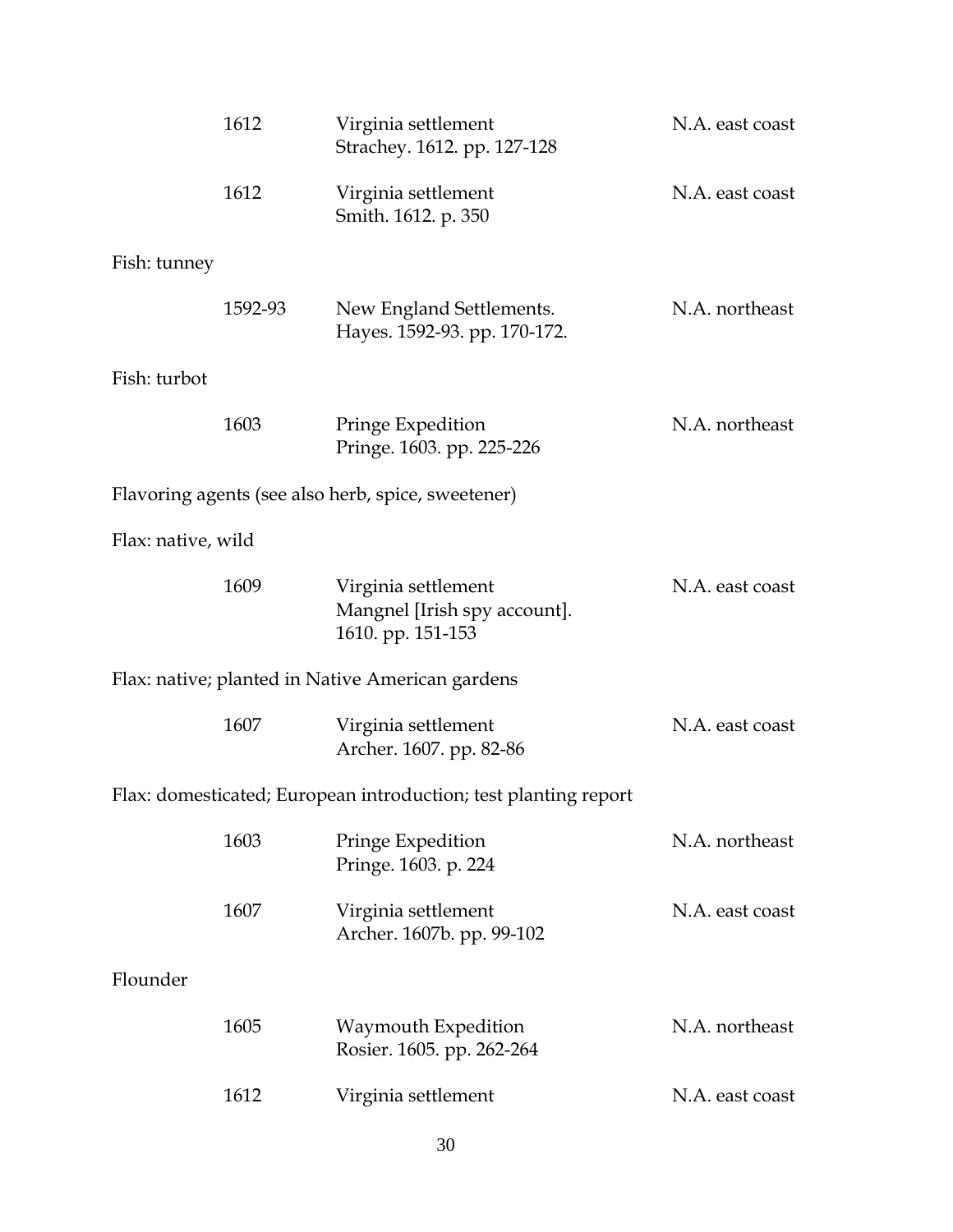| | | |
|---|---|---|
| 1612 | Virginia settlement<br>Strachey. 1612. pp. 127-128 | N.A. east coast |
| 1612 | Virginia settlement<br>Smith. 1612. p. 350 | N.A. east coast |

Fish: tunney

| | | |
|---|---|---|
| 1592-93 | New England Settlements.<br>Hayes. 1592-93. pp. 170-172. | N.A. northeast |

Fish: turbot

| | | |
|---|---|---|
| 1603 | Pringe Expedition<br>Pringe. 1603. pp. 225-226 | N.A. northeast |

Flavoring agents (see also herb, spice, sweetener)

Flax: native, wild

| | | |
|---|---|---|
| 1609 | Virginia settlement<br>Mangnel [Irish spy account].<br>1610. pp. 151-153 | N.A. east coast |

Flax: native; planted in Native American gardens

| | | |
|---|---|---|
| 1607 | Virginia settlement<br>Archer. 1607. pp. 82-86 | N.A. east coast |

Flax: domesticated; European introduction; test planting report

| | | |
|---|---|---|
| 1603 | Pringe Expedition<br>Pringe. 1603. p. 224 | N.A. northeast |
| 1607 | Virginia settlement<br>Archer. 1607b. pp. 99-102 | N.A. east coast |

Flounder

| | | |
|---|---|---|
| 1605 | Waymouth Expedition<br>Rosier. 1605. pp. 262-264 | N.A. northeast |
| 1612 | Virginia settlement | N.A. east coast |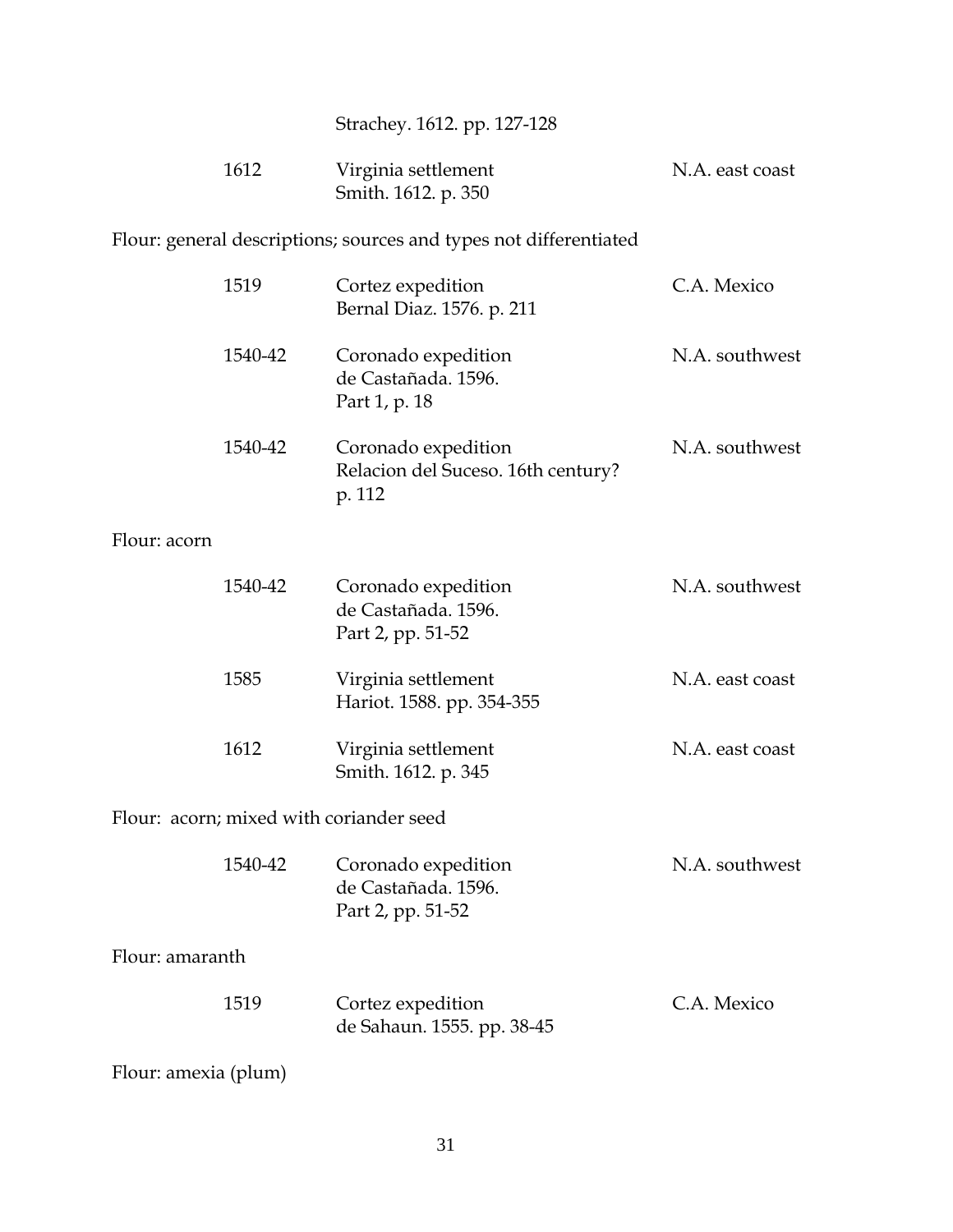Strachey. 1612. pp. 127-128

| | | |
|---|---|---|
| 1612 | Virginia settlement<br>Smith. 1612. p. 350 | N.A. east coast |

Flour: general descriptions; sources and types not differentiated

| | | |
|---|---|---|
| 1519 | Cortez expedition<br>Bernal Diaz. 1576. p. 211 | C.A. Mexico |
| 1540-42 | Coronado expedition<br>de Castañada. 1596.<br>Part 1, p. 18 | N.A. southwest |
| 1540-42 | Coronado expedition<br>Relacion del Suceso. 16th century?<br>p. 112 | N.A. southwest |

Flour: acorn

| | | |
|---|---|---|
| 1540-42 | Coronado expedition<br>de Castañada. 1596.<br>Part 2, pp. 51-52 | N.A. southwest |
| 1585 | Virginia settlement<br>Hariot. 1588. pp. 354-355 | N.A. east coast |
| 1612 | Virginia settlement<br>Smith. 1612. p. 345 | N.A. east coast |

Flour: acorn; mixed with coriander seed

| | | |
|---|---|---|
| 1540-42 | Coronado expedition<br>de Castañada. 1596.<br>Part 2, pp. 51-52 | N.A. southwest |

Flour: amaranth

| | | |
|---|---|---|
| 1519 | Cortez expedition<br>de Sahaun. 1555. pp. 38-45 | C.A. Mexico |

Flour: amexia (plum)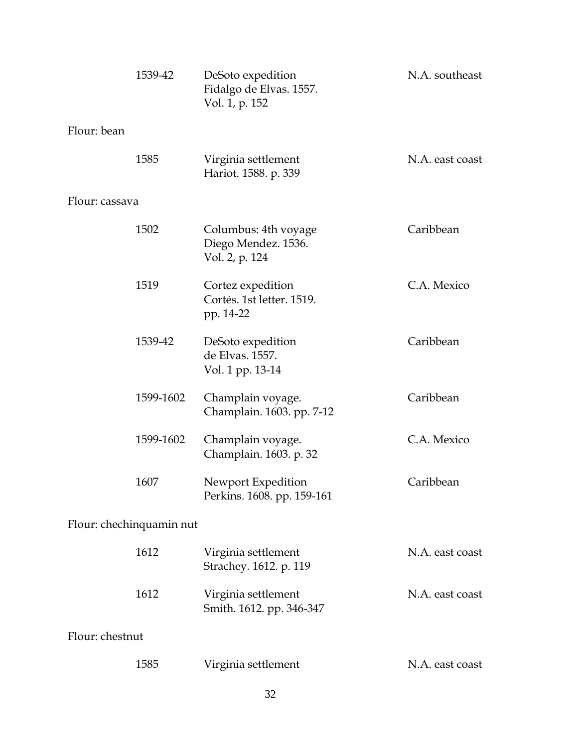| | | |
|---|---|---|
| 1539-42 | DeSoto expedition<br>Fidalgo de Elvas. 1557.<br>Vol. 1, p. 152 | N.A. southeast |

Flour: bean

| | | |
|---|---|---|
| 1585 | Virginia settlement<br>Hariot. 1588. p. 339 | N.A. east coast |

Flour: cassava

| | | |
|---|---|---|
| 1502 | Columbus: 4th voyage<br>Diego Mendez. 1536.<br>Vol. 2, p. 124 | Caribbean |
| 1519 | Cortez expedition<br>Cortés. 1st letter. 1519.<br>pp. 14-22 | C.A. Mexico |
| 1539-42 | DeSoto expedition<br>de Elvas. 1557.<br>Vol. 1 pp. 13-14 | Caribbean |
| 1599-1602 | Champlain voyage.<br>Champlain. 1603. pp. 7-12 | Caribbean |
| 1599-1602 | Champlain voyage.<br>Champlain. 1603. p. 32 | C.A. Mexico |
| 1607 | Newport Expedition<br>Perkins. 1608. pp. 159-161 | Caribbean |

Flour: chechinquamin nut

| | | |
|---|---|---|
| 1612 | Virginia settlement<br>Strachey. 1612. p. 119 | N.A. east coast |
| 1612 | Virginia settlement<br>Smith. 1612. pp. 346-347 | N.A. east coast |

Flour: chestnut

| | | |
|---|---|---|
| 1585 | Virginia settlement | N.A. east coast |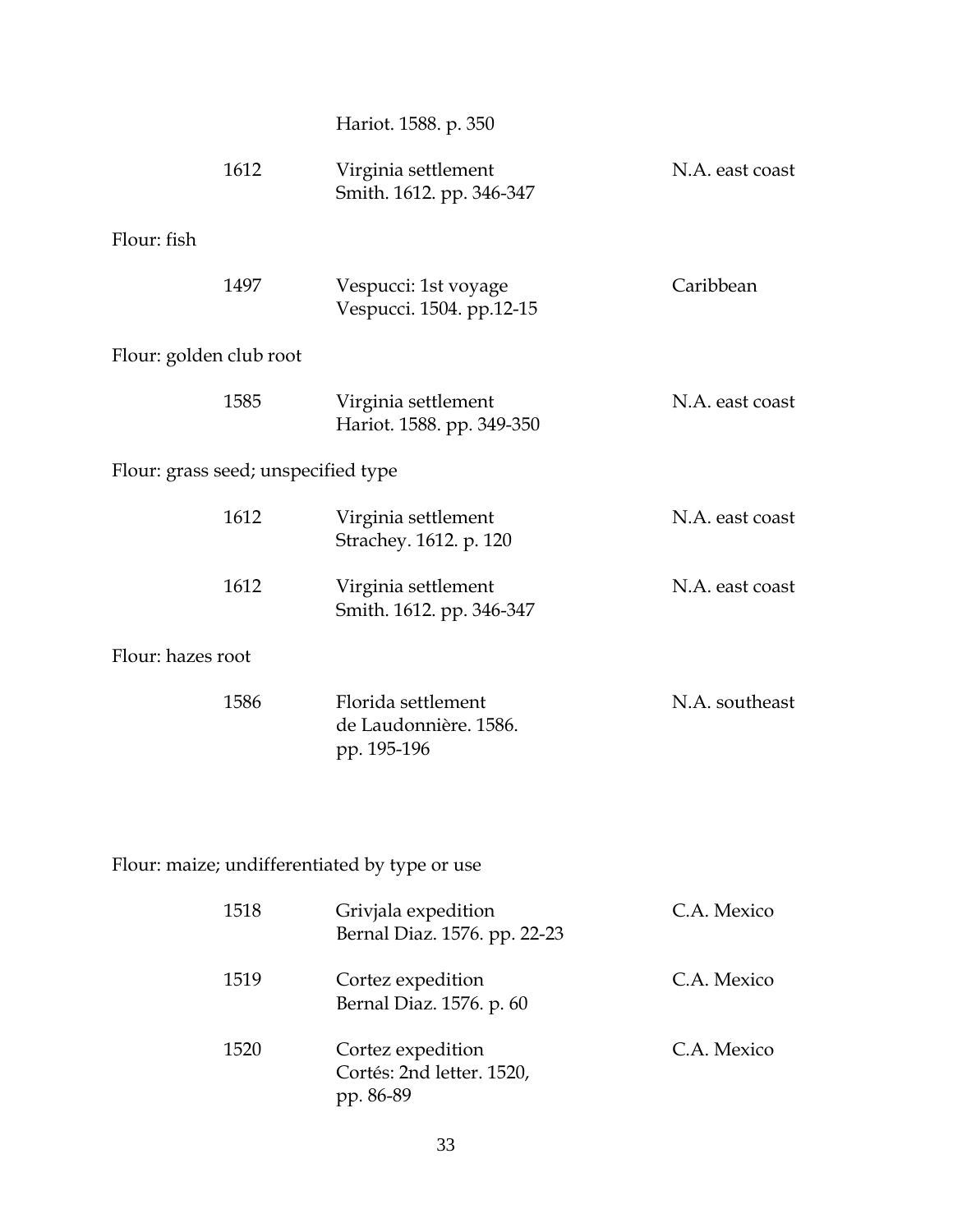Hariot. 1588. p. 350

| | | |
|---|---|---|
| 1612 | Virginia settlement<br>Smith. 1612. pp. 346-347 | N.A. east coast |

Flour: fish

| | | |
|---|---|---|
| 1497 | Vespucci: 1st voyage<br>Vespucci. 1504. pp.12-15 | Caribbean |

Flour: golden club root

| | | |
|---|---|---|
| 1585 | Virginia settlement<br>Hariot. 1588. pp. 349-350 | N.A. east coast |

Flour: grass seed; unspecified type

| | | |
|---|---|---|
| 1612 | Virginia settlement<br>Strachey. 1612. p. 120 | N.A. east coast |
| 1612 | Virginia settlement<br>Smith. 1612. pp. 346-347 | N.A. east coast |

Flour: hazes root

| | | |
|---|---|---|
| 1586 | Florida settlement<br>de Laudonnière. 1586.<br>pp. 195-196 | N.A. southeast |

Flour: maize; undifferentiated by type or use

| | | |
|---|---|---|
| 1518 | Grivjala expedition<br>Bernal Diaz. 1576. pp. 22-23 | C.A. Mexico |
| 1519 | Cortez expedition<br>Bernal Diaz. 1576. p. 60 | C.A. Mexico |
| 1520 | Cortez expedition<br>Cortés: 2nd letter. 1520,<br>pp. 86-89 | C.A. Mexico |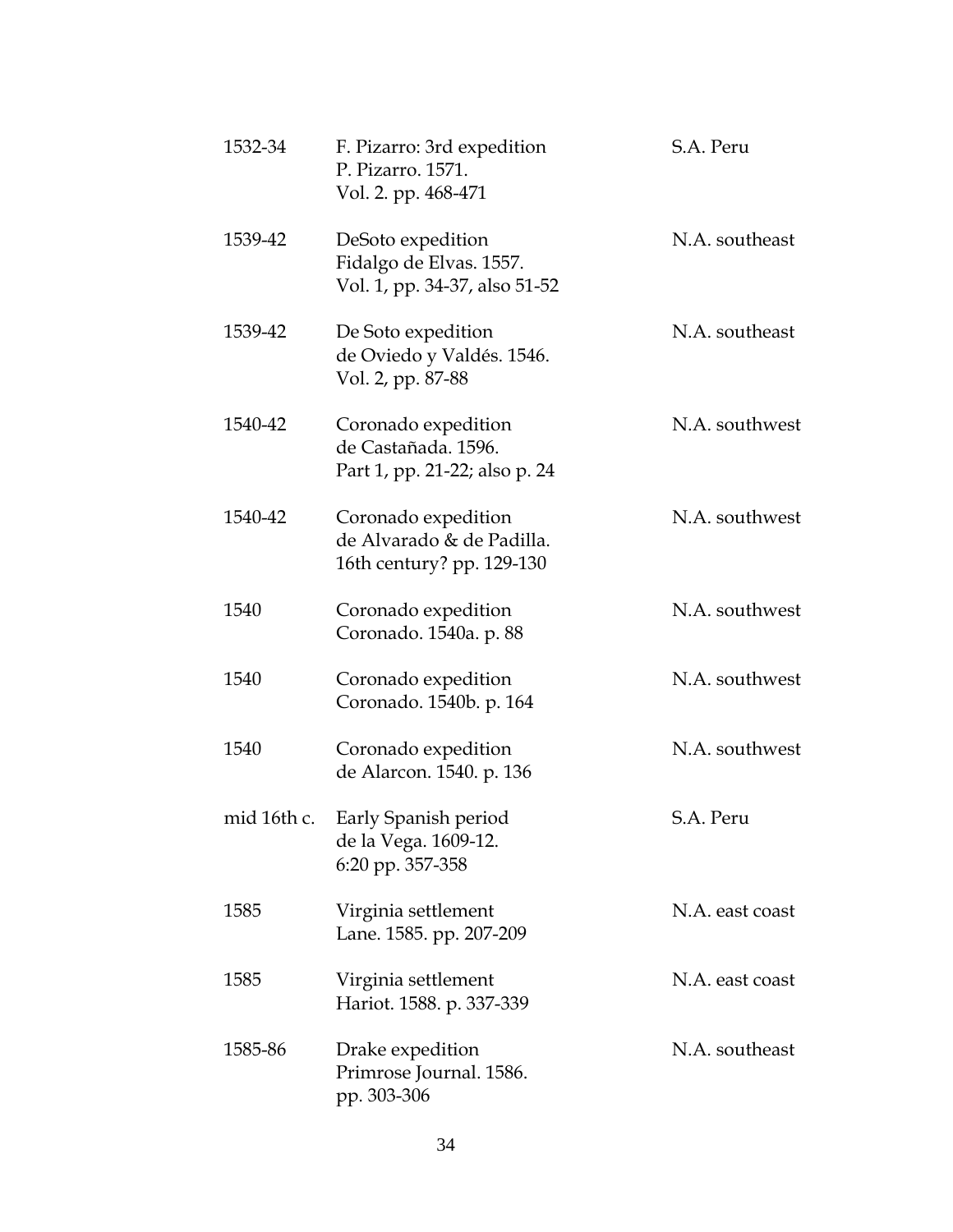| | | |
|---|---|---|
| 1532-34 | F. Pizarro: 3rd expedition<br>P. Pizarro. 1571.<br>Vol. 2. pp. 468-471 | S.A. Peru |
| 1539-42 | DeSoto expedition<br>Fidalgo de Elvas. 1557.<br>Vol. 1, pp. 34-37, also 51-52 | N.A. southeast |
| 1539-42 | De Soto expedition<br>de Oviedo y Valdés. 1546.<br>Vol. 2, pp. 87-88 | N.A. southeast |
| 1540-42 | Coronado expedition<br>de Castañada. 1596.<br>Part 1, pp. 21-22; also p. 24 | N.A. southwest |
| 1540-42 | Coronado expedition<br>de Alvarado & de Padilla.<br>16th century? pp. 129-130 | N.A. southwest |
| 1540 | Coronado expedition<br>Coronado. 1540a. p. 88 | N.A. southwest |
| 1540 | Coronado expedition<br>Coronado. 1540b. p. 164 | N.A. southwest |
| 1540 | Coronado expedition<br>de Alarcon. 1540. p. 136 | N.A. southwest |
| mid 16th c. | Early Spanish period<br>de la Vega. 1609-12.<br>6:20 pp. 357-358 | S.A. Peru |
| 1585 | Virginia settlement<br>Lane. 1585. pp. 207-209 | N.A. east coast |
| 1585 | Virginia settlement<br>Hariot. 1588. p. 337-339 | N.A. east coast |
| 1585-86 | Drake expedition<br>Primrose Journal. 1586.<br>pp. 303-306 | N.A. southeast |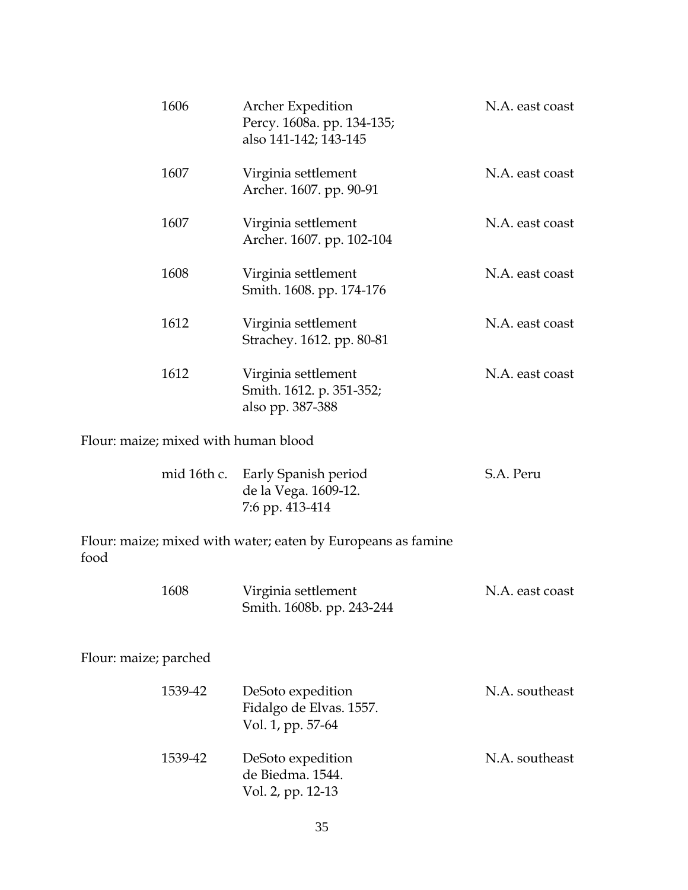| | | |
|---|---|---|
| 1606 | Archer Expedition<br>Percy. 1608a. pp. 134-135;<br>also 141-142; 143-145 | N.A. east coast |
| 1607 | Virginia settlement<br>Archer. 1607. pp. 90-91 | N.A. east coast |
| 1607 | Virginia settlement<br>Archer. 1607. pp. 102-104 | N.A. east coast |
| 1608 | Virginia settlement<br>Smith. 1608. pp. 174-176 | N.A. east coast |
| 1612 | Virginia settlement<br>Strachey. 1612. pp. 80-81 | N.A. east coast |
| 1612 | Virginia settlement<br>Smith. 1612. p. 351-352;<br>also pp. 387-388 | N.A. east coast |

Flour: maize; mixed with human blood

| | | |
|---|---|---|
| mid 16th c. | Early Spanish period<br>de la Vega. 1609-12.<br>7:6 pp. 413-414 | S.A. Peru |

Flour: maize; mixed with water; eaten by Europeans as famine food

| | | |
|---|---|---|
| 1608 | Virginia settlement<br>Smith. 1608b. pp. 243-244 | N.A. east coast |

Flour: maize; parched

| | | |
|---|---|---|
| 1539-42 | DeSoto expedition<br>Fidalgo de Elvas. 1557.<br>Vol. 1, pp. 57-64 | N.A. southeast |
| 1539-42 | DeSoto expedition<br>de Biedma. 1544.<br>Vol. 2, pp. 12-13 | N.A. southeast |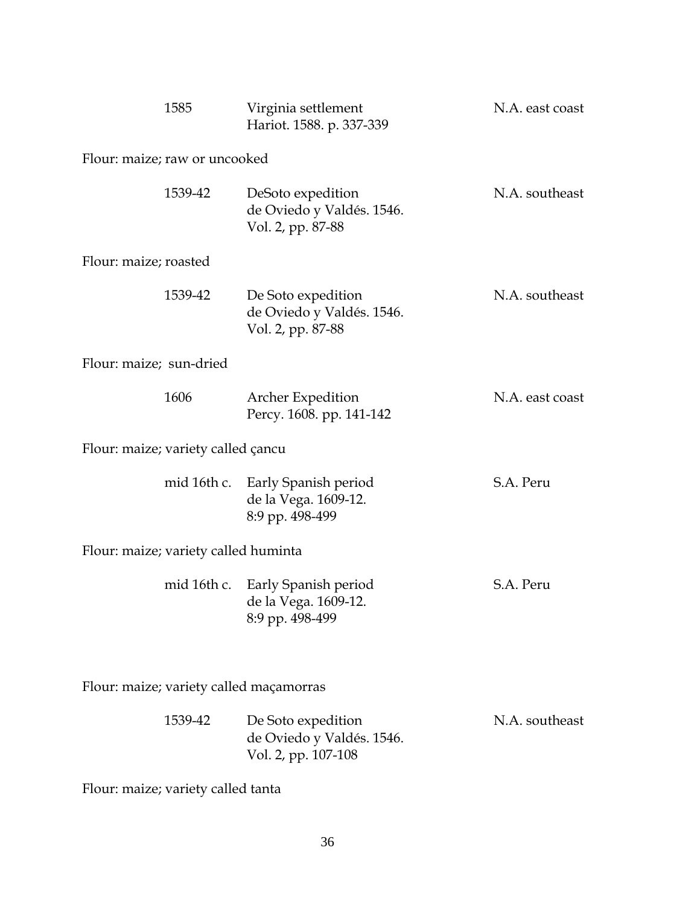| | | |
|---|---|---|
| 1585 | Virginia settlement<br>Hariot. 1588. p. 337-339 | N.A. east coast |

Flour: maize; raw or uncooked

| | | |
|---|---|---|
| 1539-42 | DeSoto expedition<br>de Oviedo y Valdés. 1546.<br>Vol. 2, pp. 87-88 | N.A. southeast |

Flour: maize; roasted

| | | |
|---|---|---|
| 1539-42 | De Soto expedition<br>de Oviedo y Valdés. 1546.<br>Vol. 2, pp. 87-88 | N.A. southeast |

Flour: maize; sun-dried

| | | |
|---|---|---|
| 1606 | Archer Expedition<br>Percy. 1608. pp. 141-142 | N.A. east coast |

Flour: maize; variety called çancu

| | | |
|---|---|---|
| mid 16th c. | Early Spanish period<br>de la Vega. 1609-12.<br>8:9 pp. 498-499 | S.A. Peru |

Flour: maize; variety called huminta

| | | |
|---|---|---|
| mid 16th c. | Early Spanish period<br>de la Vega. 1609-12.<br>8:9 pp. 498-499 | S.A. Peru |

Flour: maize; variety called maçamorras

| | | |
|---|---|---|
| 1539-42 | De Soto expedition<br>de Oviedo y Valdés. 1546.<br>Vol. 2, pp. 107-108 | N.A. southeast |

Flour: maize; variety called tanta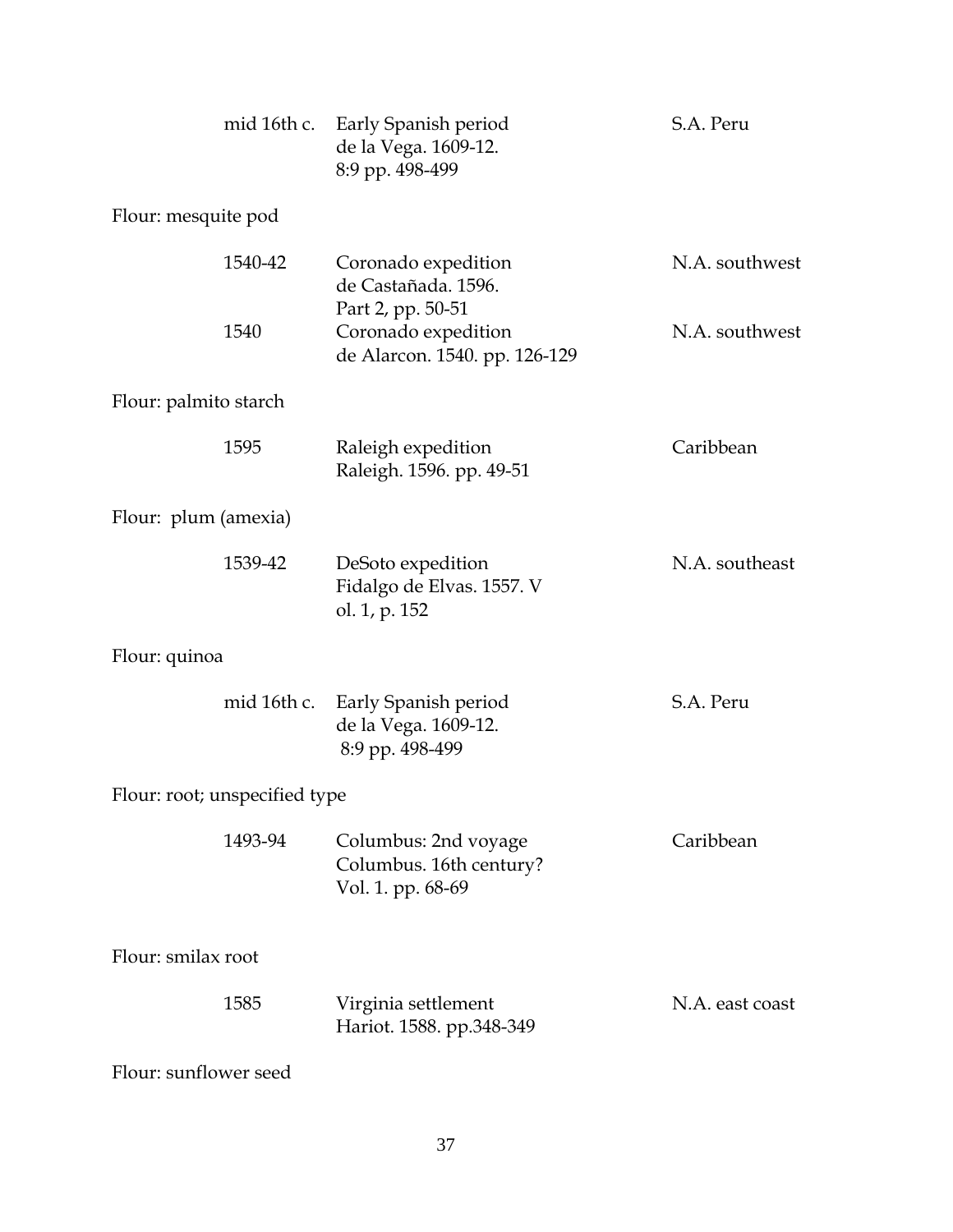| | | |
|---|---|---|
| mid 16th c. | Early Spanish period<br>de la Vega. 1609-12.<br>8:9 pp. 498-499 | S.A. Peru |

Flour: mesquite pod

| | | |
|---|---|---|
| 1540-42 | Coronado expedition<br>de Castañada. 1596.<br>Part 2, pp. 50-51 | N.A. southwest |
| 1540 | Coronado expedition<br>de Alarcon. 1540. pp. 126-129 | N.A. southwest |

Flour: palmito starch

| | | |
|---|---|---|
| 1595 | Raleigh expedition<br>Raleigh. 1596. pp. 49-51 | Caribbean |

Flour: plum (amexia)

| | | |
|---|---|---|
| 1539-42 | DeSoto expedition<br>Fidalgo de Elvas. 1557. V<br>ol. 1, p. 152 | N.A. southeast |

Flour: quinoa

| | | |
|---|---|---|
| mid 16th c. | Early Spanish period<br>de la Vega. 1609-12.<br>8:9 pp. 498-499 | S.A. Peru |

Flour: root; unspecified type

| | | |
|---|---|---|
| 1493-94 | Columbus: 2nd voyage<br>Columbus. 16th century?<br>Vol. 1. pp. 68-69 | Caribbean |

Flour: smilax root

| | | |
|---|---|---|
| 1585 | Virginia settlement<br>Hariot. 1588. pp.348-349 | N.A. east coast |

Flour: sunflower seed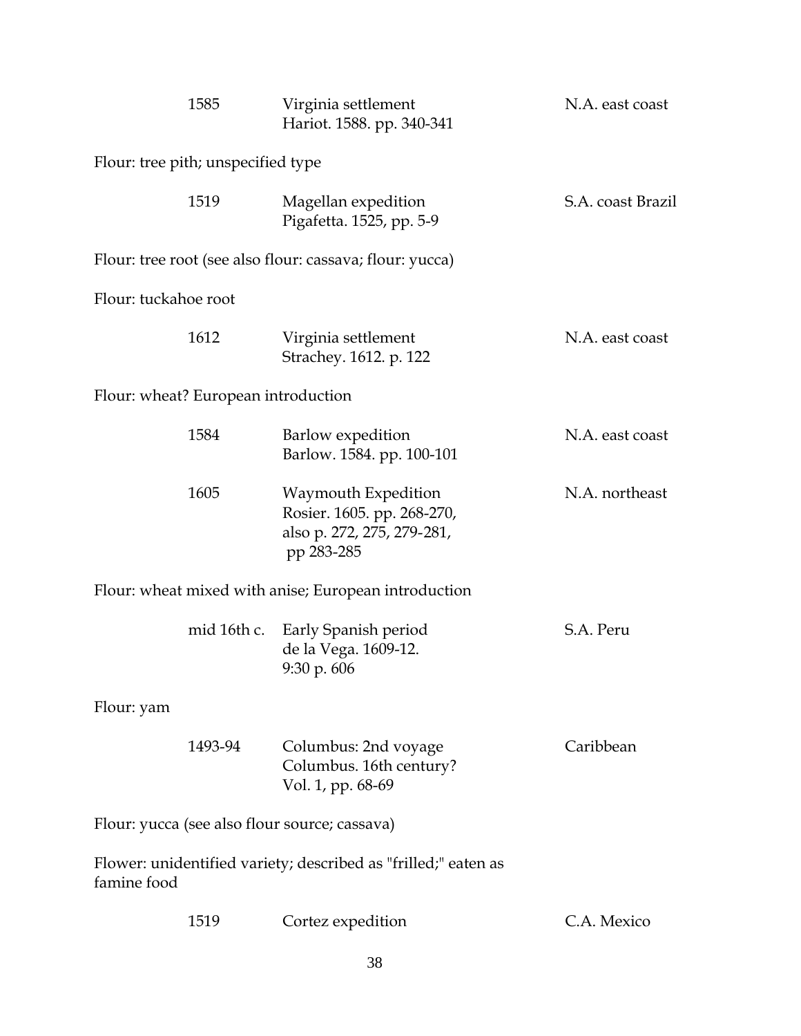| | | |
|---|---|---|
| 1585 | Virginia settlement<br>Hariot. 1588. pp. 340-341 | N.A. east coast |

Flour: tree pith; unspecified type

| | | |
|---|---|---|
| 1519 | Magellan expedition<br>Pigafetta. 1525, pp. 5-9 | S.A. coast Brazil |

Flour: tree root (see also flour: cassava; flour: yucca)

Flour: tuckahoe root

| | | |
|---|---|---|
| 1612 | Virginia settlement<br>Strachey. 1612. p. 122 | N.A. east coast |

Flour: wheat? European introduction

| | | |
|---|---|---|
| 1584 | Barlow expedition<br>Barlow. 1584. pp. 100-101 | N.A. east coast |
| 1605 | Waymouth Expedition<br>Rosier. 1605. pp. 268-270, also p. 272, 275, 279-281, pp 283-285 | N.A. northeast |

Flour: wheat mixed with anise; European introduction

| | | |
|---|---|---|
| mid 16th c. | Early Spanish period<br>de la Vega. 1609-12. 9:30 p. 606 | S.A. Peru |

Flour: yam

| | | |
|---|---|---|
| 1493-94 | Columbus: 2nd voyage<br>Columbus. 16th century? Vol. 1, pp. 68-69 | Caribbean |

Flour: yucca (see also flour source; cassava)

Flower: unidentified variety; described as "frilled;" eaten as famine food

| | | |
|---|---|---|
| 1519 | Cortez expedition | C.A. Mexico |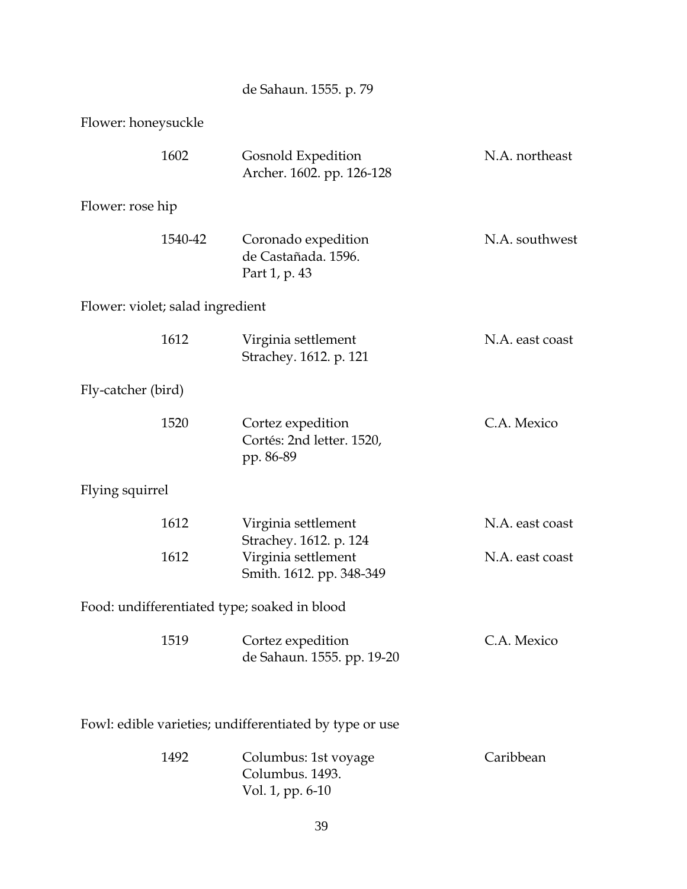de Sahaun. 1555. p. 79

Flower: honeysuckle

| | | |
|---|---|---|
| 1602 | Gosnold Expedition<br>Archer. 1602. pp. 126-128 | N.A. northeast |

Flower: rose hip

| | | |
|---|---|---|
| 1540-42 | Coronado expedition<br>de Castañada. 1596.<br>Part 1, p. 43 | N.A. southwest |

Flower: violet; salad ingredient

| | | |
|---|---|---|
| 1612 | Virginia settlement<br>Strachey. 1612. p. 121 | N.A. east coast |

Fly-catcher (bird)

| | | |
|---|---|---|
| 1520 | Cortez expedition<br>Cortés: 2nd letter. 1520,<br>pp. 86-89 | C.A. Mexico |

Flying squirrel

| | | |
|---|---|---|
| 1612 | Virginia settlement<br>Strachey. 1612. p. 124 | N.A. east coast |
| 1612 | Virginia settlement<br>Smith. 1612. pp. 348-349 | N.A. east coast |

Food: undifferentiated type; soaked in blood

| | | |
|---|---|---|
| 1519 | Cortez expedition<br>de Sahaun. 1555. pp. 19-20 | C.A. Mexico |

Fowl: edible varieties; undifferentiated by type or use

| | | |
|---|---|---|
| 1492 | Columbus: 1st voyage<br>Columbus. 1493.<br>Vol. 1, pp. 6-10 | Caribbean |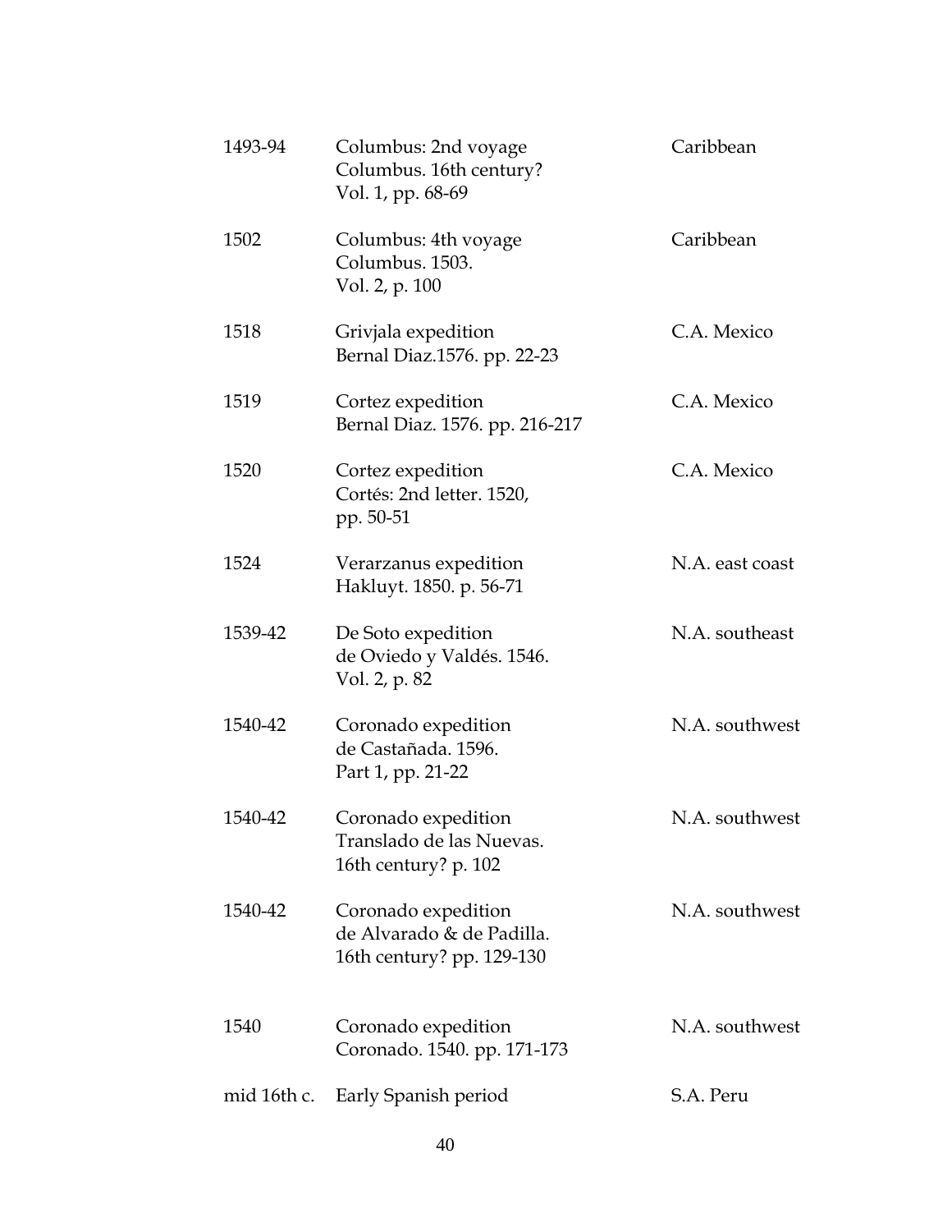| | | |
|---|---|---|
| 1493-94 | Columbus: 2nd voyage<br>Columbus. 16th century?<br>Vol. 1, pp. 68-69 | Caribbean |
| 1502 | Columbus: 4th voyage<br>Columbus. 1503.<br>Vol. 2, p. 100 | Caribbean |
| 1518 | Grivjala expedition<br>Bernal Diaz.1576. pp. 22-23 | C.A. Mexico |
| 1519 | Cortez expedition<br>Bernal Diaz. 1576. pp. 216-217 | C.A. Mexico |
| 1520 | Cortez expedition<br>Cortés: 2nd letter. 1520,<br>pp. 50-51 | C.A. Mexico |
| 1524 | Verarzanus expedition<br>Hakluyt. 1850. p. 56-71 | N.A. east coast |
| 1539-42 | De Soto expedition<br>de Oviedo y Valdés. 1546.<br>Vol. 2, p. 82 | N.A. southeast |
| 1540-42 | Coronado expedition<br>de Castañada. 1596.<br>Part 1, pp. 21-22 | N.A. southwest |
| 1540-42 | Coronado expedition<br>Translado de las Nuevas.<br>16th century? p. 102 | N.A. southwest |
| 1540-42 | Coronado expedition<br>de Alvarado & de Padilla.<br>16th century? pp. 129-130 | N.A. southwest |
| 1540 | Coronado expedition<br>Coronado. 1540. pp. 171-173 | N.A. southwest |
| mid 16th c. | Early Spanish period | S.A. Peru |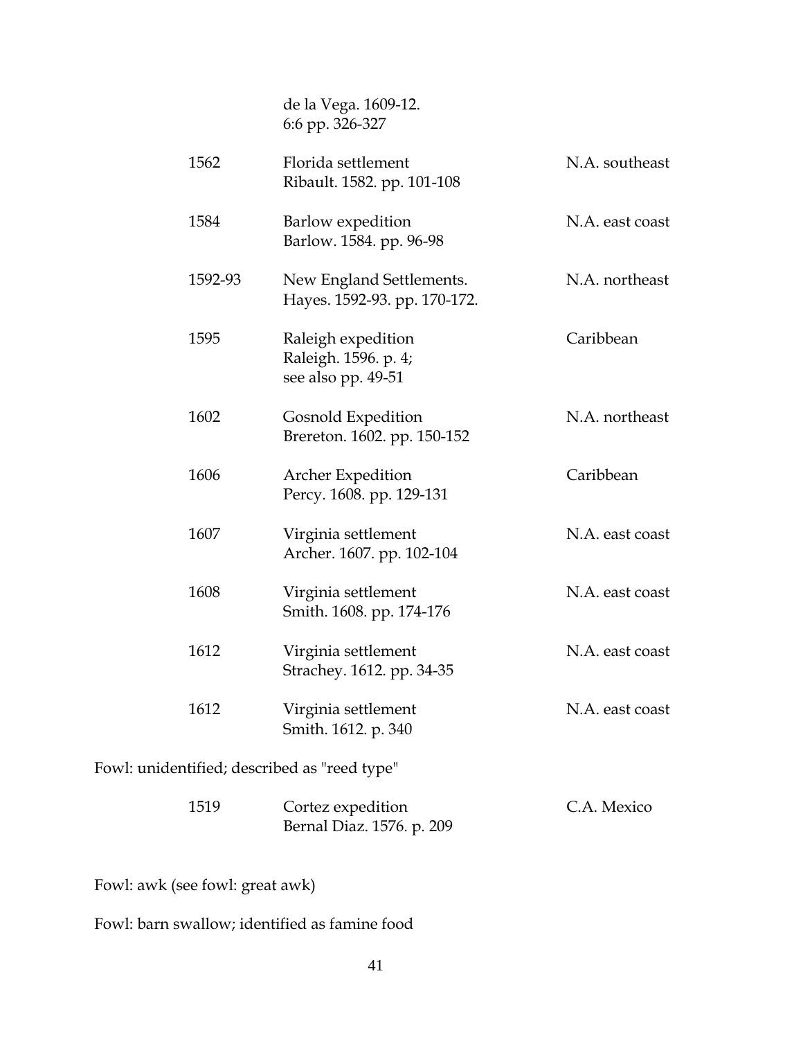| | | |
|---|---|---|
| | de la Vega. 1609-12.<br>6:6 pp. 326-327 | |
| 1562 | Florida settlement<br>Ribault. 1582. pp. 101-108 | N.A. southeast |
| 1584 | Barlow expedition<br>Barlow. 1584. pp. 96-98 | N.A. east coast |
| 1592-93 | New England Settlements.<br>Hayes. 1592-93. pp. 170-172. | N.A. northeast |
| 1595 | Raleigh expedition<br>Raleigh. 1596. p. 4;<br>see also pp. 49-51 | Caribbean |
| 1602 | Gosnold Expedition<br>Brereton. 1602. pp. 150-152 | N.A. northeast |
| 1606 | Archer Expedition<br>Percy. 1608. pp. 129-131 | Caribbean |
| 1607 | Virginia settlement<br>Archer. 1607. pp. 102-104 | N.A. east coast |
| 1608 | Virginia settlement<br>Smith. 1608. pp. 174-176 | N.A. east coast |
| 1612 | Virginia settlement<br>Strachey. 1612. pp. 34-35 | N.A. east coast |
| 1612 | Virginia settlement<br>Smith. 1612. p. 340 | N.A. east coast |

Fowl: unidentified; described as "reed type"

| | | |
|---|---|---|
| 1519 | Cortez expedition<br>Bernal Diaz. 1576. p. 209 | C.A. Mexico |

Fowl: awk (see fowl: great awk)

Fowl: barn swallow; identified as famine food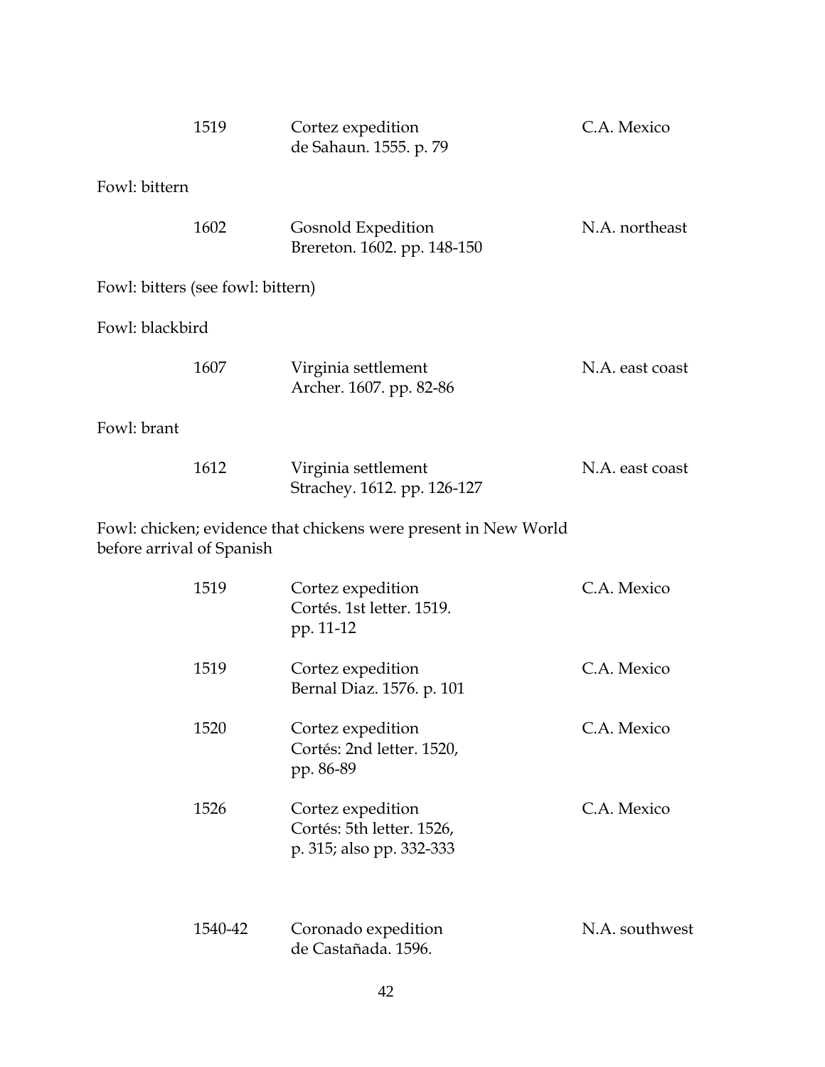| | | |
|---|---|---|
| 1519 | Cortez expedition<br>de Sahaun. 1555. p. 79 | C.A. Mexico |

Fowl: bittern

| | | |
|---|---|---|
| 1602 | Gosnold Expedition<br>Brereton. 1602. pp. 148-150 | N.A. northeast |

Fowl: bitters (see fowl: bittern)

Fowl: blackbird

| | | |
|---|---|---|
| 1607 | Virginia settlement<br>Archer. 1607. pp. 82-86 | N.A. east coast |

Fowl: brant

| | | |
|---|---|---|
| 1612 | Virginia settlement<br>Strachey. 1612. pp. 126-127 | N.A. east coast |

Fowl: chicken; evidence that chickens were present in New World before arrival of Spanish

| | | |
|---|---|---|
| 1519 | Cortez expedition<br>Cortés. 1st letter. 1519.<br>pp. 11-12 | C.A. Mexico |
| 1519 | Cortez expedition<br>Bernal Diaz. 1576. p. 101 | C.A. Mexico |
| 1520 | Cortez expedition<br>Cortés: 2nd letter. 1520,<br>pp. 86-89 | C.A. Mexico |
| 1526 | Cortez expedition<br>Cortés: 5th letter. 1526,<br>p. 315; also pp. 332-333 | C.A. Mexico |
| 1540-42 | Coronado expedition<br>de Castañada. 1596. | N.A. southwest |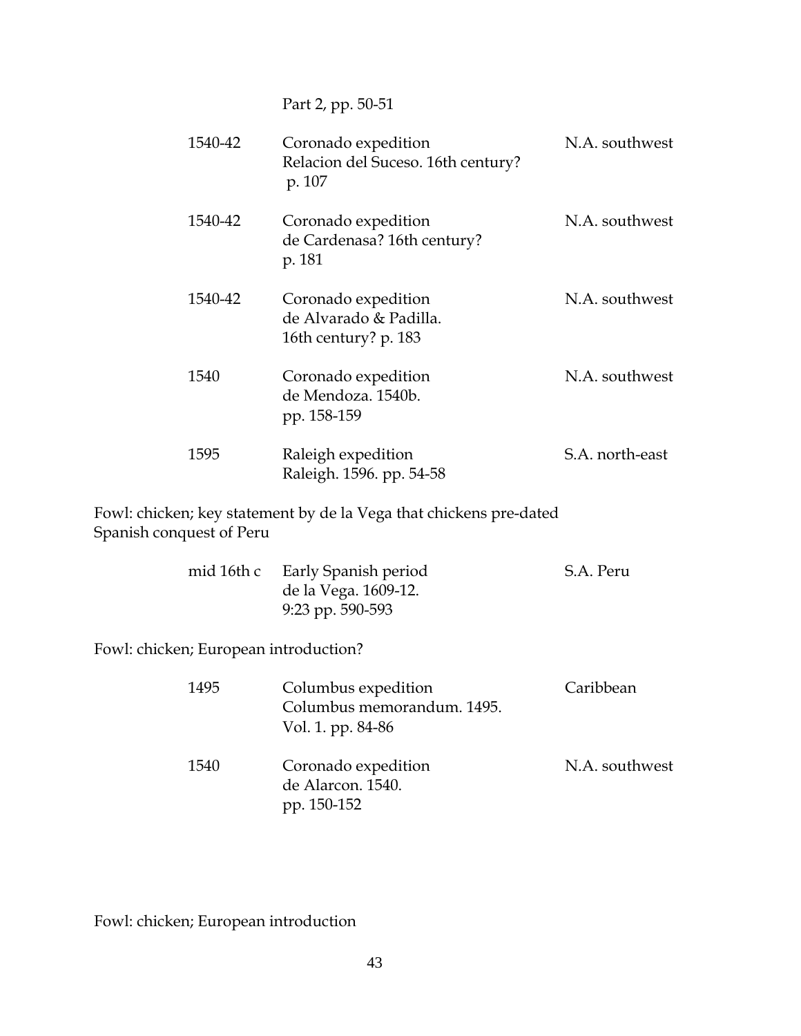| | | |
|---|---|---|
| | Part 2, pp. 50-51 | |
| 1540-42 | Coronado expedition<br>Relacion del Suceso. 16th century?<br>p. 107 | N.A. southwest |
| 1540-42 | Coronado expedition<br>de Cardenasa? 16th century?<br>p. 181 | N.A. southwest |
| 1540-42 | Coronado expedition<br>de Alvarado & Padilla.<br>16th century? p. 183 | N.A. southwest |
| 1540 | Coronado expedition<br>de Mendoza. 1540b.<br>pp. 158-159 | N.A. southwest |
| 1595 | Raleigh expedition<br>Raleigh. 1596. pp. 54-58 | S.A. north-east |

Fowl: chicken; key statement by de la Vega that chickens pre-dated Spanish conquest of Peru

| | | |
|---|---|---|
| mid 16th c | Early Spanish period<br>de la Vega. 1609-12.<br>9:23 pp. 590-593 | S.A. Peru |

Fowl: chicken; European introduction?

| | | |
|---|---|---|
| 1495 | Columbus expedition<br>Columbus memorandum. 1495.<br>Vol. 1. pp. 84-86 | Caribbean |
| 1540 | Coronado expedition<br>de Alarcon. 1540.<br>pp. 150-152 | N.A. southwest |

Fowl: chicken; European introduction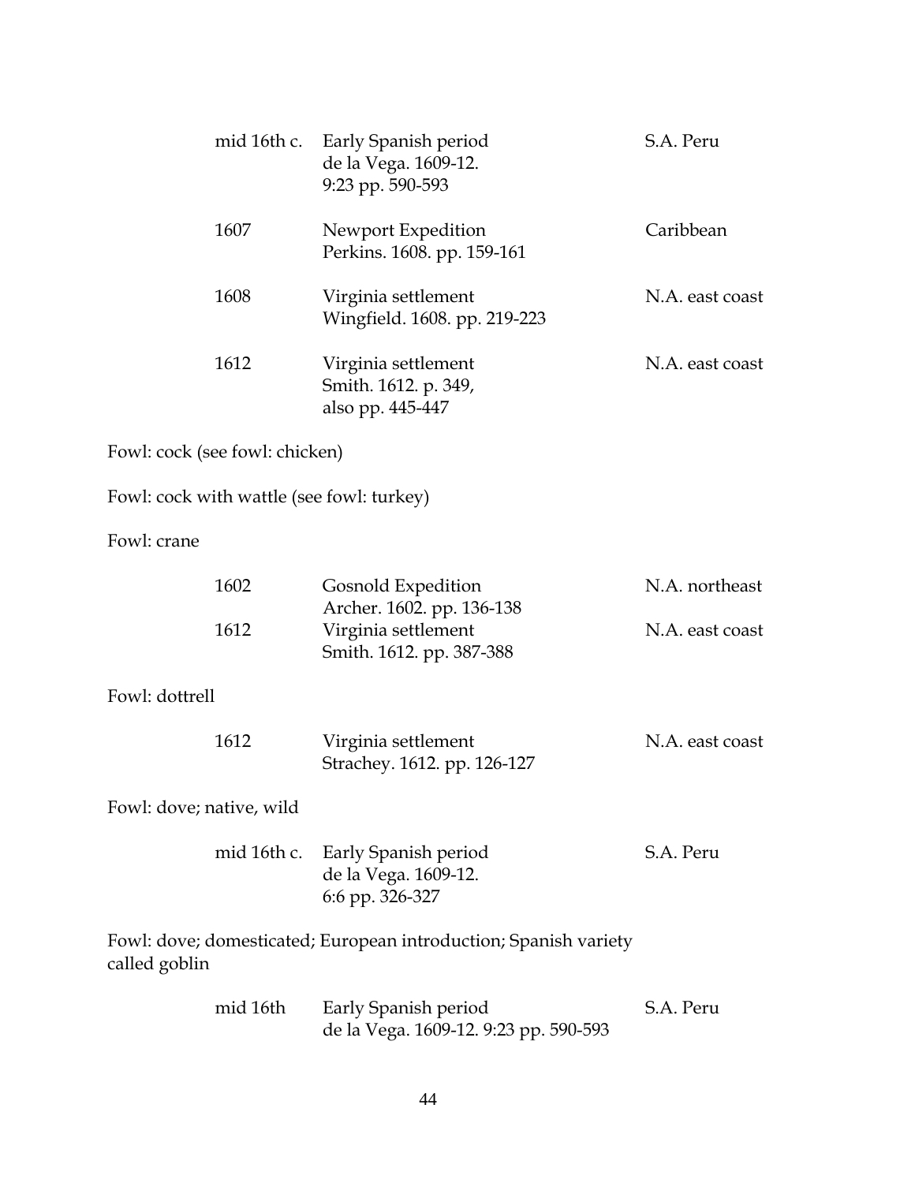| | | |
|---|---|---|
| mid 16th c. | Early Spanish period<br>de la Vega. 1609-12.<br>9:23 pp. 590-593 | S.A. Peru |
| 1607 | Newport Expedition<br>Perkins. 1608. pp. 159-161 | Caribbean |
| 1608 | Virginia settlement<br>Wingfield. 1608. pp. 219-223 | N.A. east coast |
| 1612 | Virginia settlement<br>Smith. 1612. p. 349,<br>also pp. 445-447 | N.A. east coast |

Fowl: cock (see fowl: chicken)

Fowl: cock with wattle (see fowl: turkey)

Fowl: crane

| | | |
|---|---|---|
| 1602 | Gosnold Expedition<br>Archer. 1602. pp. 136-138 | N.A. northeast |
| 1612 | Virginia settlement<br>Smith. 1612. pp. 387-388 | N.A. east coast |

Fowl: dottrell

| | | |
|---|---|---|
| 1612 | Virginia settlement<br>Strachey. 1612. pp. 126-127 | N.A. east coast |

Fowl: dove; native, wild

| | | |
|---|---|---|
| mid 16th c. | Early Spanish period<br>de la Vega. 1609-12.<br>6:6 pp. 326-327 | S.A. Peru |

Fowl: dove; domesticated; European introduction; Spanish variety called goblin

| | | |
|---|---|---|
| mid 16th | Early Spanish period<br>de la Vega. 1609-12. 9:23 pp. 590-593 | S.A. Peru |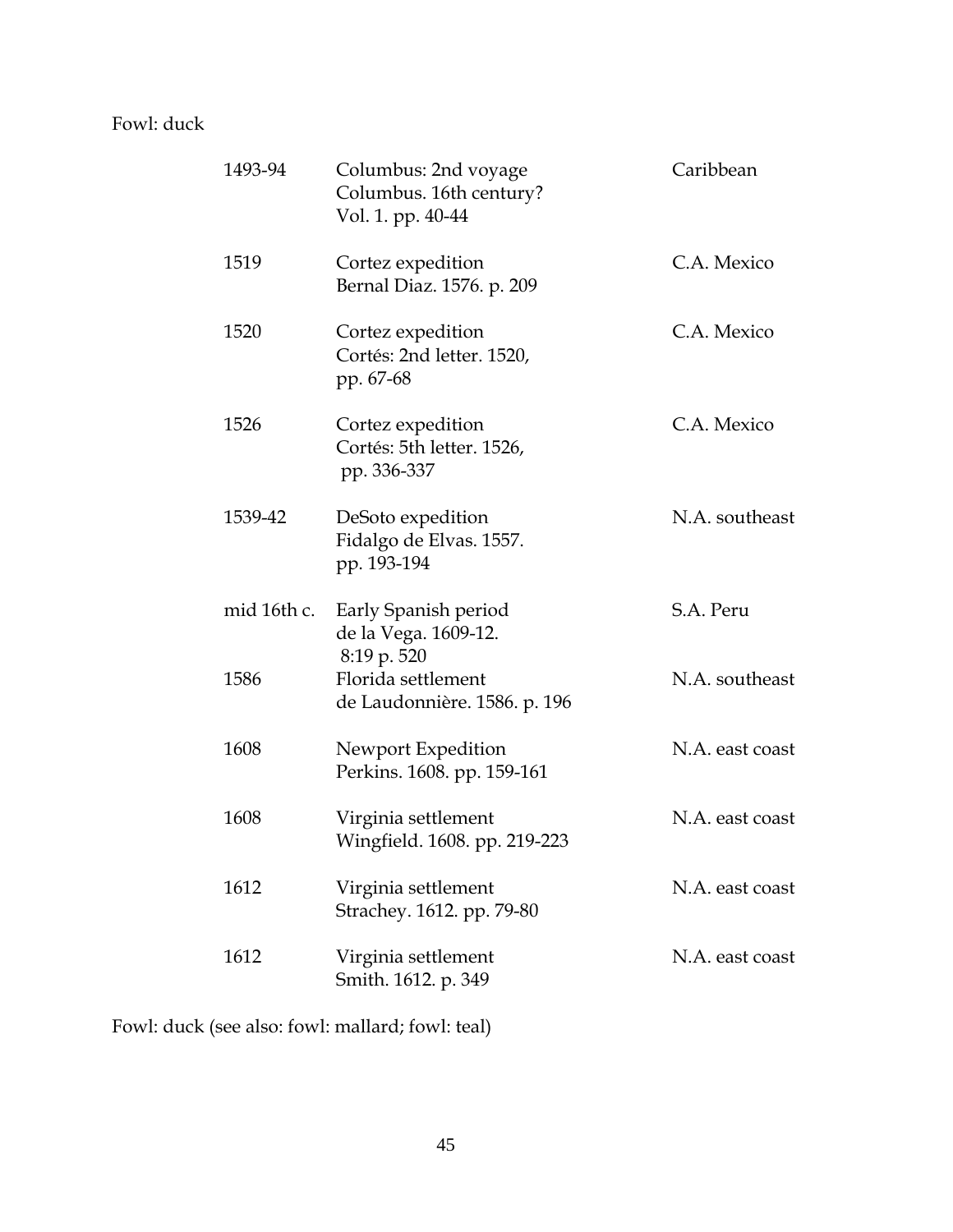Fowl: duck

| | | |
|---|---|---|
| 1493-94 | Columbus: 2nd voyage<br>Columbus. 16th century?<br>Vol. 1. pp. 40-44 | Caribbean |
| 1519 | Cortez expedition<br>Bernal Diaz. 1576. p. 209 | C.A. Mexico |
| 1520 | Cortez expedition<br>Cortés: 2nd letter. 1520,<br>pp. 67-68 | C.A. Mexico |
| 1526 | Cortez expedition<br>Cortés: 5th letter. 1526,<br>pp. 336-337 | C.A. Mexico |
| 1539-42 | DeSoto expedition<br>Fidalgo de Elvas. 1557.<br>pp. 193-194 | N.A. southeast |
| mid 16th c. | Early Spanish period<br>de la Vega. 1609-12.<br>8:19 p. 520 | S.A. Peru |
| 1586 | Florida settlement<br>de Laudonnière. 1586. p. 196 | N.A. southeast |
| 1608 | Newport Expedition<br>Perkins. 1608. pp. 159-161 | N.A. east coast |
| 1608 | Virginia settlement<br>Wingfield. 1608. pp. 219-223 | N.A. east coast |
| 1612 | Virginia settlement<br>Strachey. 1612. pp. 79-80 | N.A. east coast |
| 1612 | Virginia settlement<br>Smith. 1612. p. 349 | N.A. east coast |

Fowl: duck (see also: fowl: mallard; fowl: teal)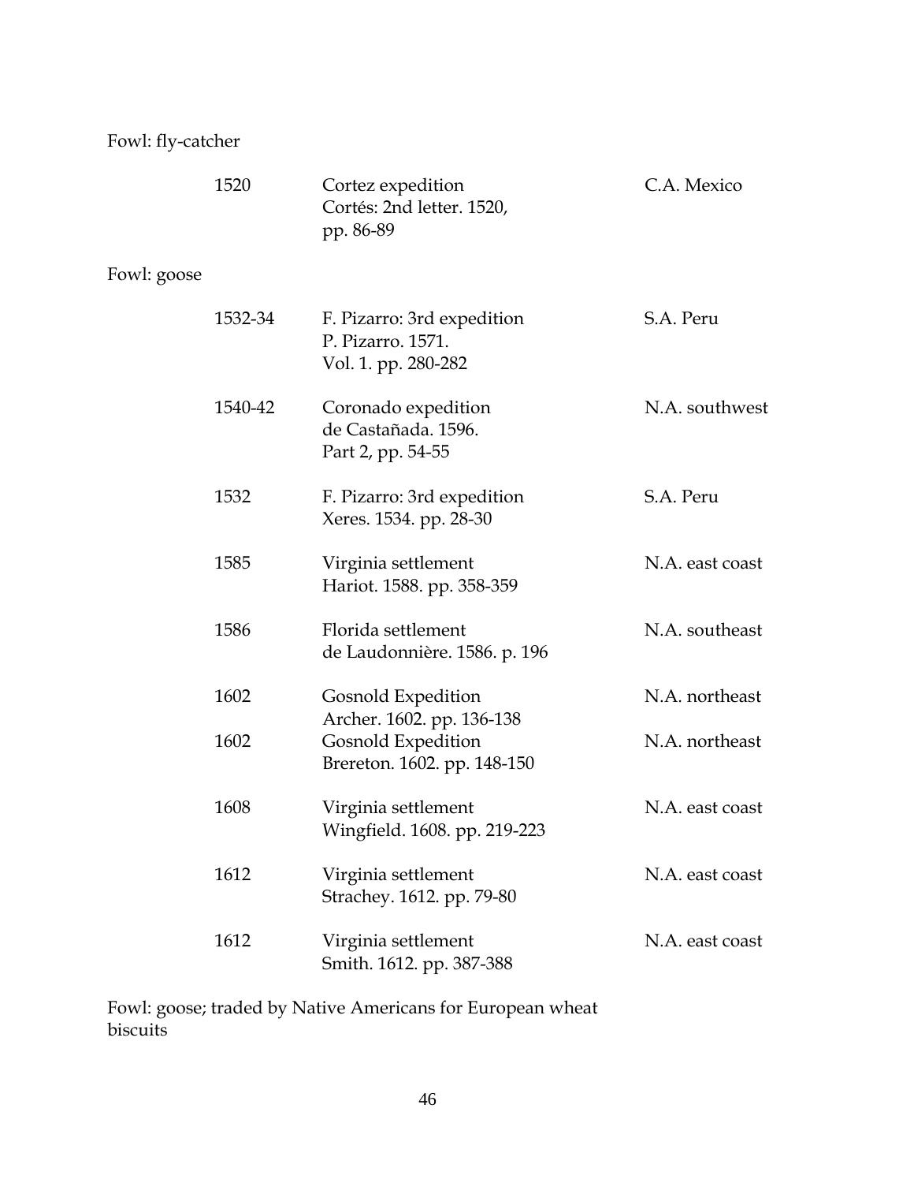Fowl: fly-catcher

| | | |
|---|---|---|
| 1520 | Cortez expedition<br>Cortés: 2nd letter. 1520, pp. 86-89 | C.A. Mexico |

Fowl: goose

| | | |
|---|---|---|
| 1532-34 | F. Pizarro: 3rd expedition<br>P. Pizarro. 1571. Vol. 1. pp. 280-282 | S.A. Peru |
| 1540-42 | Coronado expedition<br>de Castañada. 1596. Part 2, pp. 54-55 | N.A. southwest |
| 1532 | F. Pizarro: 3rd expedition<br>Xeres. 1534. pp. 28-30 | S.A. Peru |
| 1585 | Virginia settlement<br>Hariot. 1588. pp. 358-359 | N.A. east coast |
| 1586 | Florida settlement<br>de Laudonnière. 1586. p. 196 | N.A. southeast |
| 1602 | Gosnold Expedition<br>Archer. 1602. pp. 136-138 | N.A. northeast |
| 1602 | Gosnold Expedition<br>Brereton. 1602. pp. 148-150 | N.A. northeast |
| 1608 | Virginia settlement<br>Wingfield. 1608. pp. 219-223 | N.A. east coast |
| 1612 | Virginia settlement<br>Strachey. 1612. pp. 79-80 | N.A. east coast |
| 1612 | Virginia settlement<br>Smith. 1612. pp. 387-388 | N.A. east coast |

Fowl: goose; traded by Native Americans for European wheat biscuits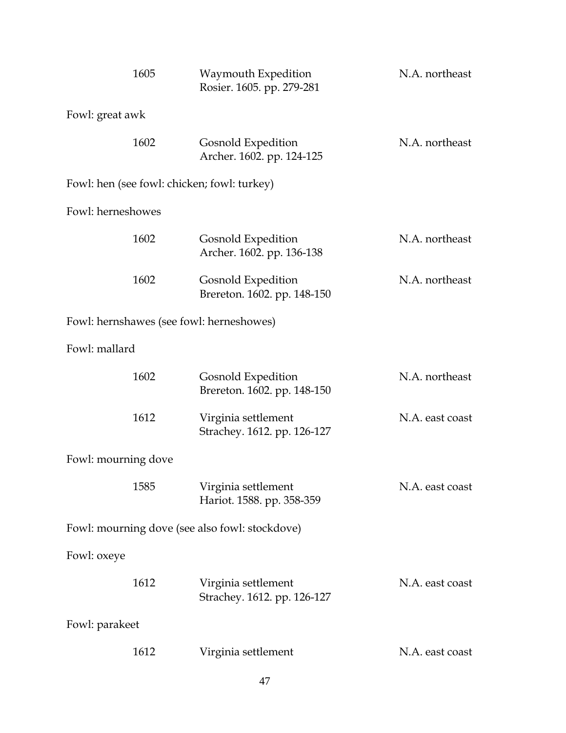| | | |
|---|---|---|
| 1605 | Waymouth Expedition<br>Rosier. 1605. pp. 279-281 | N.A. northeast |

Fowl: great awk

| | | |
|---|---|---|
| 1602 | Gosnold Expedition<br>Archer. 1602. pp. 124-125 | N.A. northeast |

Fowl: hen (see fowl: chicken; fowl: turkey)

Fowl: herneshowes

| | | |
|---|---|---|
| 1602 | Gosnold Expedition<br>Archer. 1602. pp. 136-138 | N.A. northeast |
| 1602 | Gosnold Expedition<br>Brereton. 1602. pp. 148-150 | N.A. northeast |

Fowl: hernshawes (see fowl: herneshowes)

Fowl: mallard

| | | |
|---|---|---|
| 1602 | Gosnold Expedition<br>Brereton. 1602. pp. 148-150 | N.A. northeast |
| 1612 | Virginia settlement<br>Strachey. 1612. pp. 126-127 | N.A. east coast |

Fowl: mourning dove

| | | |
|---|---|---|
| 1585 | Virginia settlement<br>Hariot. 1588. pp. 358-359 | N.A. east coast |

Fowl: mourning dove (see also fowl: stockdove)

Fowl: oxeye

| | | |
|---|---|---|
| 1612 | Virginia settlement<br>Strachey. 1612. pp. 126-127 | N.A. east coast |

Fowl: parakeet

| | | |
|---|---|---|
| 1612 | Virginia settlement | N.A. east coast |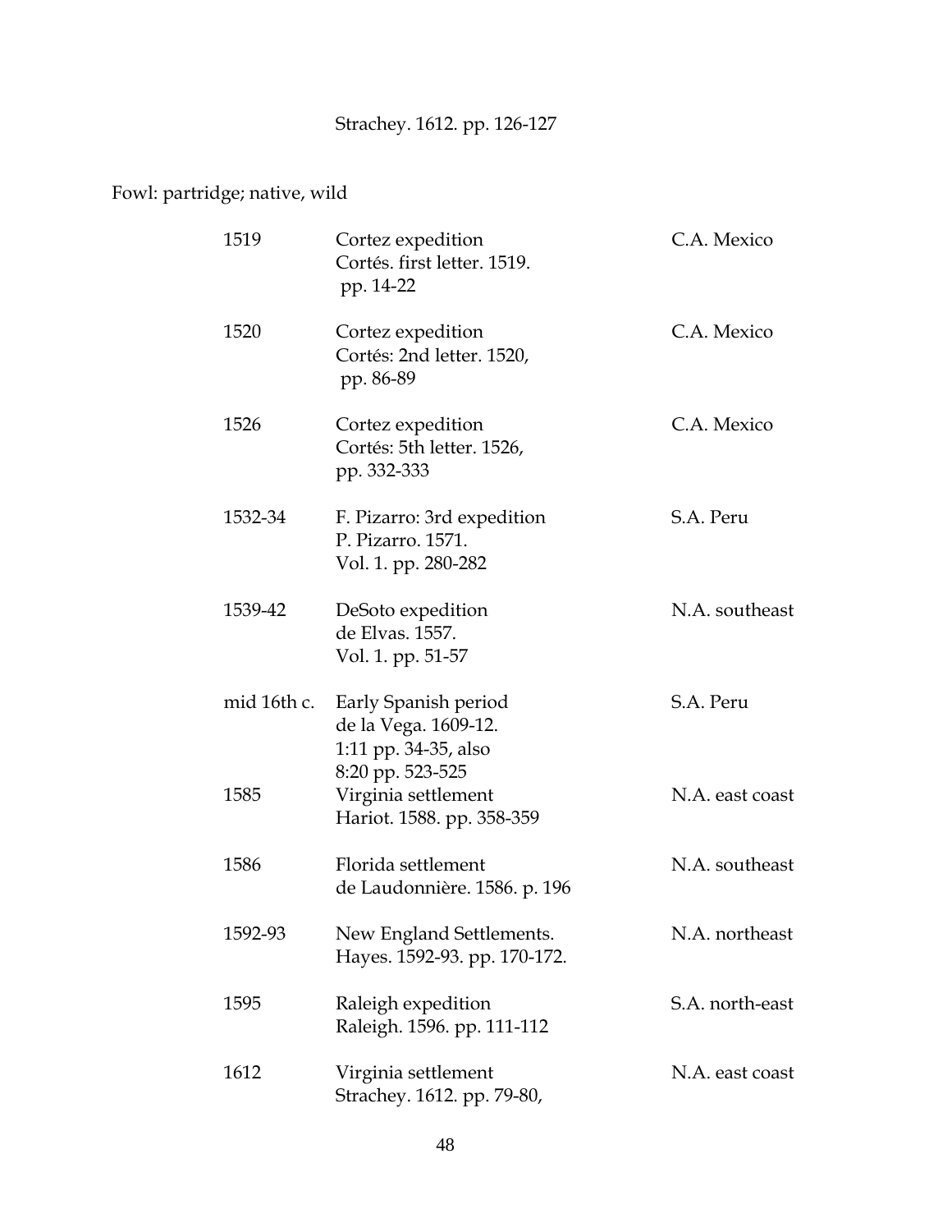Strachey. 1612. pp. 126-127

Fowl: partridge; native, wild

| | | |
|---|---|---|
| 1519 | Cortez expedition<br>Cortés. first letter. 1519.<br>pp. 14-22 | C.A. Mexico |
| 1520 | Cortez expedition<br>Cortés: 2nd letter. 1520,<br>pp. 86-89 | C.A. Mexico |
| 1526 | Cortez expedition<br>Cortés: 5th letter. 1526,<br>pp. 332-333 | C.A. Mexico |
| 1532-34 | F. Pizarro: 3rd expedition<br>P. Pizarro. 1571.<br>Vol. 1. pp. 280-282 | S.A. Peru |
| 1539-42 | DeSoto expedition<br>de Elvas. 1557.<br>Vol. 1. pp. 51-57 | N.A. southeast |
| mid 16th c. | Early Spanish period<br>de la Vega. 1609-12.<br>1:11 pp. 34-35, also<br>8:20 pp. 523-525 | S.A. Peru |
| 1585 | Virginia settlement<br>Hariot. 1588. pp. 358-359 | N.A. east coast |
| 1586 | Florida settlement<br>de Laudonnière. 1586. p. 196 | N.A. southeast |
| 1592-93 | New England Settlements.<br>Hayes. 1592-93. pp. 170-172. | N.A. northeast |
| 1595 | Raleigh expedition<br>Raleigh. 1596. pp. 111-112 | S.A. north-east |
| 1612 | Virginia settlement<br>Strachey. 1612. pp. 79-80, | N.A. east coast |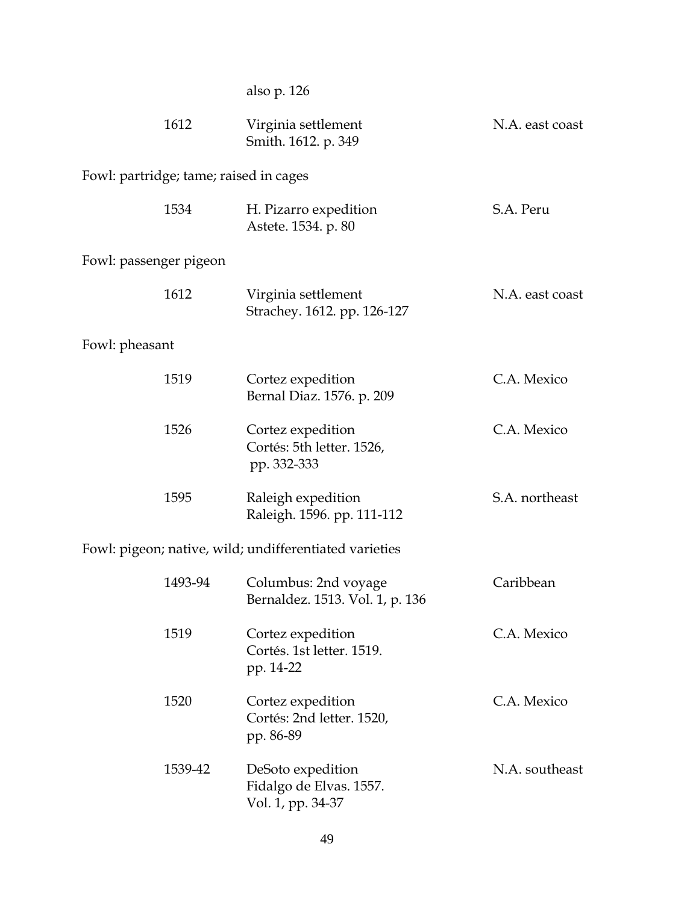also p. 126

| | | |
|---|---|---|
| 1612 | Virginia settlement<br>Smith. 1612. p. 349 | N.A. east coast |

Fowl: partridge; tame; raised in cages

| | | |
|---|---|---|
| 1534 | H. Pizarro expedition<br>Astete. 1534. p. 80 | S.A. Peru |

Fowl: passenger pigeon

| | | |
|---|---|---|
| 1612 | Virginia settlement<br>Strachey. 1612. pp. 126-127 | N.A. east coast |

Fowl: pheasant

| | | |
|---|---|---|
| 1519 | Cortez expedition<br>Bernal Diaz. 1576. p. 209 | C.A. Mexico |
| 1526 | Cortez expedition<br>Cortés: 5th letter. 1526, pp. 332-333 | C.A. Mexico |
| 1595 | Raleigh expedition<br>Raleigh. 1596. pp. 111-112 | S.A. northeast |

Fowl: pigeon; native, wild; undifferentiated varieties

| | | |
|---|---|---|
| 1493-94 | Columbus: 2nd voyage<br>Bernaldez. 1513. Vol. 1, p. 136 | Caribbean |
| 1519 | Cortez expedition<br>Cortés. 1st letter. 1519. pp. 14-22 | C.A. Mexico |
| 1520 | Cortez expedition<br>Cortés: 2nd letter. 1520, pp. 86-89 | C.A. Mexico |
| 1539-42 | DeSoto expedition<br>Fidalgo de Elvas. 1557. Vol. 1, pp. 34-37 | N.A. southeast |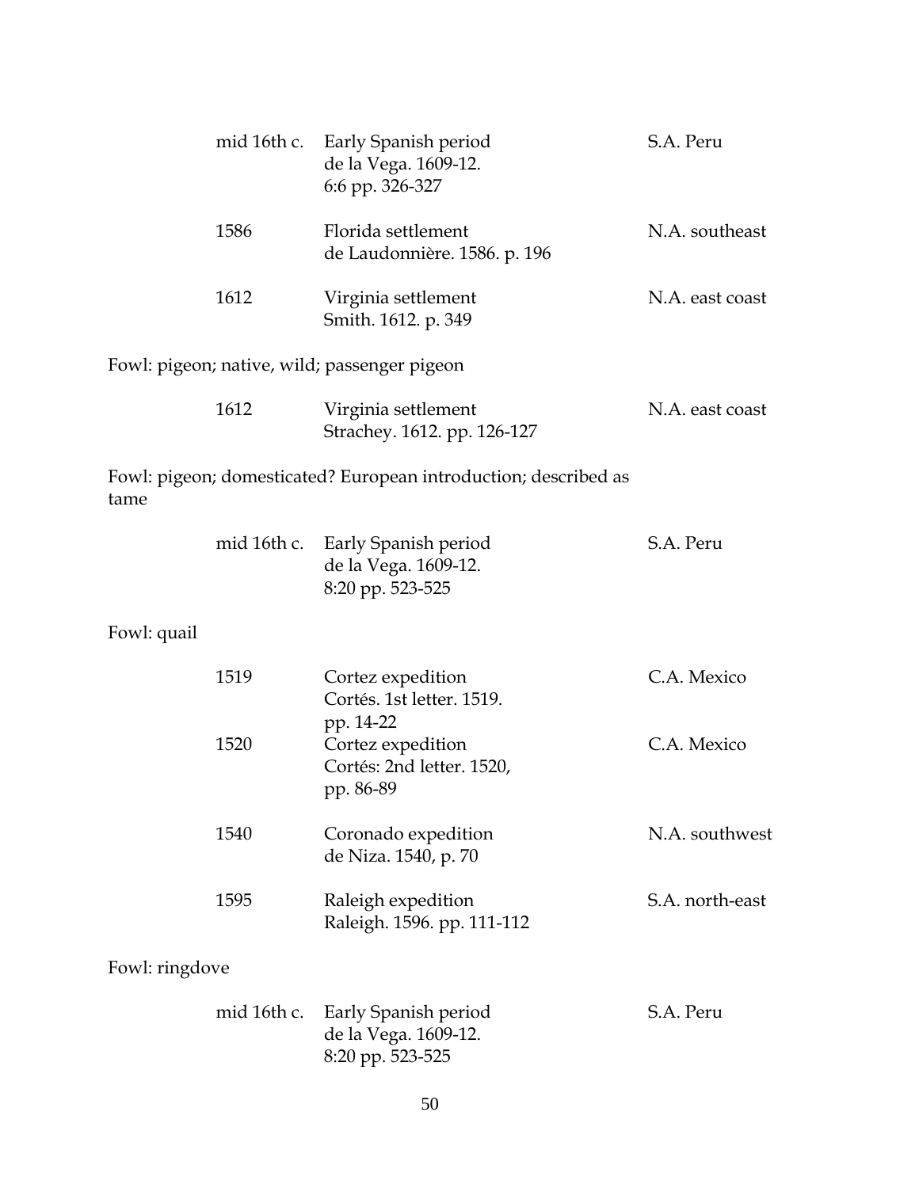| | | |
|---|---|---|
| mid 16th c. | Early Spanish period<br>de la Vega. 1609-12.<br>6:6 pp. 326-327 | S.A. Peru |
| 1586 | Florida settlement<br>de Laudonnière. 1586. p. 196 | N.A. southeast |
| 1612 | Virginia settlement<br>Smith. 1612. p. 349 | N.A. east coast |

Fowl: pigeon; native, wild; passenger pigeon

| | | |
|---|---|---|
| 1612 | Virginia settlement<br>Strachey. 1612. pp. 126-127 | N.A. east coast |

Fowl: pigeon; domesticated? European introduction; described as tame

| | | |
|---|---|---|
| mid 16th c. | Early Spanish period<br>de la Vega. 1609-12.<br>8:20 pp. 523-525 | S.A. Peru |

Fowl: quail

| | | |
|---|---|---|
| 1519 | Cortez expedition<br>Cortés. 1st letter. 1519.<br>pp. 14-22 | C.A. Mexico |
| 1520 | Cortez expedition<br>Cortés: 2nd letter. 1520,<br>pp. 86-89 | C.A. Mexico |
| 1540 | Coronado expedition<br>de Niza. 1540, p. 70 | N.A. southwest |
| 1595 | Raleigh expedition<br>Raleigh. 1596. pp. 111-112 | S.A. north-east |

Fowl: ringdove

| | | |
|---|---|---|
| mid 16th c. | Early Spanish period<br>de la Vega. 1609-12.<br>8:20 pp. 523-525 | S.A. Peru |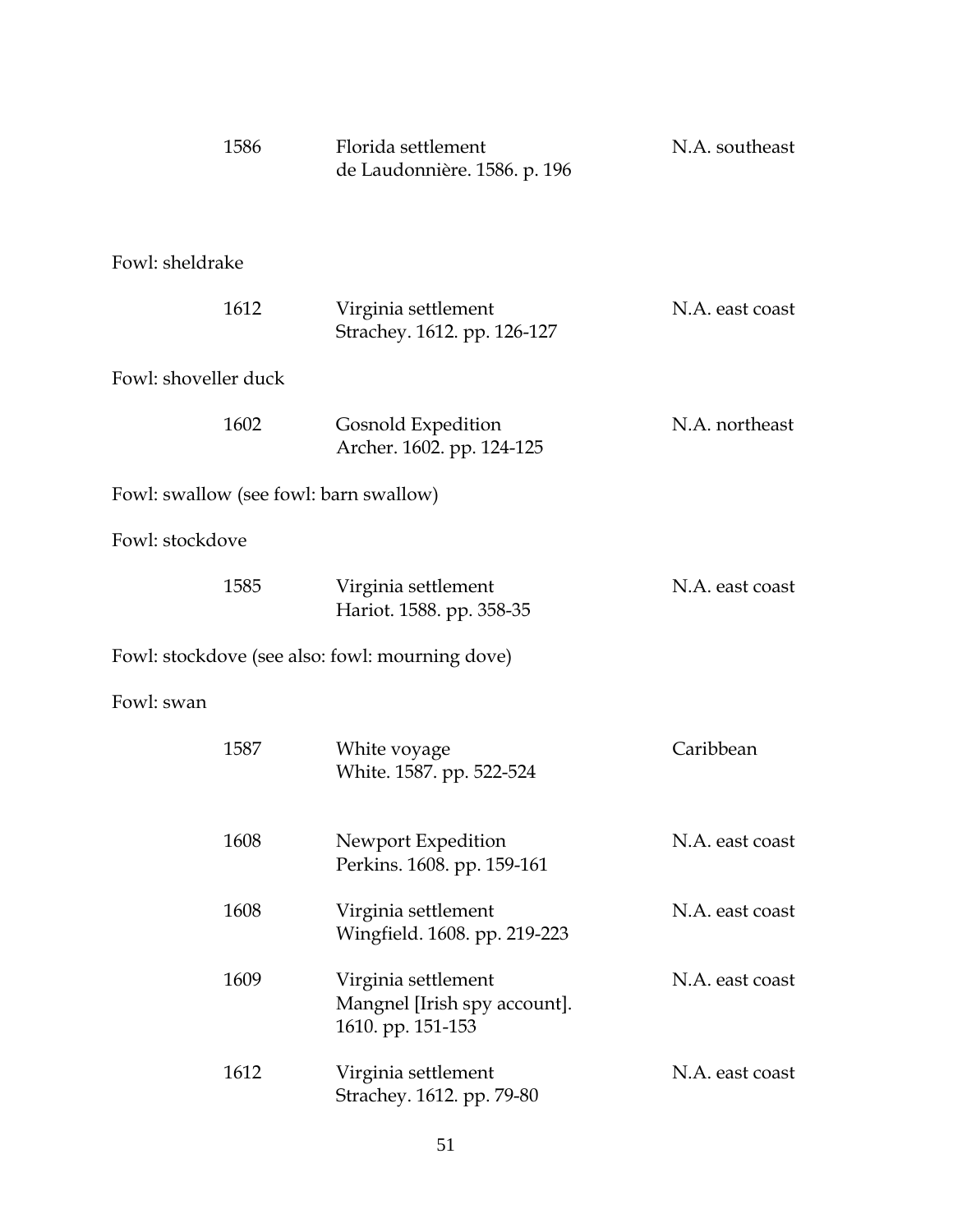| | | |
|---|---|---|
| 1586 | Florida settlement<br>de Laudonnière. 1586. p. 196 | N.A. southeast |

Fowl: sheldrake

| | | |
|---|---|---|
| 1612 | Virginia settlement<br>Strachey. 1612. pp. 126-127 | N.A. east coast |

Fowl: shoveller duck

| | | |
|---|---|---|
| 1602 | Gosnold Expedition<br>Archer. 1602. pp. 124-125 | N.A. northeast |

Fowl: swallow (see fowl: barn swallow)

Fowl: stockdove

| | | |
|---|---|---|
| 1585 | Virginia settlement<br>Hariot. 1588. pp. 358-35 | N.A. east coast |

Fowl: stockdove (see also: fowl: mourning dove)

Fowl: swan

| | | |
|---|---|---|
| 1587 | White voyage<br>White. 1587. pp. 522-524 | Caribbean |
| 1608 | Newport Expedition<br>Perkins. 1608. pp. 159-161 | N.A. east coast |
| 1608 | Virginia settlement<br>Wingfield. 1608. pp. 219-223 | N.A. east coast |
| 1609 | Virginia settlement<br>Mangnel [Irish spy account]. 1610. pp. 151-153 | N.A. east coast |
| 1612 | Virginia settlement<br>Strachey. 1612. pp. 79-80 | N.A. east coast |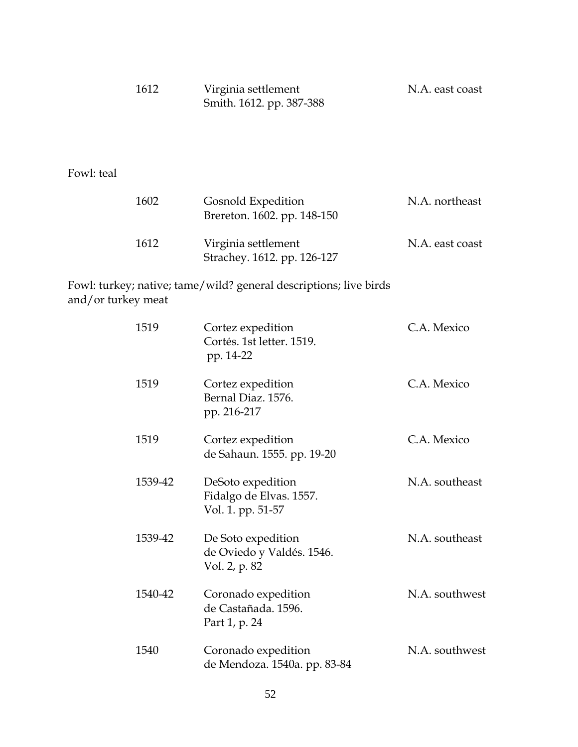| | | |
|---|---|---|
| 1612 | Virginia settlement<br>Smith. 1612. pp. 387-388 | N.A. east coast |

Fowl: teal

| | | |
|---|---|---|
| 1602 | Gosnold Expedition<br>Brereton. 1602. pp. 148-150 | N.A. northeast |
| 1612 | Virginia settlement<br>Strachey. 1612. pp. 126-127 | N.A. east coast |

Fowl: turkey; native; tame/wild? general descriptions; live birds and/or turkey meat

| | | |
|---|---|---|
| 1519 | Cortez expedition<br>Cortés. 1st letter. 1519.<br>pp. 14-22 | C.A. Mexico |
| 1519 | Cortez expedition<br>Bernal Diaz. 1576.<br>pp. 216-217 | C.A. Mexico |
| 1519 | Cortez expedition<br>de Sahaun. 1555. pp. 19-20 | C.A. Mexico |
| 1539-42 | DeSoto expedition<br>Fidalgo de Elvas. 1557.<br>Vol. 1. pp. 51-57 | N.A. southeast |
| 1539-42 | De Soto expedition<br>de Oviedo y Valdés. 1546.<br>Vol. 2, p. 82 | N.A. southeast |
| 1540-42 | Coronado expedition<br>de Castañada. 1596.<br>Part 1, p. 24 | N.A. southwest |
| 1540 | Coronado expedition<br>de Mendoza. 1540a. pp. 83-84 | N.A. southwest |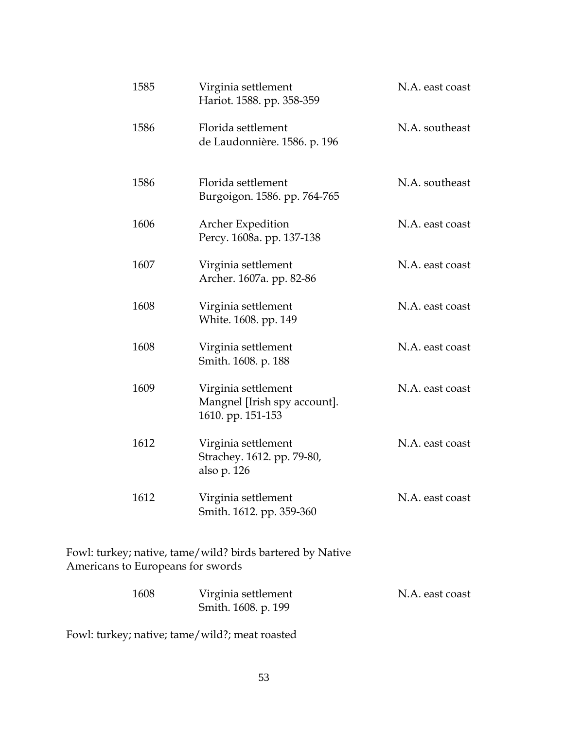| | | |
|---|---|---|
| 1585 | Virginia settlement<br>Hariot. 1588. pp. 358-359 | N.A. east coast |
| 1586 | Florida settlement<br>de Laudonnière. 1586. p. 196 | N.A. southeast |
| 1586 | Florida settlement<br>Burgoigon. 1586. pp. 764-765 | N.A. southeast |
| 1606 | Archer Expedition<br>Percy. 1608a. pp. 137-138 | N.A. east coast |
| 1607 | Virginia settlement<br>Archer. 1607a. pp. 82-86 | N.A. east coast |
| 1608 | Virginia settlement<br>White. 1608. pp. 149 | N.A. east coast |
| 1608 | Virginia settlement<br>Smith. 1608. p. 188 | N.A. east coast |
| 1609 | Virginia settlement<br>Mangnel [Irish spy account]. 1610. pp. 151-153 | N.A. east coast |
| 1612 | Virginia settlement<br>Strachey. 1612. pp. 79-80, also p. 126 | N.A. east coast |
| 1612 | Virginia settlement<br>Smith. 1612. pp. 359-360 | N.A. east coast |

Fowl: turkey; native, tame/wild? birds bartered by Native Americans to Europeans for swords

| | | |
|---|---|---|
| 1608 | Virginia settlement<br>Smith. 1608. p. 199 | N.A. east coast |

Fowl: turkey; native; tame/wild?; meat roasted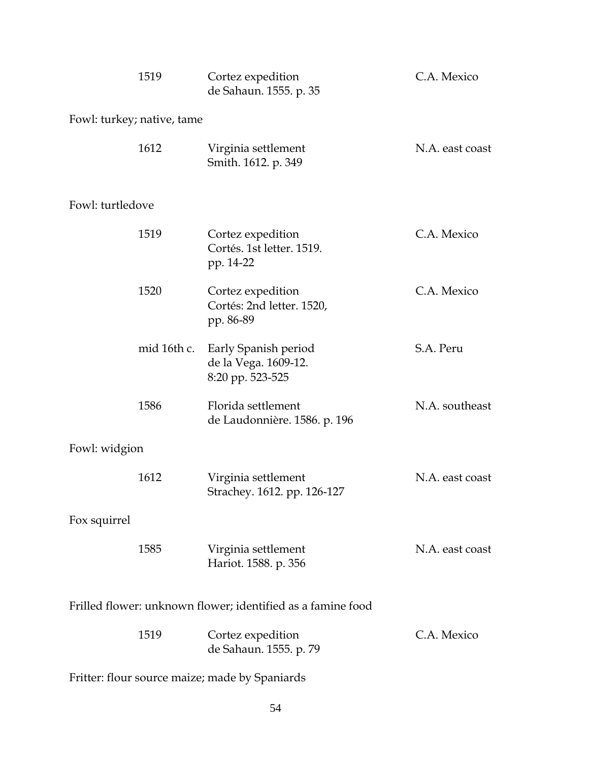| | | |
|---|---|---|
| 1519 | Cortez expedition<br>de Sahaun. 1555. p. 35 | C.A. Mexico |

Fowl: turkey; native, tame

| | | |
|---|---|---|
| 1612 | Virginia settlement<br>Smith. 1612. p. 349 | N.A. east coast |

Fowl: turtledove

| | | |
|---|---|---|
| 1519 | Cortez expedition<br>Cortés. 1st letter. 1519.<br>pp. 14-22 | C.A. Mexico |
| 1520 | Cortez expedition<br>Cortés: 2nd letter. 1520,<br>pp. 86-89 | C.A. Mexico |
| mid 16th c. | Early Spanish period<br>de la Vega. 1609-12.<br>8:20 pp. 523-525 | S.A. Peru |
| 1586 | Florida settlement<br>de Laudonnière. 1586. p. 196 | N.A. southeast |

Fowl: widgion

| | | |
|---|---|---|
| 1612 | Virginia settlement<br>Strachey. 1612. pp. 126-127 | N.A. east coast |

Fox squirrel

| | | |
|---|---|---|
| 1585 | Virginia settlement<br>Hariot. 1588. p. 356 | N.A. east coast |

Frilled flower: unknown flower; identified as a famine food

| | | |
|---|---|---|
| 1519 | Cortez expedition<br>de Sahaun. 1555. p. 79 | C.A. Mexico |

Fritter: flour source maize; made by Spaniards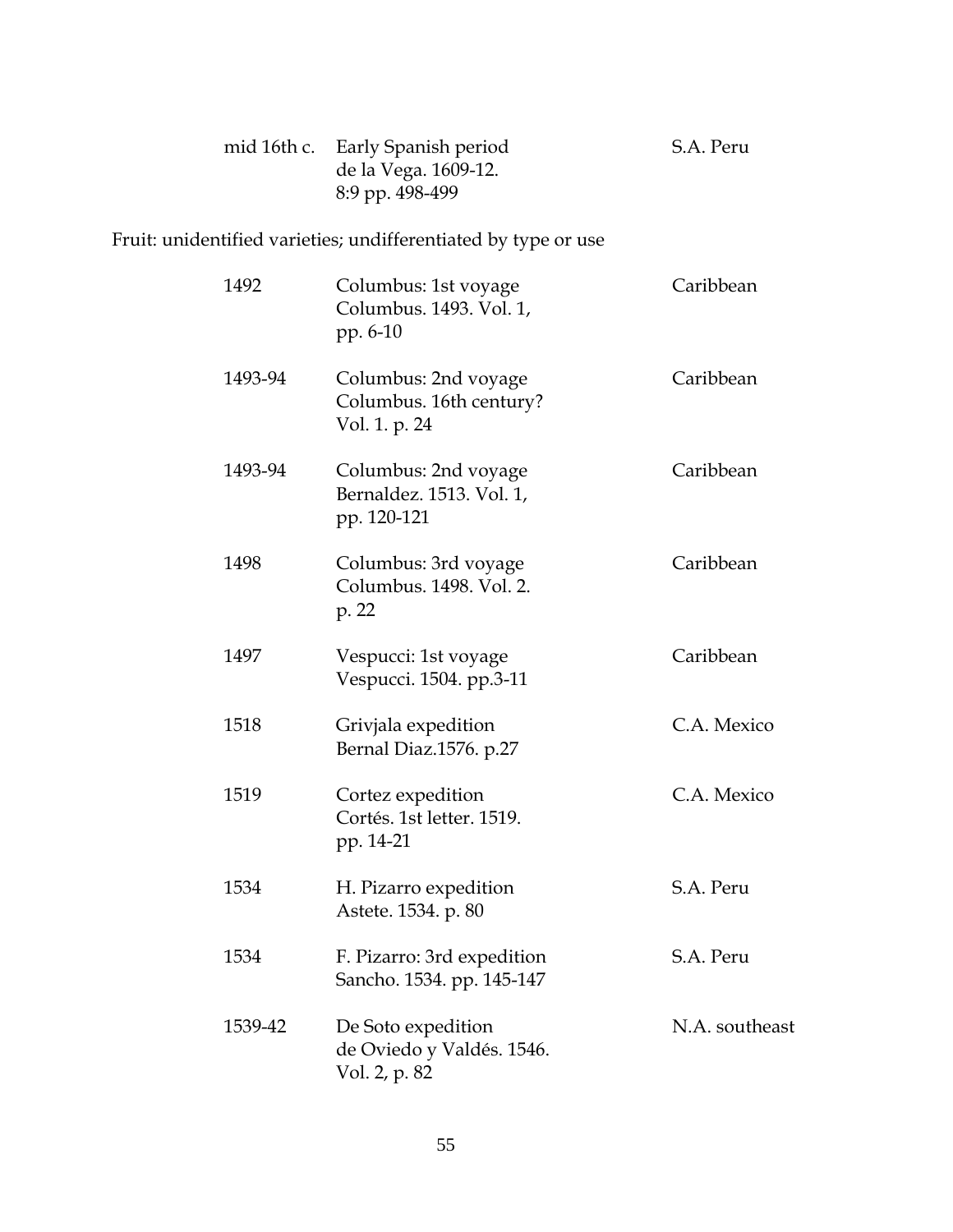| | | |
|---|---|---|
| mid 16th c. | Early Spanish period<br>de la Vega. 1609-12.<br>8:9 pp. 498-499 | S.A. Peru |

Fruit: unidentified varieties; undifferentiated by type or use

| | | |
|---|---|---|
| 1492 | Columbus: 1st voyage<br>Columbus. 1493. Vol. 1,<br>pp. 6-10 | Caribbean |
| 1493-94 | Columbus: 2nd voyage<br>Columbus. 16th century?<br>Vol. 1. p. 24 | Caribbean |
| 1493-94 | Columbus: 2nd voyage<br>Bernaldez. 1513. Vol. 1,<br>pp. 120-121 | Caribbean |
| 1498 | Columbus: 3rd voyage<br>Columbus. 1498. Vol. 2.<br>p. 22 | Caribbean |
| 1497 | Vespucci: 1st voyage<br>Vespucci. 1504. pp.3-11 | Caribbean |
| 1518 | Grivjala expedition<br>Bernal Diaz.1576. p.27 | C.A. Mexico |
| 1519 | Cortez expedition<br>Cortés. 1st letter. 1519.<br>pp. 14-21 | C.A. Mexico |
| 1534 | H. Pizarro expedition<br>Astete. 1534. p. 80 | S.A. Peru |
| 1534 | F. Pizarro: 3rd expedition<br>Sancho. 1534. pp. 145-147 | S.A. Peru |
| 1539-42 | De Soto expedition<br>de Oviedo y Valdés. 1546.<br>Vol. 2, p. 82 | N.A. southeast |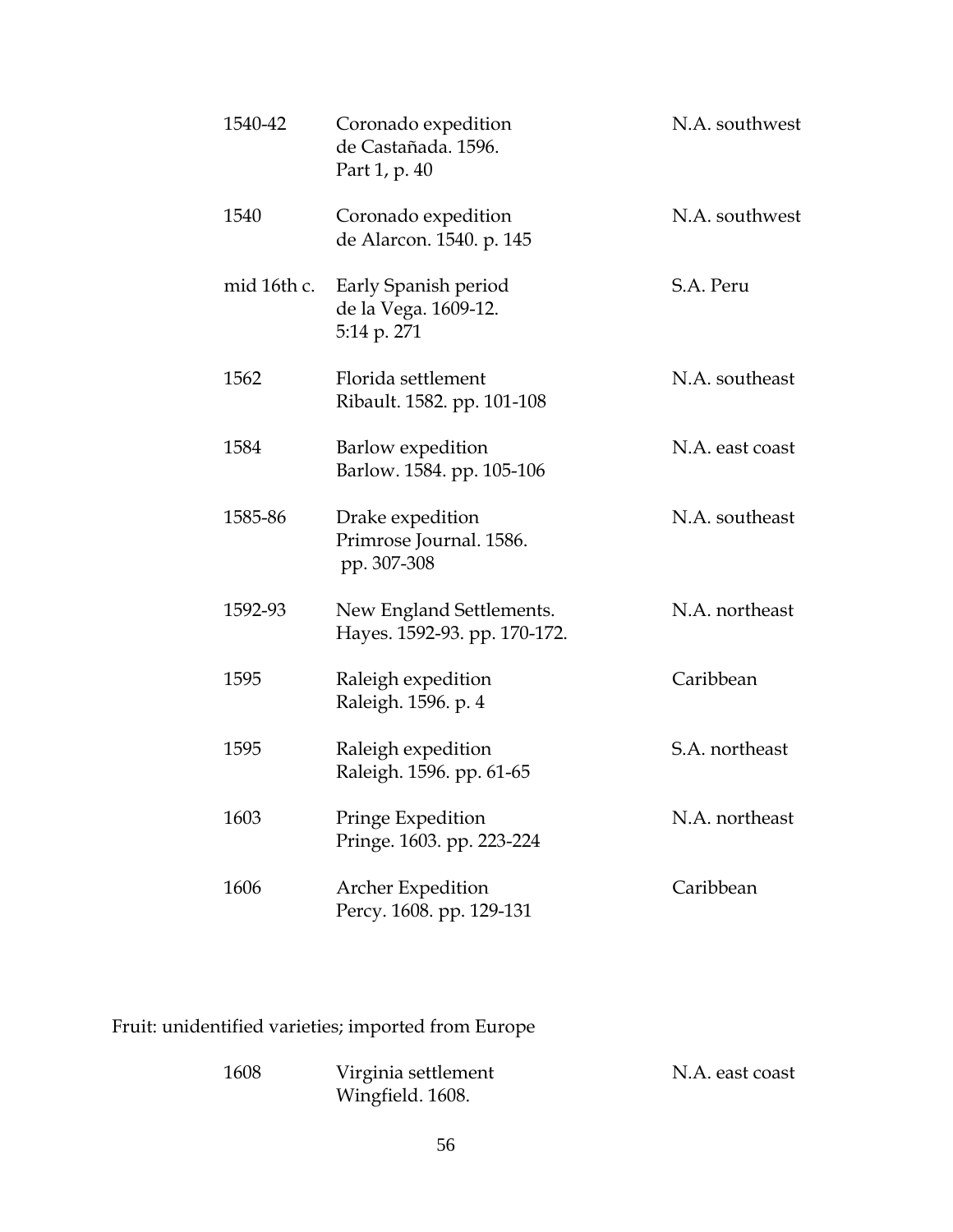| | | |
|---|---|---|
| 1540-42 | Coronado expedition<br>de Castañada. 1596.<br>Part 1, p. 40 | N.A. southwest |
| 1540 | Coronado expedition<br>de Alarcon. 1540. p. 145 | N.A. southwest |
| mid 16th c. | Early Spanish period<br>de la Vega. 1609-12.<br>5:14 p. 271 | S.A. Peru |
| 1562 | Florida settlement<br>Ribault. 1582. pp. 101-108 | N.A. southeast |
| 1584 | Barlow expedition<br>Barlow. 1584. pp. 105-106 | N.A. east coast |
| 1585-86 | Drake expedition<br>Primrose Journal. 1586.<br>pp. 307-308 | N.A. southeast |
| 1592-93 | New England Settlements.<br>Hayes. 1592-93. pp. 170-172. | N.A. northeast |
| 1595 | Raleigh expedition<br>Raleigh. 1596. p. 4 | Caribbean |
| 1595 | Raleigh expedition<br>Raleigh. 1596. pp. 61-65 | S.A. northeast |
| 1603 | Pringe Expedition<br>Pringe. 1603. pp. 223-224 | N.A. northeast |
| 1606 | Archer Expedition<br>Percy. 1608. pp. 129-131 | Caribbean |

Fruit: unidentified varieties; imported from Europe

| | | |
|---|---|---|
| 1608 | Virginia settlement<br>Wingfield. 1608. | N.A. east coast |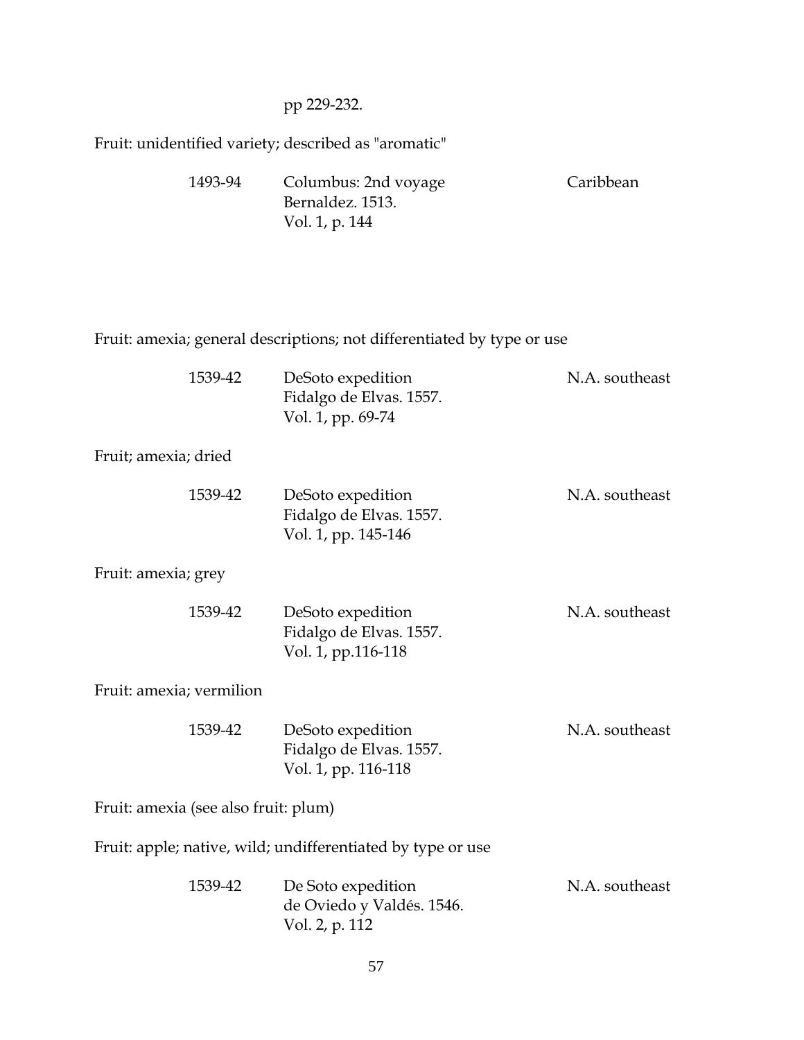pp 229-232.

Fruit: unidentified variety; described as "aromatic"

| 1493-94 | Columbus: 2nd voyage<br>Bernaldez. 1513.<br>Vol. 1, p. 144 | Caribbean |
|---|---|---|

Fruit: amexia; general descriptions; not differentiated by type or use

| 1539-42 | DeSoto expedition<br>Fidalgo de Elvas. 1557.<br>Vol. 1, pp. 69-74 | N.A. southeast |
|---|---|---|

Fruit; amexia; dried

| 1539-42 | DeSoto expedition<br>Fidalgo de Elvas. 1557.<br>Vol. 1, pp. 145-146 | N.A. southeast |
|---|---|---|

Fruit: amexia; grey

| 1539-42 | DeSoto expedition<br>Fidalgo de Elvas. 1557.<br>Vol. 1, pp.116-118 | N.A. southeast |
|---|---|---|

Fruit: amexia; vermilion

| 1539-42 | DeSoto expedition<br>Fidalgo de Elvas. 1557.<br>Vol. 1, pp. 116-118 | N.A. southeast |
|---|---|---|

Fruit: amexia (see also fruit: plum)

Fruit: apple; native, wild; undifferentiated by type or use

| 1539-42 | De Soto expedition<br>de Oviedo y Valdés. 1546.<br>Vol. 2, p. 112 | N.A. southeast |
|---|---|---|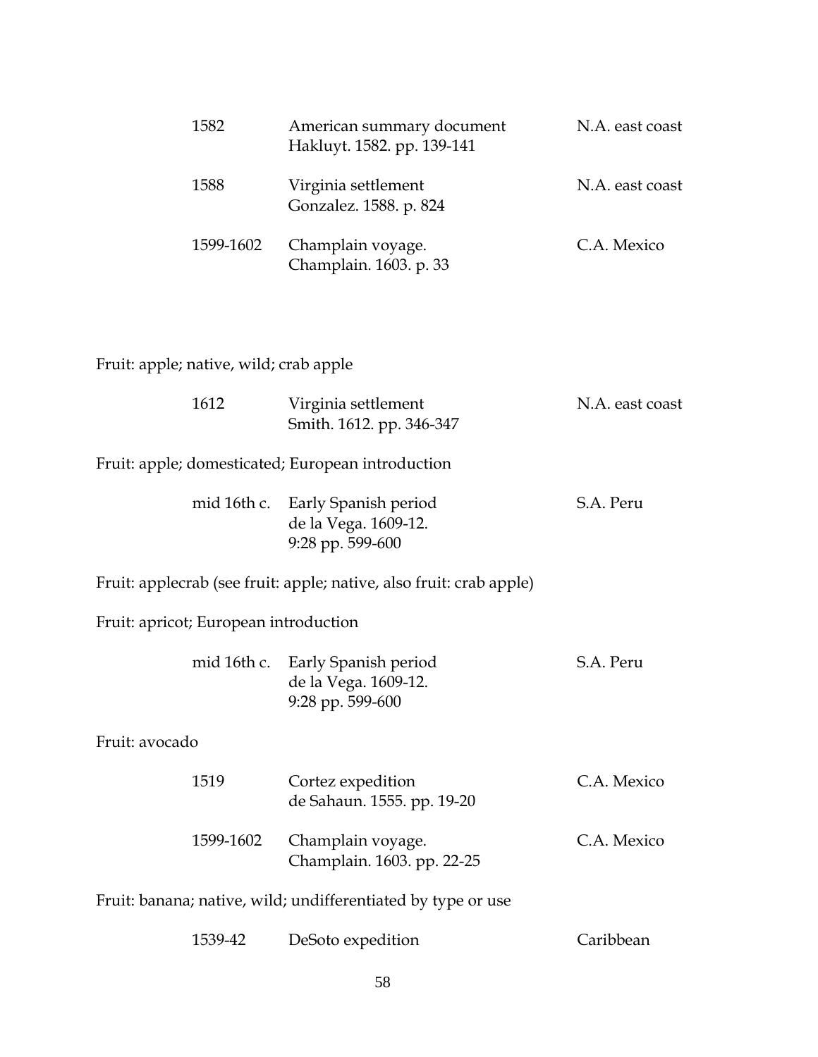| | | |
|---|---|---|
| 1582 | American summary document<br>Hakluyt. 1582. pp. 139-141 | N.A. east coast |
| 1588 | Virginia settlement<br>Gonzalez. 1588. p. 824 | N.A. east coast |
| 1599-1602 | Champlain voyage.<br>Champlain. 1603. p. 33 | C.A. Mexico |

Fruit: apple; native, wild; crab apple

| | | |
|---|---|---|
| 1612 | Virginia settlement<br>Smith. 1612. pp. 346-347 | N.A. east coast |

Fruit: apple; domesticated; European introduction

| | | |
|---|---|---|
| mid 16th c. | Early Spanish period<br>de la Vega. 1609-12.<br>9:28 pp. 599-600 | S.A. Peru |

Fruit: applecrab (see fruit: apple; native, also fruit: crab apple)

Fruit: apricot; European introduction

| | | |
|---|---|---|
| mid 16th c. | Early Spanish period<br>de la Vega. 1609-12.<br>9:28 pp. 599-600 | S.A. Peru |

Fruit: avocado

| | | |
|---|---|---|
| 1519 | Cortez expedition<br>de Sahaun. 1555. pp. 19-20 | C.A. Mexico |
| 1599-1602 | Champlain voyage.<br>Champlain. 1603. pp. 22-25 | C.A. Mexico |

Fruit: banana; native, wild; undifferentiated by type or use

| | | |
|---|---|---|
| 1539-42 | DeSoto expedition | Caribbean |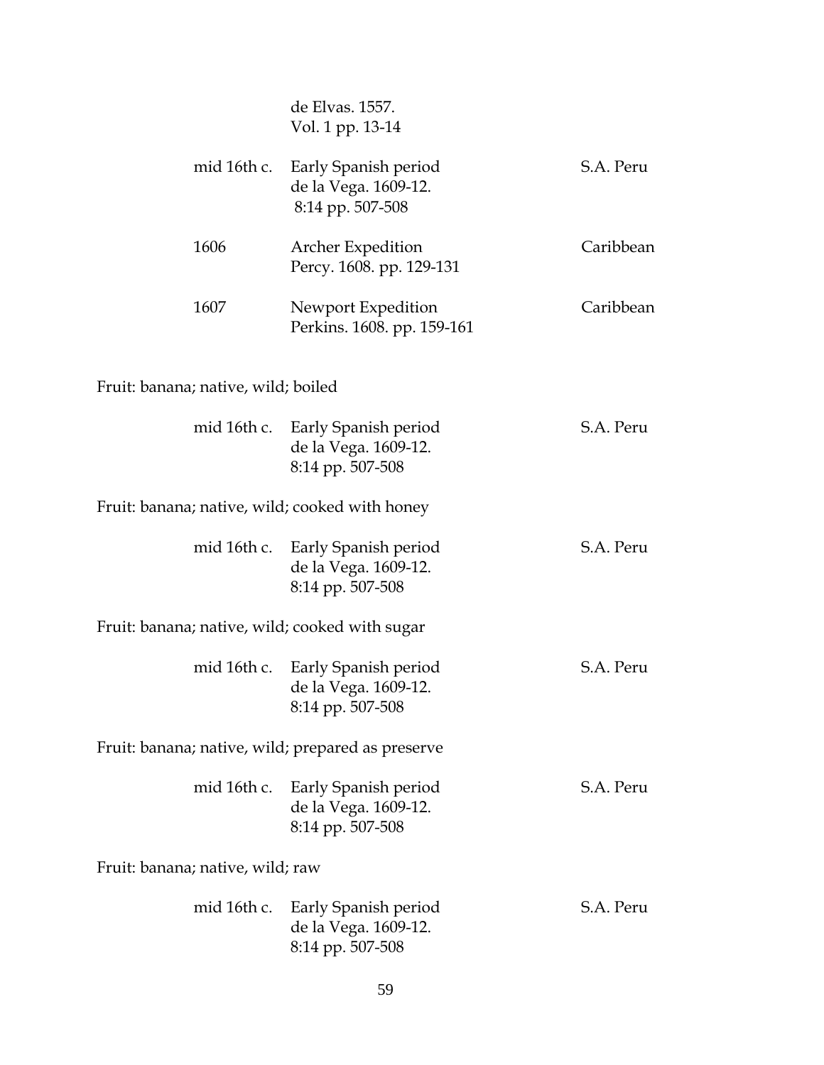de Elvas. 1557.
Vol. 1 pp. 13-14

| | | |
|---|---|---|
| mid 16th c. | Early Spanish period<br>de la Vega. 1609-12.<br>8:14 pp. 507-508 | S.A. Peru |
| 1606 | Archer Expedition<br>Percy. 1608. pp. 129-131 | Caribbean |
| 1607 | Newport Expedition<br>Perkins. 1608. pp. 159-161 | Caribbean |

Fruit: banana; native, wild; boiled

| | | |
|---|---|---|
| mid 16th c. | Early Spanish period<br>de la Vega. 1609-12.<br>8:14 pp. 507-508 | S.A. Peru |

Fruit: banana; native, wild; cooked with honey

| | | |
|---|---|---|
| mid 16th c. | Early Spanish period<br>de la Vega. 1609-12.<br>8:14 pp. 507-508 | S.A. Peru |

Fruit: banana; native, wild; cooked with sugar

| | | |
|---|---|---|
| mid 16th c. | Early Spanish period<br>de la Vega. 1609-12.<br>8:14 pp. 507-508 | S.A. Peru |

Fruit: banana; native, wild; prepared as preserve

| | | |
|---|---|---|
| mid 16th c. | Early Spanish period<br>de la Vega. 1609-12.<br>8:14 pp. 507-508 | S.A. Peru |

Fruit: banana; native, wild; raw

| | | |
|---|---|---|
| mid 16th c. | Early Spanish period<br>de la Vega. 1609-12.<br>8:14 pp. 507-508 | S.A. Peru |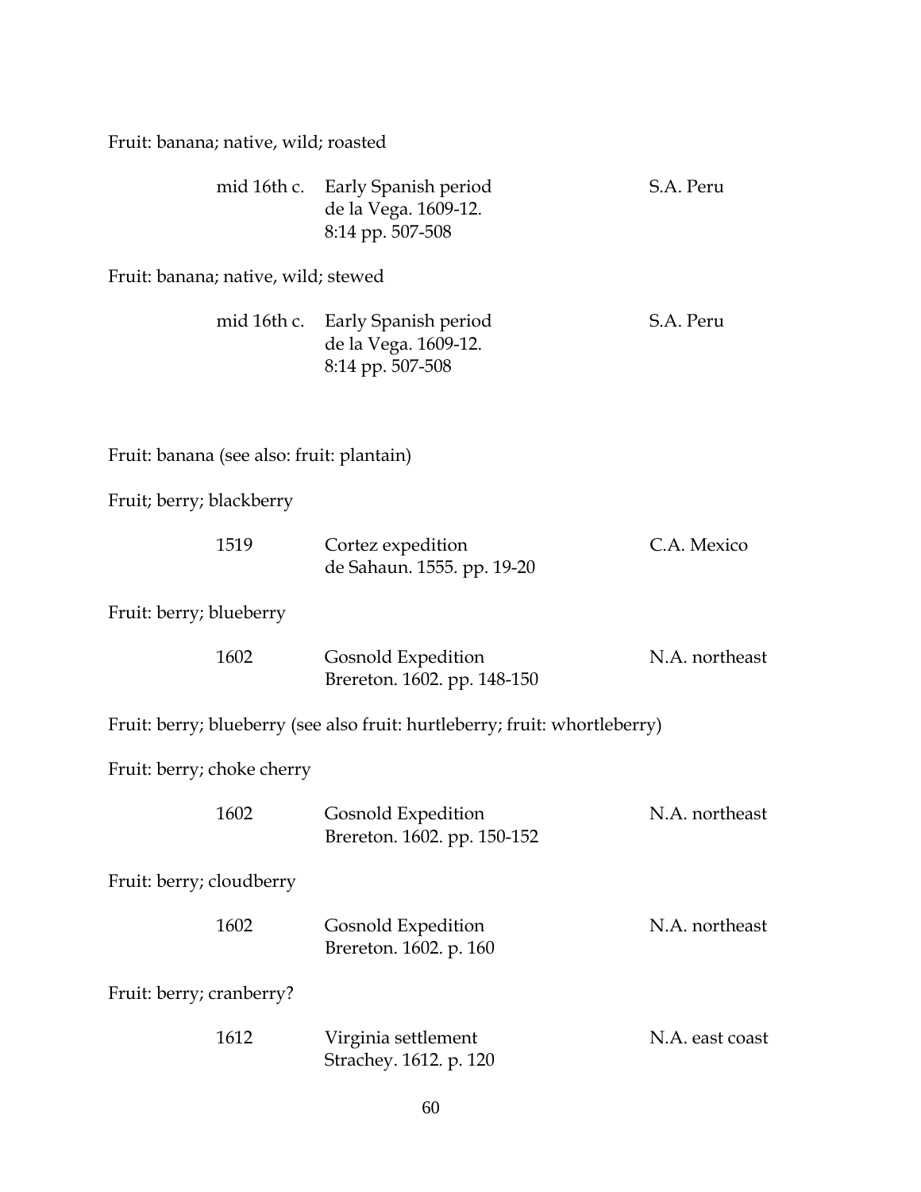Fruit: banana; native, wild; roasted

| | | |
|---|---|---|
| mid 16th c. | Early Spanish period<br>de la Vega. 1609-12.<br>8:14 pp. 507-508 | S.A. Peru |

Fruit: banana; native, wild; stewed

| | | |
|---|---|---|
| mid 16th c. | Early Spanish period<br>de la Vega. 1609-12.<br>8:14 pp. 507-508 | S.A. Peru |

Fruit: banana (see also: fruit: plantain)

Fruit; berry; blackberry

| | | |
|---|---|---|
| 1519 | Cortez expedition<br>de Sahaun. 1555. pp. 19-20 | C.A. Mexico |

Fruit: berry; blueberry

| | | |
|---|---|---|
| 1602 | Gosnold Expedition<br>Brereton. 1602. pp. 148-150 | N.A. northeast |

Fruit: berry; blueberry (see also fruit: hurtleberry; fruit: whortleberry)

Fruit: berry; choke cherry

| | | |
|---|---|---|
| 1602 | Gosnold Expedition<br>Brereton. 1602. pp. 150-152 | N.A. northeast |

Fruit: berry; cloudberry

| | | |
|---|---|---|
| 1602 | Gosnold Expedition<br>Brereton. 1602. p. 160 | N.A. northeast |

Fruit: berry; cranberry?

| | | |
|---|---|---|
| 1612 | Virginia settlement<br>Strachey. 1612. p. 120 | N.A. east coast |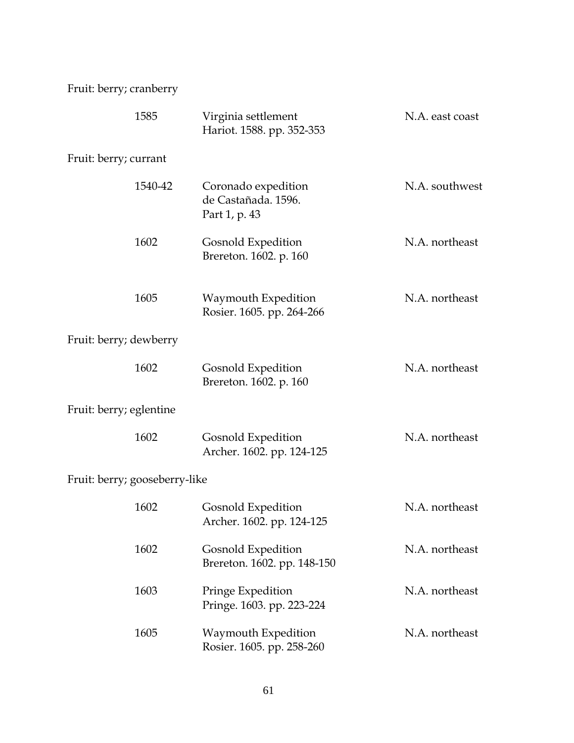Fruit: berry; cranberry

| | | |
|---|---|---|
| 1585 | Virginia settlement<br>Hariot. 1588. pp. 352-353 | N.A. east coast |

Fruit: berry; currant

| | | |
|---|---|---|
| 1540-42 | Coronado expedition<br>de Castañada. 1596.<br>Part 1, p. 43 | N.A. southwest |
| 1602 | Gosnold Expedition<br>Brereton. 1602. p. 160 | N.A. northeast |
| 1605 | Waymouth Expedition<br>Rosier. 1605. pp. 264-266 | N.A. northeast |

Fruit: berry; dewberry

| | | |
|---|---|---|
| 1602 | Gosnold Expedition<br>Brereton. 1602. p. 160 | N.A. northeast |

Fruit: berry; eglentine

| | | |
|---|---|---|
| 1602 | Gosnold Expedition<br>Archer. 1602. pp. 124-125 | N.A. northeast |

Fruit: berry; gooseberry-like

| | | |
|---|---|---|
| 1602 | Gosnold Expedition<br>Archer. 1602. pp. 124-125 | N.A. northeast |
| 1602 | Gosnold Expedition<br>Brereton. 1602. pp. 148-150 | N.A. northeast |
| 1603 | Pringe Expedition<br>Pringe. 1603. pp. 223-224 | N.A. northeast |
| 1605 | Waymouth Expedition<br>Rosier. 1605. pp. 258-260 | N.A. northeast |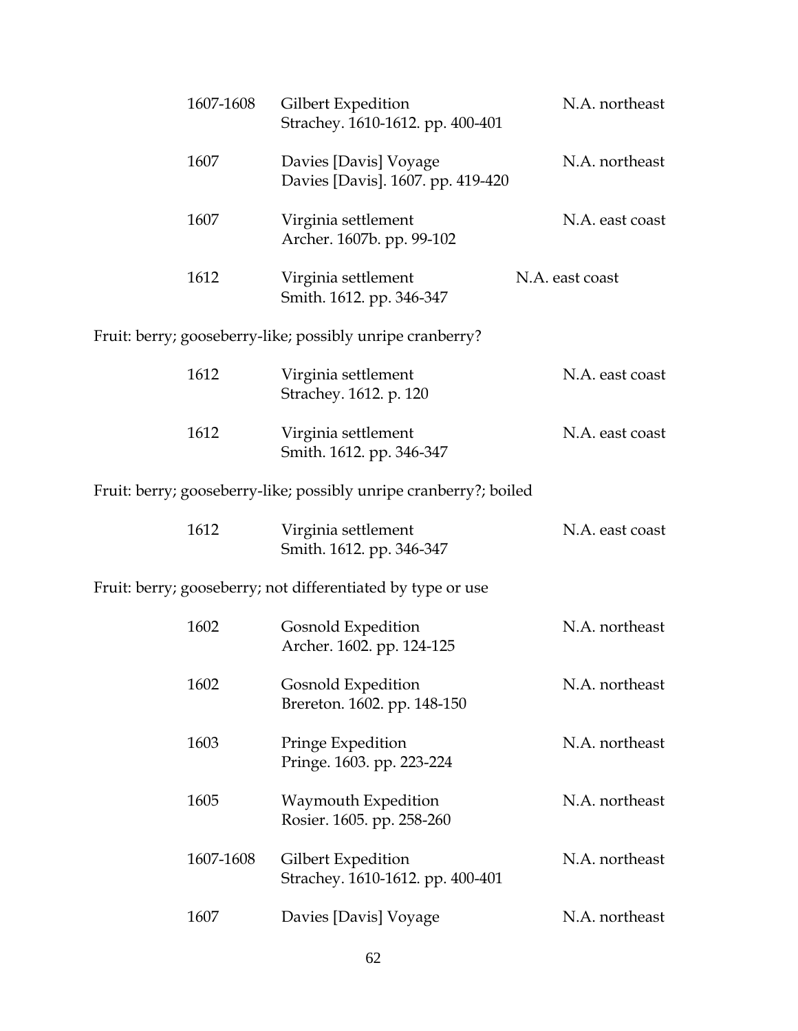| | | |
|---|---|---|
| 1607-1608 | Gilbert Expedition<br>Strachey. 1610-1612. pp. 400-401 | N.A. northeast |
| 1607 | Davies [Davis] Voyage<br>Davies [Davis]. 1607. pp. 419-420 | N.A. northeast |
| 1607 | Virginia settlement<br>Archer. 1607b. pp. 99-102 | N.A. east coast |
| 1612 | Virginia settlement<br>Smith. 1612. pp. 346-347 | N.A. east coast |

Fruit: berry; gooseberry-like; possibly unripe cranberry?

| | | |
|---|---|---|
| 1612 | Virginia settlement<br>Strachey. 1612. p. 120 | N.A. east coast |
| 1612 | Virginia settlement<br>Smith. 1612. pp. 346-347 | N.A. east coast |

Fruit: berry; gooseberry-like; possibly unripe cranberry?; boiled

| | | |
|---|---|---|
| 1612 | Virginia settlement<br>Smith. 1612. pp. 346-347 | N.A. east coast |

Fruit: berry; gooseberry; not differentiated by type or use

| | | |
|---|---|---|
| 1602 | Gosnold Expedition<br>Archer. 1602. pp. 124-125 | N.A. northeast |
| 1602 | Gosnold Expedition<br>Brereton. 1602. pp. 148-150 | N.A. northeast |
| 1603 | Pringe Expedition<br>Pringe. 1603. pp. 223-224 | N.A. northeast |
| 1605 | Waymouth Expedition<br>Rosier. 1605. pp. 258-260 | N.A. northeast |
| 1607-1608 | Gilbert Expedition<br>Strachey. 1610-1612. pp. 400-401 | N.A. northeast |
| 1607 | Davies [Davis] Voyage | N.A. northeast |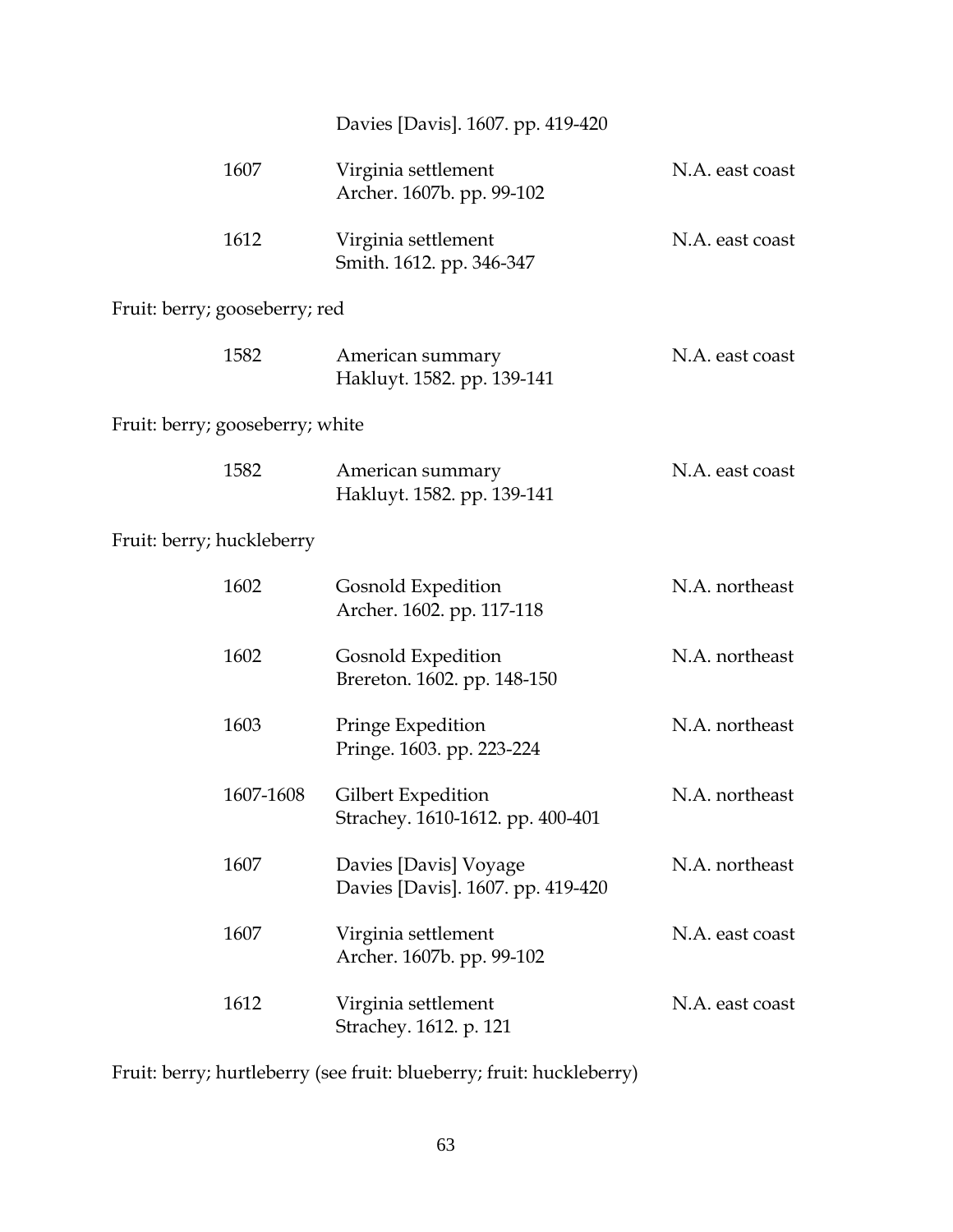Davies [Davis]. 1607. pp. 419-420

| | | |
|---|---|---|
| 1607 | Virginia settlement<br>Archer. 1607b. pp. 99-102 | N.A. east coast |
| 1612 | Virginia settlement<br>Smith. 1612. pp. 346-347 | N.A. east coast |

Fruit: berry; gooseberry; red

| | | |
|---|---|---|
| 1582 | American summary<br>Hakluyt. 1582. pp. 139-141 | N.A. east coast |

Fruit: berry; gooseberry; white

| | | |
|---|---|---|
| 1582 | American summary<br>Hakluyt. 1582. pp. 139-141 | N.A. east coast |

Fruit: berry; huckleberry

| | | |
|---|---|---|
| 1602 | Gosnold Expedition<br>Archer. 1602. pp. 117-118 | N.A. northeast |
| 1602 | Gosnold Expedition<br>Brereton. 1602. pp. 148-150 | N.A. northeast |
| 1603 | Pringe Expedition<br>Pringe. 1603. pp. 223-224 | N.A. northeast |
| 1607-1608 | Gilbert Expedition<br>Strachey. 1610-1612. pp. 400-401 | N.A. northeast |
| 1607 | Davies [Davis] Voyage<br>Davies [Davis]. 1607. pp. 419-420 | N.A. northeast |
| 1607 | Virginia settlement<br>Archer. 1607b. pp. 99-102 | N.A. east coast |
| 1612 | Virginia settlement<br>Strachey. 1612. p. 121 | N.A. east coast |

Fruit: berry; hurtleberry (see fruit: blueberry; fruit: huckleberry)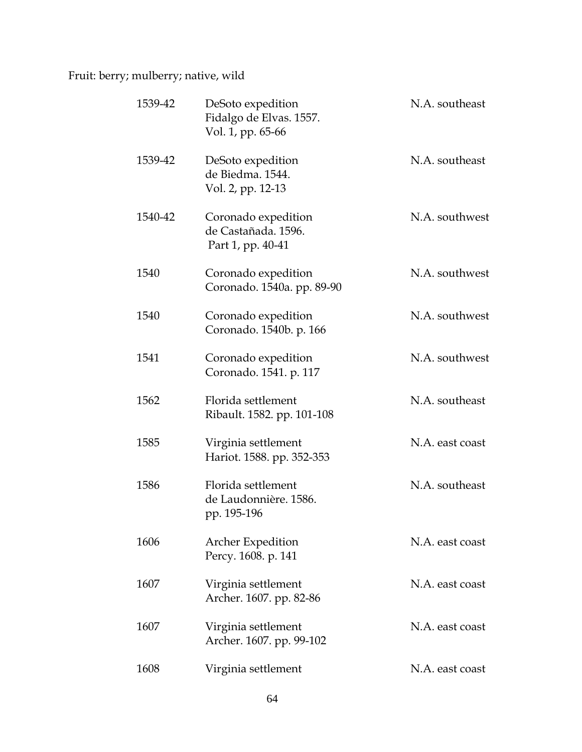Fruit: berry; mulberry; native, wild

| | | |
|---|---|---|
| 1539-42 | DeSoto expedition<br>Fidalgo de Elvas. 1557.<br>Vol. 1, pp. 65-66 | N.A. southeast |
| 1539-42 | DeSoto expedition<br>de Biedma. 1544.<br>Vol. 2, pp. 12-13 | N.A. southeast |
| 1540-42 | Coronado expedition<br>de Castañada. 1596.<br>Part 1, pp. 40-41 | N.A. southwest |
| 1540 | Coronado expedition<br>Coronado. 1540a. pp. 89-90 | N.A. southwest |
| 1540 | Coronado expedition<br>Coronado. 1540b. p. 166 | N.A. southwest |
| 1541 | Coronado expedition<br>Coronado. 1541. p. 117 | N.A. southwest |
| 1562 | Florida settlement<br>Ribault. 1582. pp. 101-108 | N.A. southeast |
| 1585 | Virginia settlement<br>Hariot. 1588. pp. 352-353 | N.A. east coast |
| 1586 | Florida settlement<br>de Laudonnière. 1586.<br>pp. 195-196 | N.A. southeast |
| 1606 | Archer Expedition<br>Percy. 1608. p. 141 | N.A. east coast |
| 1607 | Virginia settlement<br>Archer. 1607. pp. 82-86 | N.A. east coast |
| 1607 | Virginia settlement<br>Archer. 1607. pp. 99-102 | N.A. east coast |
| 1608 | Virginia settlement | N.A. east coast |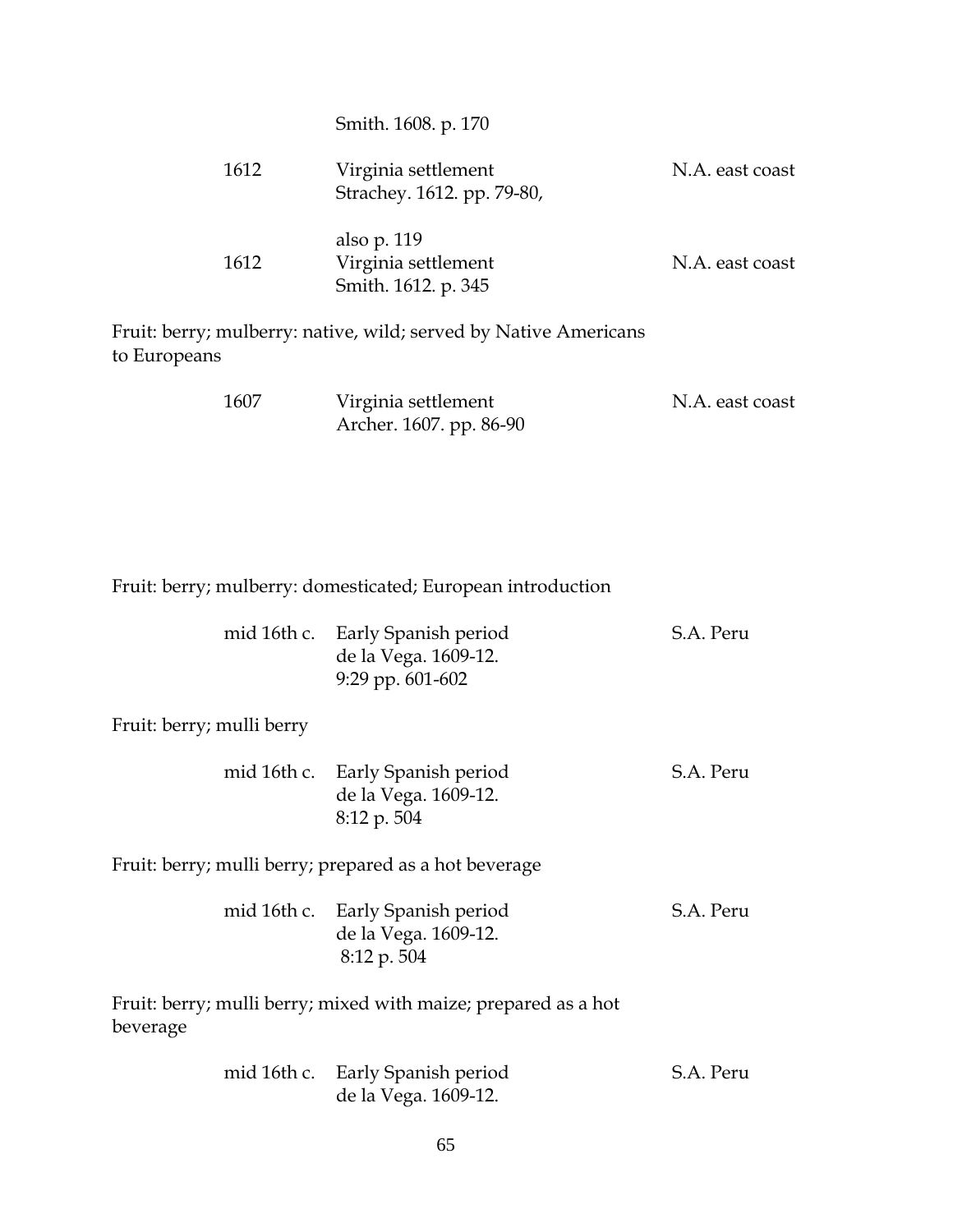Smith. 1608. p. 170

| | | |
|---|---|---|
| 1612 | Virginia settlement<br>Strachey. 1612. pp. 79-80,<br><br>also p. 119 | N.A. east coast |
| 1612 | Virginia settlement<br>Smith. 1612. p. 345 | N.A. east coast |

Fruit: berry; mulberry: native, wild; served by Native Americans to Europeans

| | | |
|---|---|---|
| 1607 | Virginia settlement<br>Archer. 1607. pp. 86-90 | N.A. east coast |

Fruit: berry; mulberry: domesticated; European introduction

| | | |
|---|---|---|
| mid 16th c. | Early Spanish period<br>de la Vega. 1609-12.<br>9:29 pp. 601-602 | S.A. Peru |

Fruit: berry; mulli berry

| | | |
|---|---|---|
| mid 16th c. | Early Spanish period<br>de la Vega. 1609-12.<br>8:12 p. 504 | S.A. Peru |

Fruit: berry; mulli berry; prepared as a hot beverage

| | | |
|---|---|---|
| mid 16th c. | Early Spanish period<br>de la Vega. 1609-12.<br>8:12 p. 504 | S.A. Peru |

Fruit: berry; mulli berry; mixed with maize; prepared as a hot beverage

| | | |
|---|---|---|
| mid 16th c. | Early Spanish period<br>de la Vega. 1609-12. | S.A. Peru |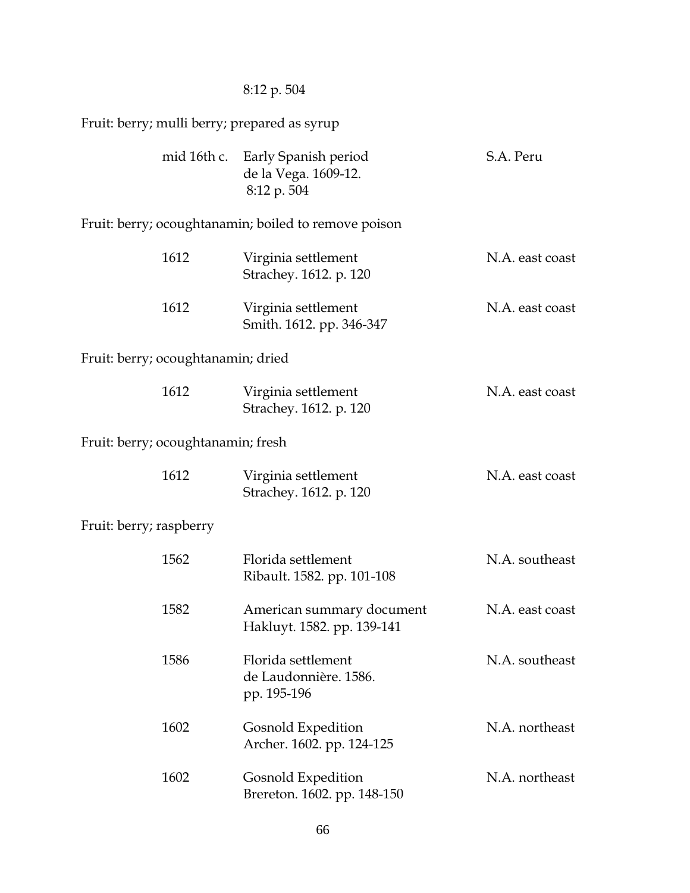8:12 p. 504

Fruit: berry; mulli berry; prepared as syrup

| | | |
|---|---|---|
| mid 16th c. | Early Spanish period<br>de la Vega. 1609-12.<br>8:12 p. 504 | S.A. Peru |

Fruit: berry; ocoughtanamin; boiled to remove poison

| | | |
|---|---|---|
| 1612 | Virginia settlement<br>Strachey. 1612. p. 120 | N.A. east coast |
| 1612 | Virginia settlement<br>Smith. 1612. pp. 346-347 | N.A. east coast |

Fruit: berry; ocoughtanamin; dried

| | | |
|---|---|---|
| 1612 | Virginia settlement<br>Strachey. 1612. p. 120 | N.A. east coast |

Fruit: berry; ocoughtanamin; fresh

| | | |
|---|---|---|
| 1612 | Virginia settlement<br>Strachey. 1612. p. 120 | N.A. east coast |

Fruit: berry; raspberry

| | | |
|---|---|---|
| 1562 | Florida settlement<br>Ribault. 1582. pp. 101-108 | N.A. southeast |
| 1582 | American summary document<br>Hakluyt. 1582. pp. 139-141 | N.A. east coast |
| 1586 | Florida settlement<br>de Laudonnière. 1586.<br>pp. 195-196 | N.A. southeast |
| 1602 | Gosnold Expedition<br>Archer. 1602. pp. 124-125 | N.A. northeast |
| 1602 | Gosnold Expedition<br>Brereton. 1602. pp. 148-150 | N.A. northeast |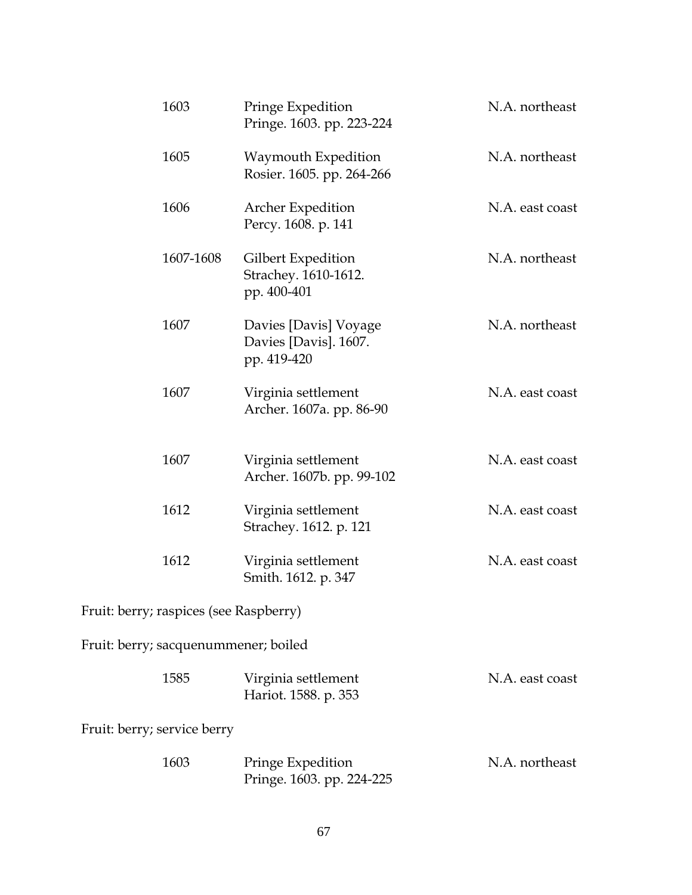| | | |
|---|---|---|
| 1603 | Pringe Expedition<br>Pringe. 1603. pp. 223-224 | N.A. northeast |
| 1605 | Waymouth Expedition<br>Rosier. 1605. pp. 264-266 | N.A. northeast |
| 1606 | Archer Expedition<br>Percy. 1608. p. 141 | N.A. east coast |
| 1607-1608 | Gilbert Expedition<br>Strachey. 1610-1612.<br>pp. 400-401 | N.A. northeast |
| 1607 | Davies [Davis] Voyage<br>Davies [Davis]. 1607.<br>pp. 419-420 | N.A. northeast |
| 1607 | Virginia settlement<br>Archer. 1607a. pp. 86-90 | N.A. east coast |
| 1607 | Virginia settlement<br>Archer. 1607b. pp. 99-102 | N.A. east coast |
| 1612 | Virginia settlement<br>Strachey. 1612. p. 121 | N.A. east coast |
| 1612 | Virginia settlement<br>Smith. 1612. p. 347 | N.A. east coast |

Fruit: berry; raspices (see Raspberry)

Fruit: berry; sacquenummener; boiled

| | | |
|---|---|---|
| 1585 | Virginia settlement<br>Hariot. 1588. p. 353 | N.A. east coast |

Fruit: berry; service berry

| | | |
|---|---|---|
| 1603 | Pringe Expedition<br>Pringe. 1603. pp. 224-225 | N.A. northeast |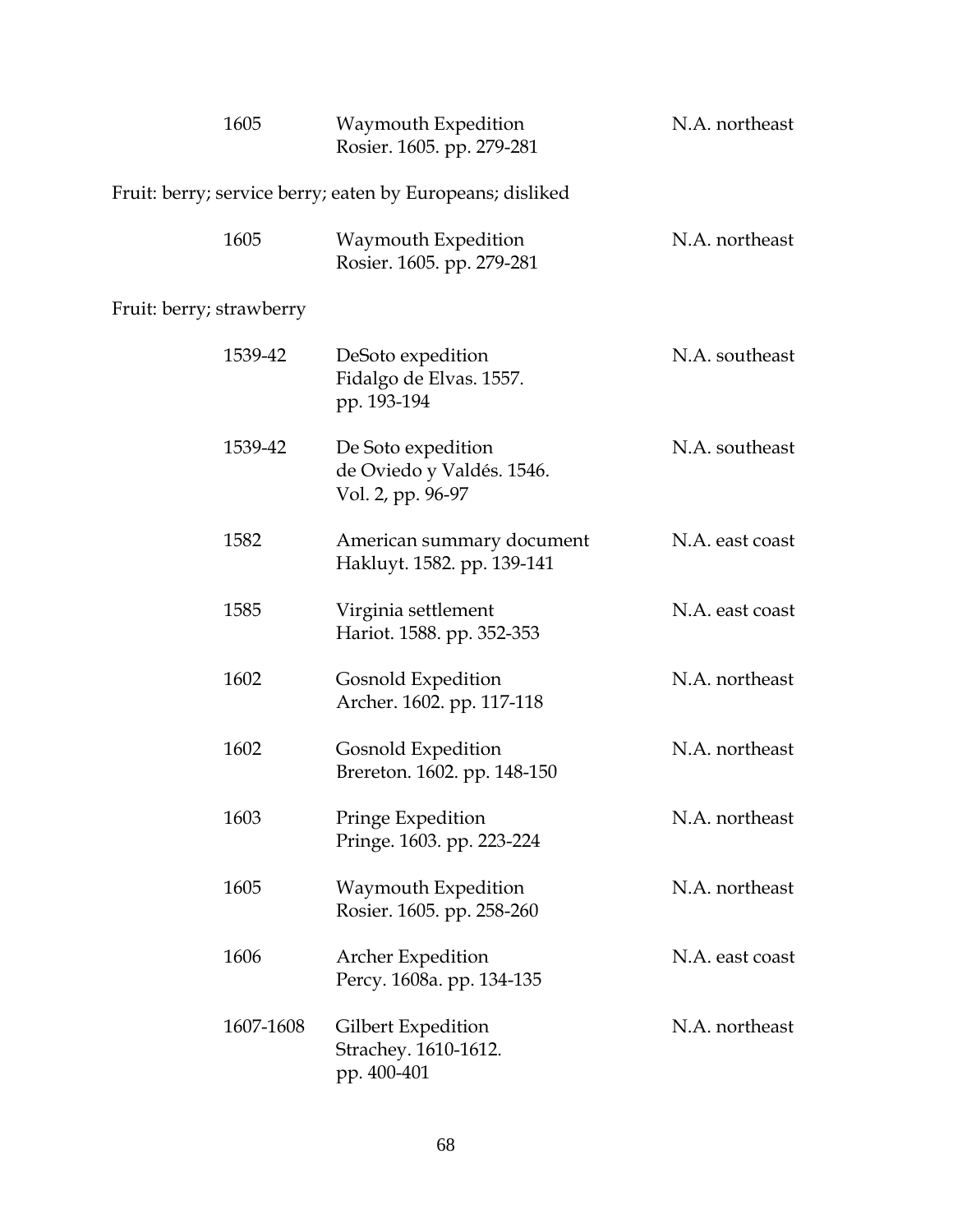| | | |
|---|---|---|
| 1605 | Waymouth Expedition<br>Rosier. 1605. pp. 279-281 | N.A. northeast |

Fruit: berry; service berry; eaten by Europeans; disliked

| | | |
|---|---|---|
| 1605 | Waymouth Expedition<br>Rosier. 1605. pp. 279-281 | N.A. northeast |

Fruit: berry; strawberry

| | | |
|---|---|---|
| 1539-42 | DeSoto expedition<br>Fidalgo de Elvas. 1557.<br>pp. 193-194 | N.A. southeast |
| 1539-42 | De Soto expedition<br>de Oviedo y Valdés. 1546.<br>Vol. 2, pp. 96-97 | N.A. southeast |
| 1582 | American summary document<br>Hakluyt. 1582. pp. 139-141 | N.A. east coast |
| 1585 | Virginia settlement<br>Hariot. 1588. pp. 352-353 | N.A. east coast |
| 1602 | Gosnold Expedition<br>Archer. 1602. pp. 117-118 | N.A. northeast |
| 1602 | Gosnold Expedition<br>Brereton. 1602. pp. 148-150 | N.A. northeast |
| 1603 | Pringe Expedition<br>Pringe. 1603. pp. 223-224 | N.A. northeast |
| 1605 | Waymouth Expedition<br>Rosier. 1605. pp. 258-260 | N.A. northeast |
| 1606 | Archer Expedition<br>Percy. 1608a. pp. 134-135 | N.A. east coast |
| 1607-1608 | Gilbert Expedition<br>Strachey. 1610-1612.<br>pp. 400-401 | N.A. northeast |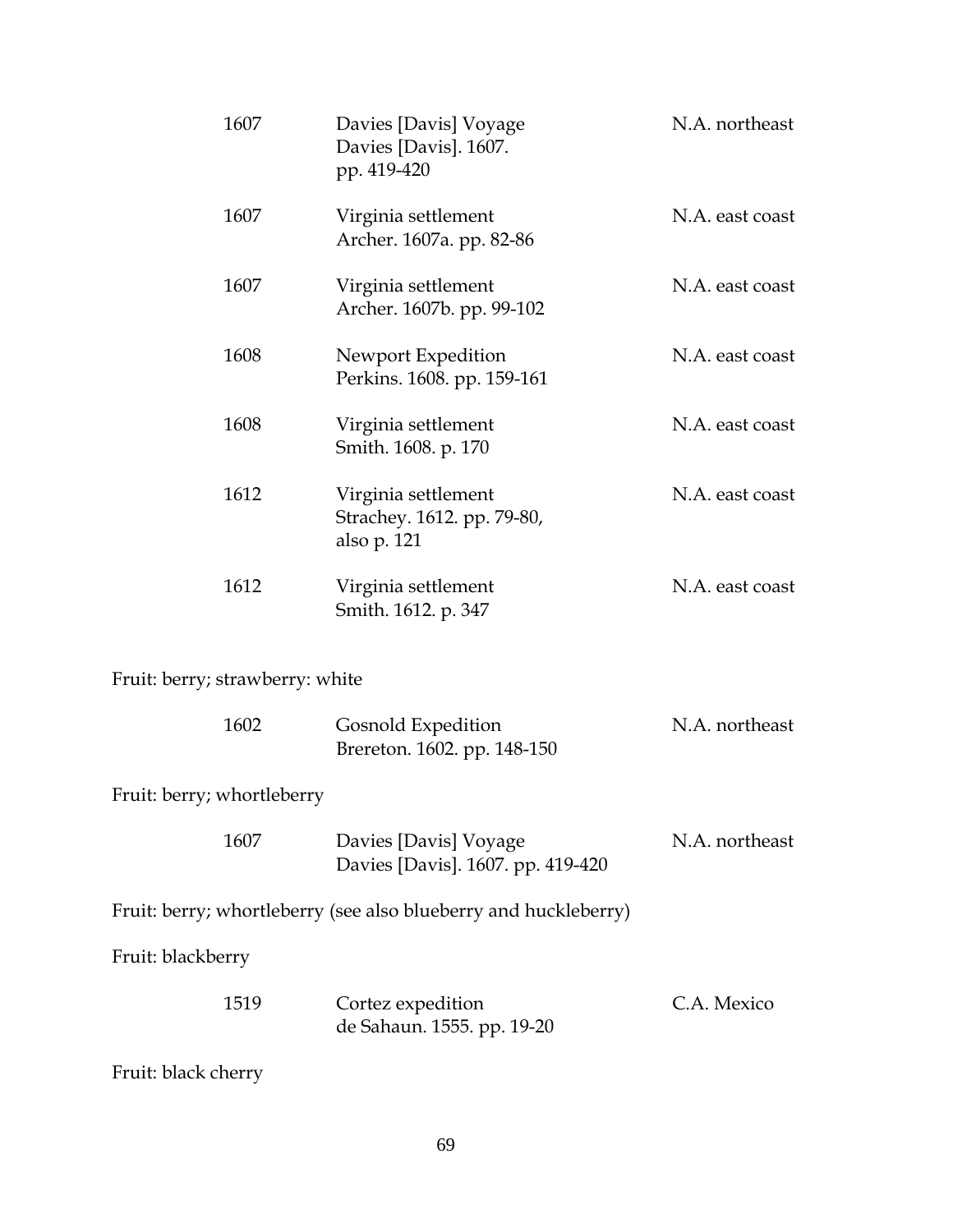| | | |
|---|---|---|
| 1607 | Davies [Davis] Voyage<br>Davies [Davis]. 1607.<br>pp. 419-420 | N.A. northeast |
| 1607 | Virginia settlement<br>Archer. 1607a. pp. 82-86 | N.A. east coast |
| 1607 | Virginia settlement<br>Archer. 1607b. pp. 99-102 | N.A. east coast |
| 1608 | Newport Expedition<br>Perkins. 1608. pp. 159-161 | N.A. east coast |
| 1608 | Virginia settlement<br>Smith. 1608. p. 170 | N.A. east coast |
| 1612 | Virginia settlement<br>Strachey. 1612. pp. 79-80,<br>also p. 121 | N.A. east coast |
| 1612 | Virginia settlement<br>Smith. 1612. p. 347 | N.A. east coast |

Fruit: berry; strawberry: white

| | | |
|---|---|---|
| 1602 | Gosnold Expedition<br>Brereton. 1602. pp. 148-150 | N.A. northeast |

Fruit: berry; whortleberry

| | | |
|---|---|---|
| 1607 | Davies [Davis] Voyage<br>Davies [Davis]. 1607. pp. 419-420 | N.A. northeast |

Fruit: berry; whortleberry (see also blueberry and huckleberry)

Fruit: blackberry

| | | |
|---|---|---|
| 1519 | Cortez expedition<br>de Sahaun. 1555. pp. 19-20 | C.A. Mexico |

Fruit: black cherry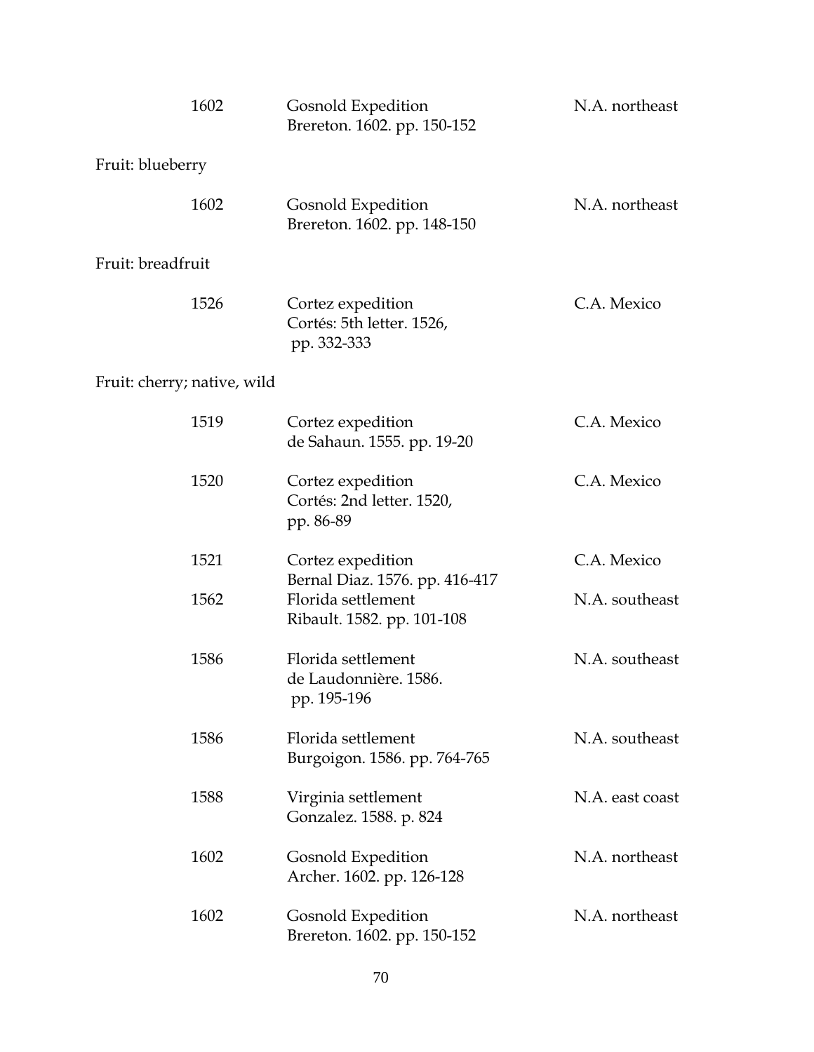| | | |
|---|---|---|
| 1602 | Gosnold Expedition<br>Brereton. 1602. pp. 150-152 | N.A. northeast |

Fruit: blueberry

| | | |
|---|---|---|
| 1602 | Gosnold Expedition<br>Brereton. 1602. pp. 148-150 | N.A. northeast |

Fruit: breadfruit

| | | |
|---|---|---|
| 1526 | Cortez expedition<br>Cortés: 5th letter. 1526, pp. 332-333 | C.A. Mexico |

Fruit: cherry; native, wild

| | | |
|---|---|---|
| 1519 | Cortez expedition<br>de Sahaun. 1555. pp. 19-20 | C.A. Mexico |
| 1520 | Cortez expedition<br>Cortés: 2nd letter. 1520, pp. 86-89 | C.A. Mexico |
| 1521 | Cortez expedition<br>Bernal Diaz. 1576. pp. 416-417 | C.A. Mexico |
| 1562 | Florida settlement<br>Ribault. 1582. pp. 101-108 | N.A. southeast |
| 1586 | Florida settlement<br>de Laudonnière. 1586. pp. 195-196 | N.A. southeast |
| 1586 | Florida settlement<br>Burgoigon. 1586. pp. 764-765 | N.A. southeast |
| 1588 | Virginia settlement<br>Gonzalez. 1588. p. 824 | N.A. east coast |
| 1602 | Gosnold Expedition<br>Archer. 1602. pp. 126-128 | N.A. northeast |
| 1602 | Gosnold Expedition<br>Brereton. 1602. pp. 150-152 | N.A. northeast |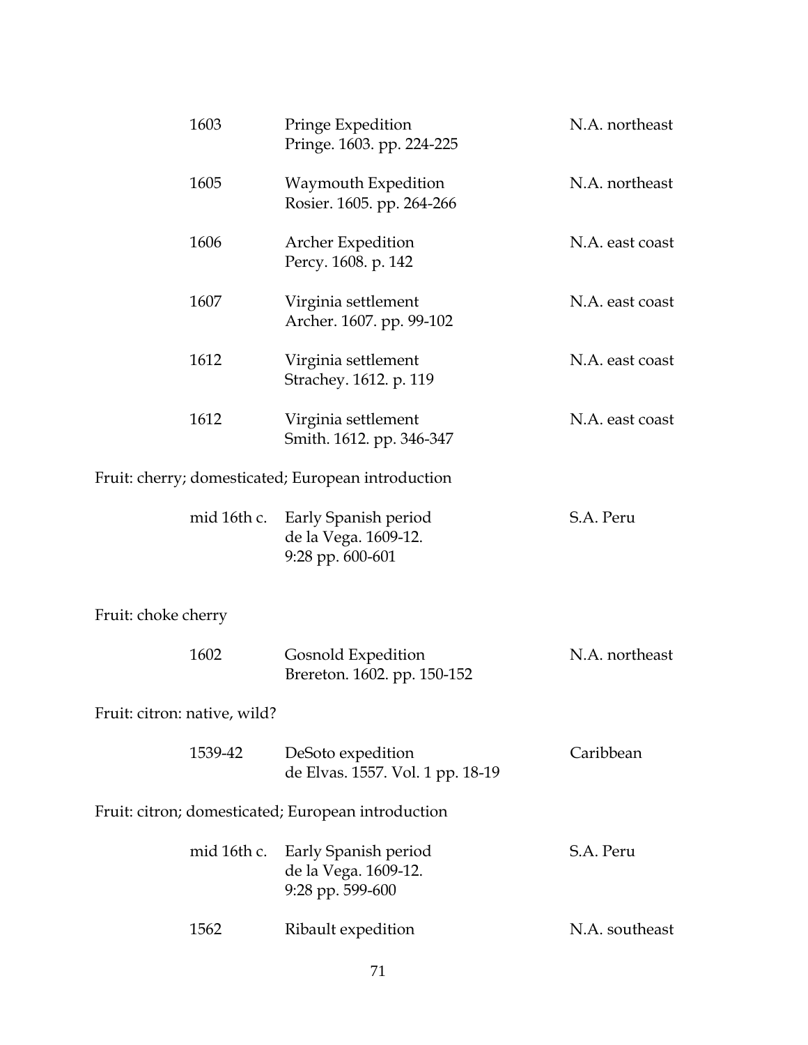| | | |
|---|---|---|
| 1603 | Pringe Expedition<br>Pringe. 1603. pp. 224-225 | N.A. northeast |
| 1605 | Waymouth Expedition<br>Rosier. 1605. pp. 264-266 | N.A. northeast |
| 1606 | Archer Expedition<br>Percy. 1608. p. 142 | N.A. east coast |
| 1607 | Virginia settlement<br>Archer. 1607. pp. 99-102 | N.A. east coast |
| 1612 | Virginia settlement<br>Strachey. 1612. p. 119 | N.A. east coast |
| 1612 | Virginia settlement<br>Smith. 1612. pp. 346-347 | N.A. east coast |

Fruit: cherry; domesticated; European introduction

| | | |
|---|---|---|
| mid 16th c. | Early Spanish period<br>de la Vega. 1609-12.<br>9:28 pp. 600-601 | S.A. Peru |

Fruit: choke cherry

| | | |
|---|---|---|
| 1602 | Gosnold Expedition<br>Brereton. 1602. pp. 150-152 | N.A. northeast |

Fruit: citron: native, wild?

| | | |
|---|---|---|
| 1539-42 | DeSoto expedition<br>de Elvas. 1557. Vol. 1 pp. 18-19 | Caribbean |

Fruit: citron; domesticated; European introduction

| | | |
|---|---|---|
| mid 16th c. | Early Spanish period<br>de la Vega. 1609-12.<br>9:28 pp. 599-600 | S.A. Peru |
| 1562 | Ribault expedition | N.A. southeast |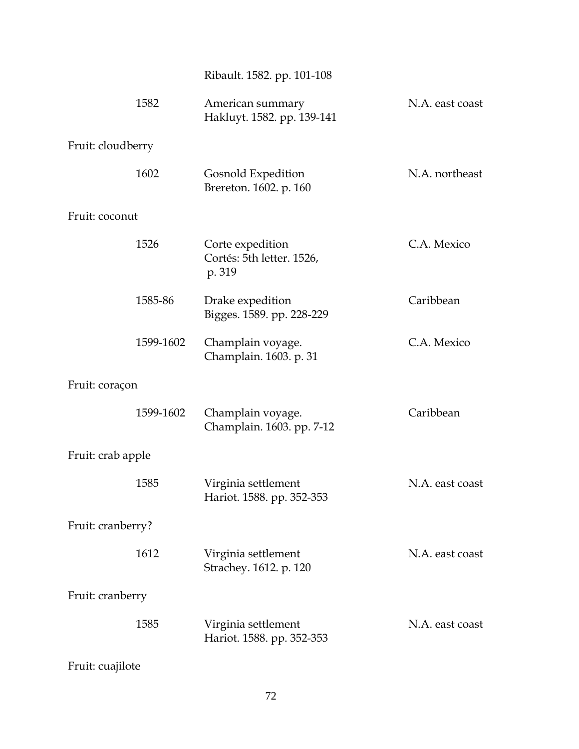| | | |
|---|---|---|
| | Ribault. 1582. pp. 101-108 | |
| 1582 | American summary<br>Hakluyt. 1582. pp. 139-141 | N.A. east coast |

Fruit: cloudberry

| | | |
|---|---|---|
| 1602 | Gosnold Expedition<br>Brereton. 1602. p. 160 | N.A. northeast |

Fruit: coconut

| | | |
|---|---|---|
| 1526 | Corte expedition<br>Cortés: 5th letter. 1526, p. 319 | C.A. Mexico |
| 1585-86 | Drake expedition<br>Bigges. 1589. pp. 228-229 | Caribbean |
| 1599-1602 | Champlain voyage.<br>Champlain. 1603. p. 31 | C.A. Mexico |

Fruit: coraçon

| | | |
|---|---|---|
| 1599-1602 | Champlain voyage.<br>Champlain. 1603. pp. 7-12 | Caribbean |

Fruit: crab apple

| | | |
|---|---|---|
| 1585 | Virginia settlement<br>Hariot. 1588. pp. 352-353 | N.A. east coast |

Fruit: cranberry?

| | | |
|---|---|---|
| 1612 | Virginia settlement<br>Strachey. 1612. p. 120 | N.A. east coast |

Fruit: cranberry

| | | |
|---|---|---|
| 1585 | Virginia settlement<br>Hariot. 1588. pp. 352-353 | N.A. east coast |

Fruit: cuajilote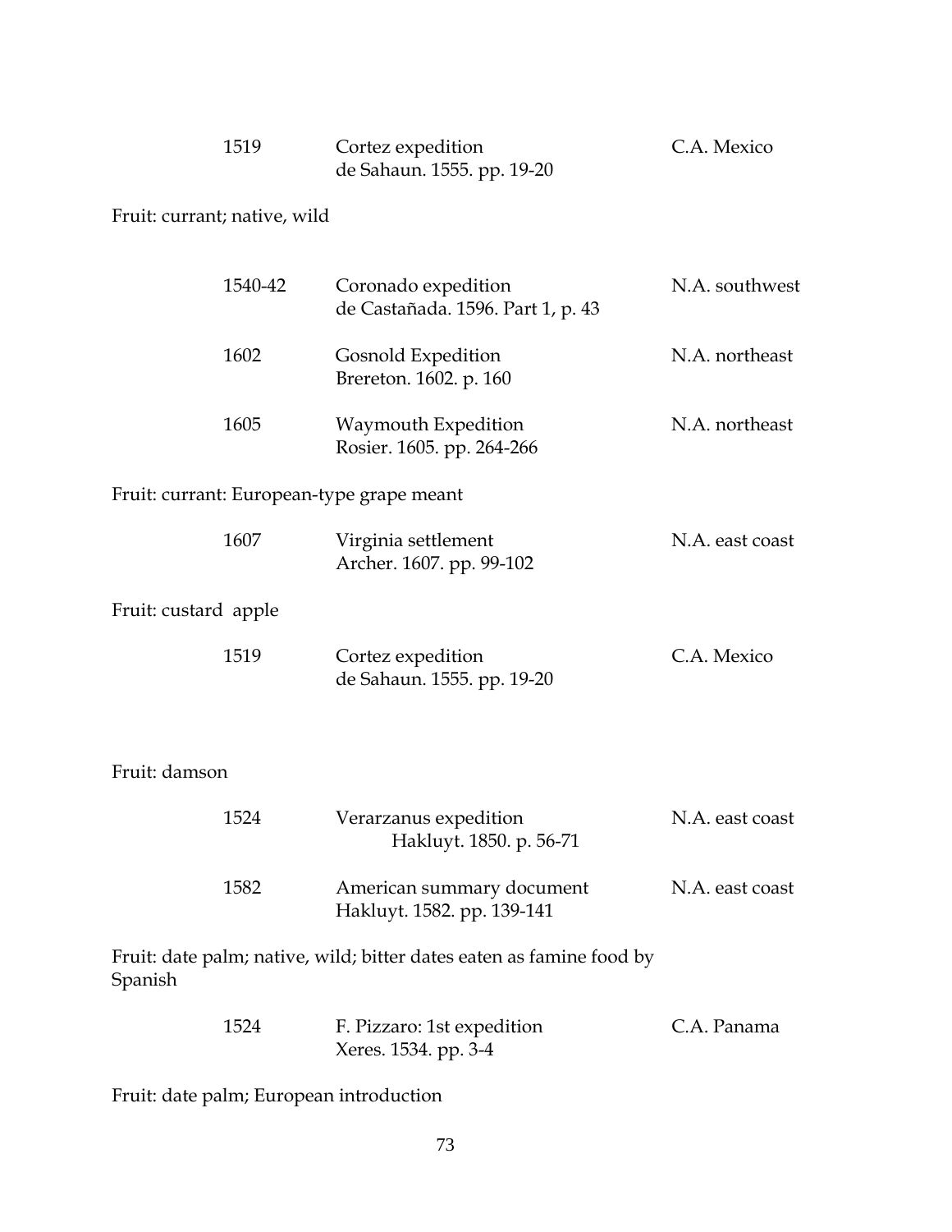| | | |
|---|---|---|
| 1519 | Cortez expedition<br>de Sahaun. 1555. pp. 19-20 | C.A. Mexico |

Fruit: currant; native, wild

| | | |
|---|---|---|
| 1540-42 | Coronado expedition<br>de Castañada. 1596. Part 1, p. 43 | N.A. southwest |
| 1602 | Gosnold Expedition<br>Brereton. 1602. p. 160 | N.A. northeast |
| 1605 | Waymouth Expedition<br>Rosier. 1605. pp. 264-266 | N.A. northeast |

Fruit: currant: European-type grape meant

| | | |
|---|---|---|
| 1607 | Virginia settlement<br>Archer. 1607. pp. 99-102 | N.A. east coast |

Fruit: custard apple

| | | |
|---|---|---|
| 1519 | Cortez expedition<br>de Sahaun. 1555. pp. 19-20 | C.A. Mexico |

Fruit: damson

| | | |
|---|---|---|
| 1524 | Verarzanus expedition<br>Hakluyt. 1850. p. 56-71 | N.A. east coast |
| 1582 | American summary document<br>Hakluyt. 1582. pp. 139-141 | N.A. east coast |

Fruit: date palm; native, wild; bitter dates eaten as famine food by Spanish

| | | |
|---|---|---|
| 1524 | F. Pizzaro: 1st expedition<br>Xeres. 1534. pp. 3-4 | C.A. Panama |

Fruit: date palm; European introduction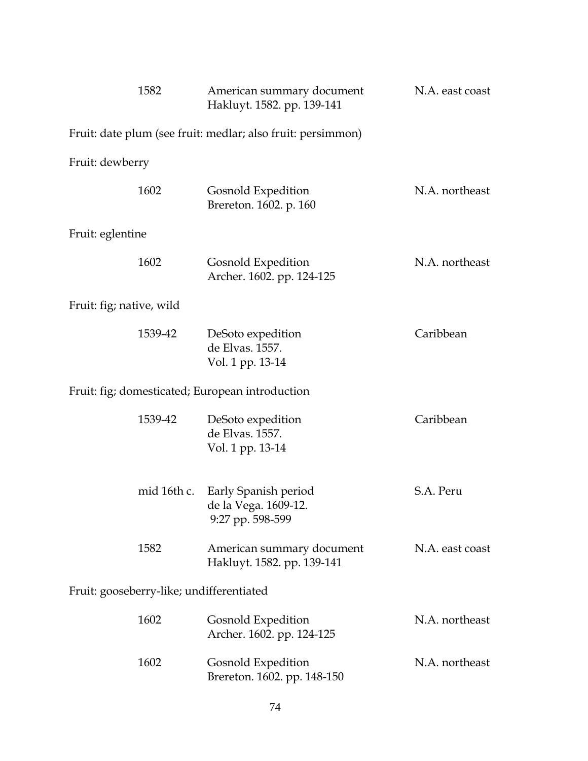| | | |
|---|---|---|
| 1582 | American summary document<br>Hakluyt. 1582. pp. 139-141 | N.A. east coast |

Fruit: date plum (see fruit: medlar; also fruit: persimmon)

Fruit: dewberry

| | | |
|---|---|---|
| 1602 | Gosnold Expedition<br>Brereton. 1602. p. 160 | N.A. northeast |

Fruit: eglentine

| | | |
|---|---|---|
| 1602 | Gosnold Expedition<br>Archer. 1602. pp. 124-125 | N.A. northeast |

Fruit: fig; native, wild

| | | |
|---|---|---|
| 1539-42 | DeSoto expedition<br>de Elvas. 1557.<br>Vol. 1 pp. 13-14 | Caribbean |

Fruit: fig; domesticated; European introduction

| | | |
|---|---|---|
| 1539-42 | DeSoto expedition<br>de Elvas. 1557.<br>Vol. 1 pp. 13-14 | Caribbean |
| mid 16th c. | Early Spanish period<br>de la Vega. 1609-12.<br>9:27 pp. 598-599 | S.A. Peru |
| 1582 | American summary document<br>Hakluyt. 1582. pp. 139-141 | N.A. east coast |

Fruit: gooseberry-like; undifferentiated

| | | |
|---|---|---|
| 1602 | Gosnold Expedition<br>Archer. 1602. pp. 124-125 | N.A. northeast |
| 1602 | Gosnold Expedition<br>Brereton. 1602. pp. 148-150 | N.A. northeast |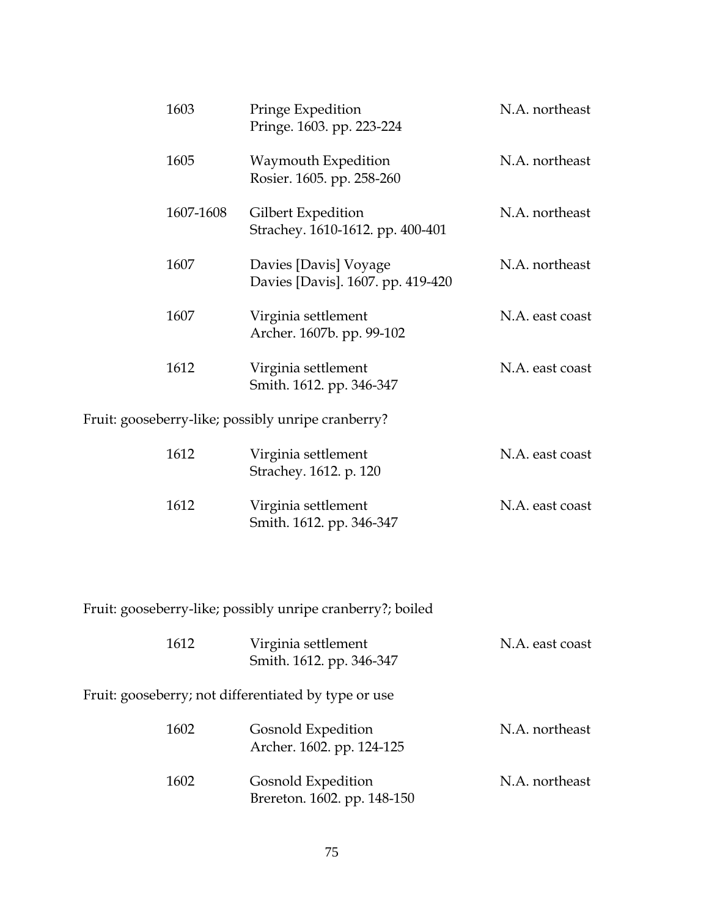| | | |
|---|---|---|
| 1603 | Pringe Expedition<br>Pringe. 1603. pp. 223-224 | N.A. northeast |
| 1605 | Waymouth Expedition<br>Rosier. 1605. pp. 258-260 | N.A. northeast |
| 1607-1608 | Gilbert Expedition<br>Strachey. 1610-1612. pp. 400-401 | N.A. northeast |
| 1607 | Davies [Davis] Voyage<br>Davies [Davis]. 1607. pp. 419-420 | N.A. northeast |
| 1607 | Virginia settlement<br>Archer. 1607b. pp. 99-102 | N.A. east coast |
| 1612 | Virginia settlement<br>Smith. 1612. pp. 346-347 | N.A. east coast |

Fruit: gooseberry-like; possibly unripe cranberry?

| | | |
|---|---|---|
| 1612 | Virginia settlement<br>Strachey. 1612. p. 120 | N.A. east coast |
| 1612 | Virginia settlement<br>Smith. 1612. pp. 346-347 | N.A. east coast |

Fruit: gooseberry-like; possibly unripe cranberry?; boiled

| | | |
|---|---|---|
| 1612 | Virginia settlement<br>Smith. 1612. pp. 346-347 | N.A. east coast |

Fruit: gooseberry; not differentiated by type or use

| | | |
|---|---|---|
| 1602 | Gosnold Expedition<br>Archer. 1602. pp. 124-125 | N.A. northeast |
| 1602 | Gosnold Expedition<br>Brereton. 1602. pp. 148-150 | N.A. northeast |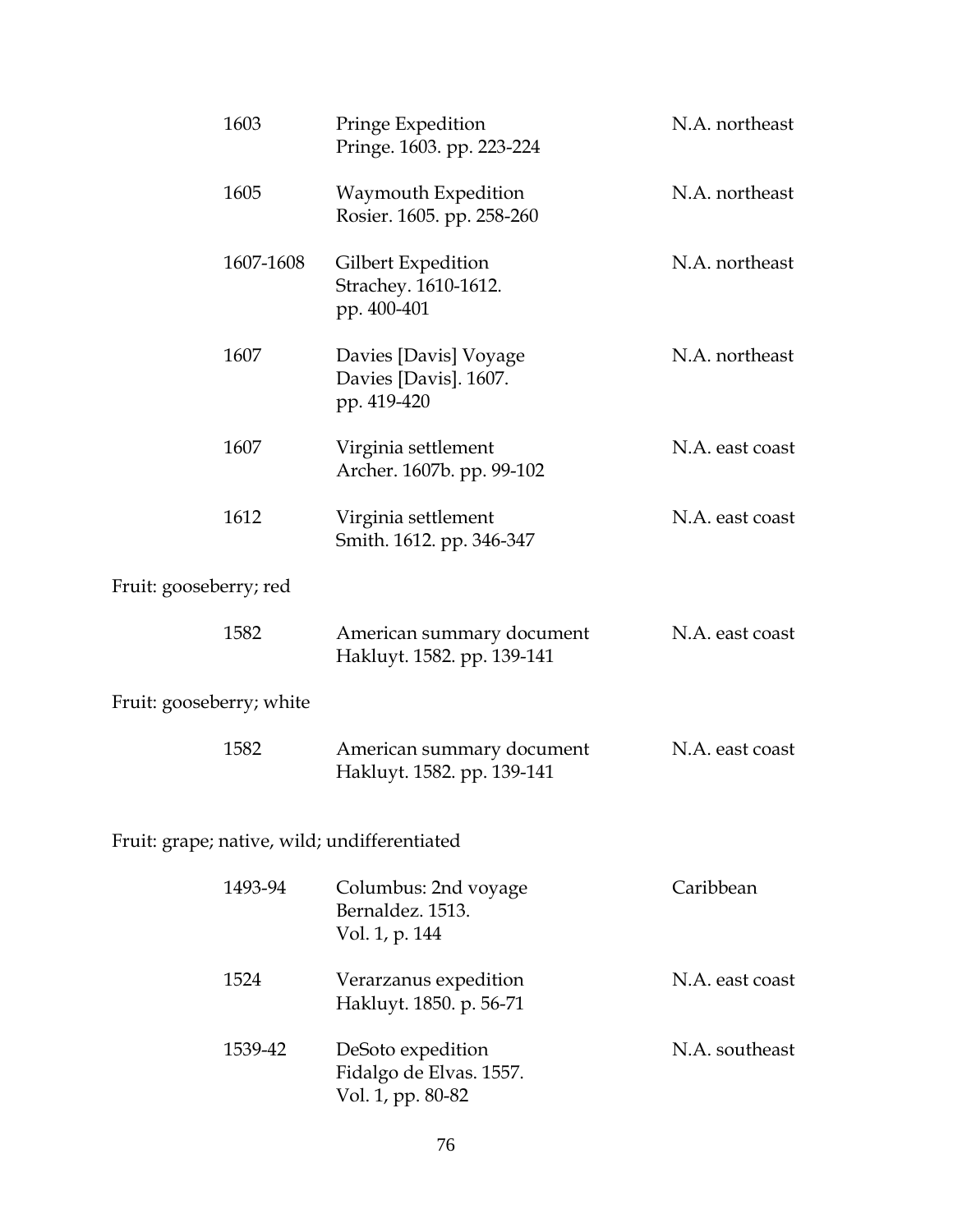| | | |
|---|---|---|
| 1603 | Pringe Expedition<br>Pringe. 1603. pp. 223-224 | N.A. northeast |
| 1605 | Waymouth Expedition<br>Rosier. 1605. pp. 258-260 | N.A. northeast |
| 1607-1608 | Gilbert Expedition<br>Strachey. 1610-1612.<br>pp. 400-401 | N.A. northeast |
| 1607 | Davies [Davis] Voyage<br>Davies [Davis]. 1607.<br>pp. 419-420 | N.A. northeast |
| 1607 | Virginia settlement<br>Archer. 1607b. pp. 99-102 | N.A. east coast |
| 1612 | Virginia settlement<br>Smith. 1612. pp. 346-347 | N.A. east coast |

Fruit: gooseberry; red

| | | |
|---|---|---|
| 1582 | American summary document<br>Hakluyt. 1582. pp. 139-141 | N.A. east coast |

Fruit: gooseberry; white

| | | |
|---|---|---|
| 1582 | American summary document<br>Hakluyt. 1582. pp. 139-141 | N.A. east coast |

Fruit: grape; native, wild; undifferentiated

| | | |
|---|---|---|
| 1493-94 | Columbus: 2nd voyage<br>Bernaldez. 1513.<br>Vol. 1, p. 144 | Caribbean |
| 1524 | Verarzanus expedition<br>Hakluyt. 1850. p. 56-71 | N.A. east coast |
| 1539-42 | DeSoto expedition<br>Fidalgo de Elvas. 1557.<br>Vol. 1, pp. 80-82 | N.A. southeast |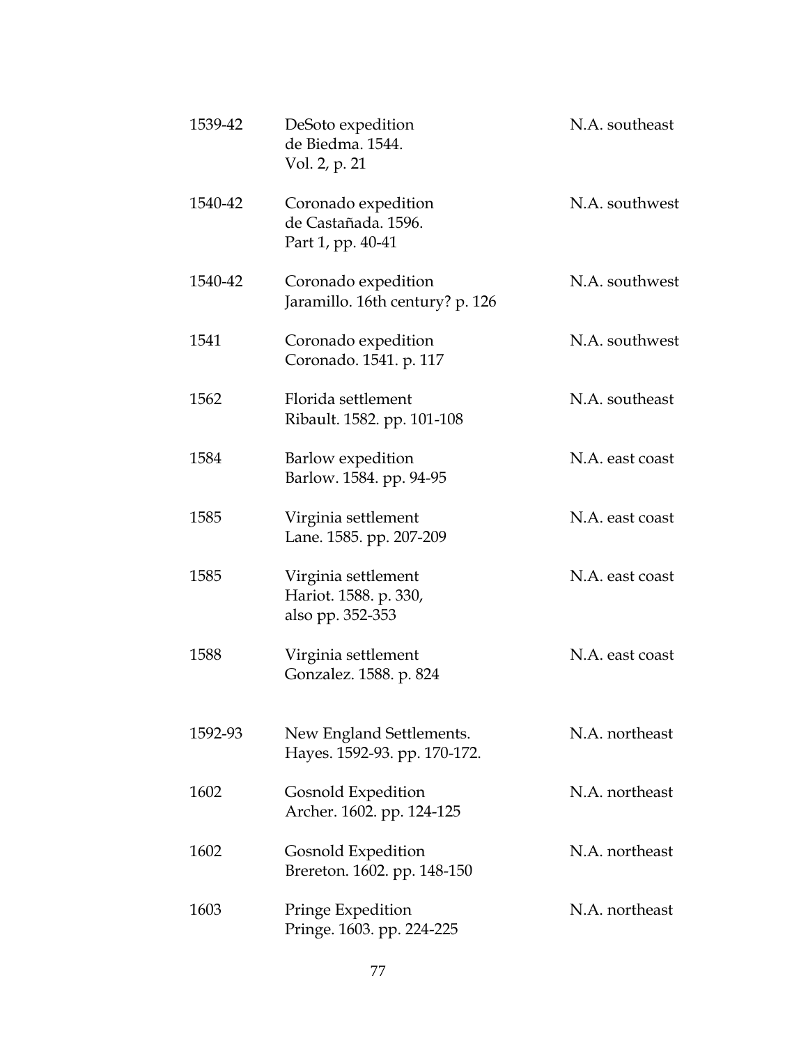| | | |
|---|---|---|
| 1539-42 | DeSoto expedition<br>de Biedma. 1544.<br>Vol. 2, p. 21 | N.A. southeast |
| 1540-42 | Coronado expedition<br>de Castañada. 1596.<br>Part 1, pp. 40-41 | N.A. southwest |
| 1540-42 | Coronado expedition<br>Jaramillo. 16th century? p. 126 | N.A. southwest |
| 1541 | Coronado expedition<br>Coronado. 1541. p. 117 | N.A. southwest |
| 1562 | Florida settlement<br>Ribault. 1582. pp. 101-108 | N.A. southeast |
| 1584 | Barlow expedition<br>Barlow. 1584. pp. 94-95 | N.A. east coast |
| 1585 | Virginia settlement<br>Lane. 1585. pp. 207-209 | N.A. east coast |
| 1585 | Virginia settlement<br>Hariot. 1588. p. 330,<br>also pp. 352-353 | N.A. east coast |
| 1588 | Virginia settlement<br>Gonzalez. 1588. p. 824 | N.A. east coast |
| 1592-93 | New England Settlements.<br>Hayes. 1592-93. pp. 170-172. | N.A. northeast |
| 1602 | Gosnold Expedition<br>Archer. 1602. pp. 124-125 | N.A. northeast |
| 1602 | Gosnold Expedition<br>Brereton. 1602. pp. 148-150 | N.A. northeast |
| 1603 | Pringe Expedition<br>Pringe. 1603. pp. 224-225 | N.A. northeast |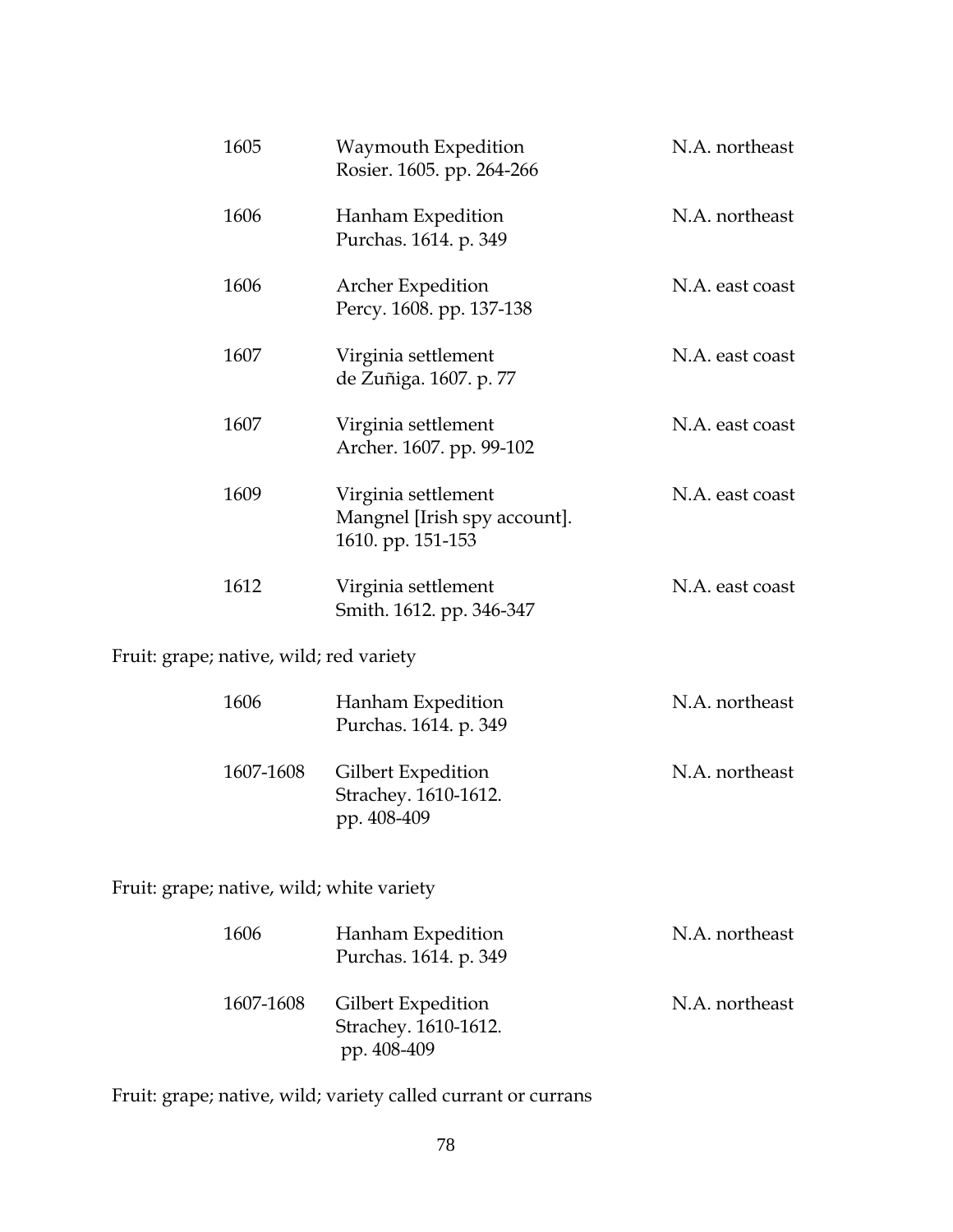| | | |
|---|---|---|
| 1605 | Waymouth Expedition<br>Rosier. 1605. pp. 264-266 | N.A. northeast |
| 1606 | Hanham Expedition<br>Purchas. 1614. p. 349 | N.A. northeast |
| 1606 | Archer Expedition<br>Percy. 1608. pp. 137-138 | N.A. east coast |
| 1607 | Virginia settlement<br>de Zuñiga. 1607. p. 77 | N.A. east coast |
| 1607 | Virginia settlement<br>Archer. 1607. pp. 99-102 | N.A. east coast |
| 1609 | Virginia settlement<br>Mangnel [Irish spy account].<br>1610. pp. 151-153 | N.A. east coast |
| 1612 | Virginia settlement<br>Smith. 1612. pp. 346-347 | N.A. east coast |

Fruit: grape; native, wild; red variety

| | | |
|---|---|---|
| 1606 | Hanham Expedition<br>Purchas. 1614. p. 349 | N.A. northeast |
| 1607-1608 | Gilbert Expedition<br>Strachey. 1610-1612.<br>pp. 408-409 | N.A. northeast |

Fruit: grape; native, wild; white variety

| | | |
|---|---|---|
| 1606 | Hanham Expedition<br>Purchas. 1614. p. 349 | N.A. northeast |
| 1607-1608 | Gilbert Expedition<br>Strachey. 1610-1612.<br>pp. 408-409 | N.A. northeast |

Fruit: grape; native, wild; variety called currant or currans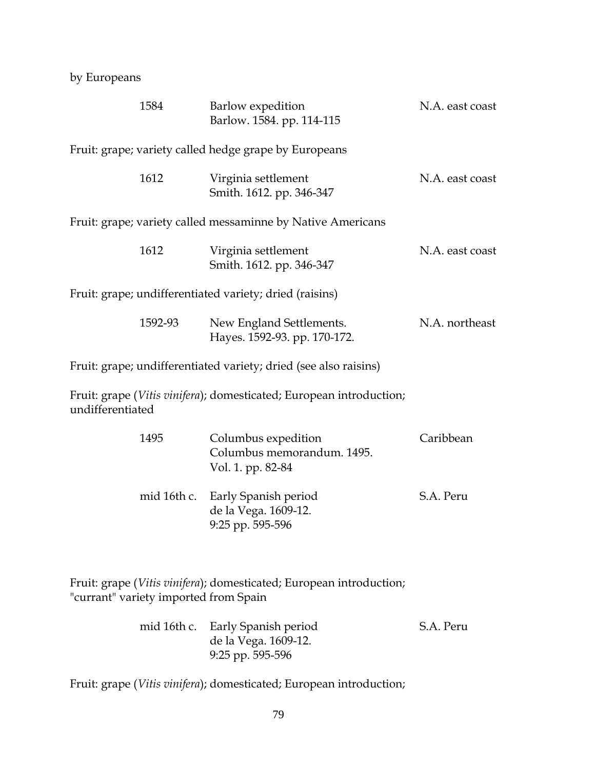by Europeans

| | | |
|---|---|---|
| 1584 | Barlow expedition<br>Barlow. 1584. pp. 114-115 | N.A. east coast |

Fruit: grape; variety called hedge grape by Europeans

| | | |
|---|---|---|
| 1612 | Virginia settlement<br>Smith. 1612. pp. 346-347 | N.A. east coast |

Fruit: grape; variety called messaminne by Native Americans

| | | |
|---|---|---|
| 1612 | Virginia settlement<br>Smith. 1612. pp. 346-347 | N.A. east coast |

Fruit: grape; undifferentiated variety; dried (raisins)

| | | |
|---|---|---|
| 1592-93 | New England Settlements.<br>Hayes. 1592-93. pp. 170-172. | N.A. northeast |

Fruit: grape; undifferentiated variety; dried (see also raisins)

Fruit: grape (*Vitis vinifera*); domesticated; European introduction; undifferentiated

| | | |
|---|---|---|
| 1495 | Columbus expedition<br>Columbus memorandum. 1495.<br>Vol. 1. pp. 82-84 | Caribbean |
| mid 16th c. | Early Spanish period<br>de la Vega. 1609-12.<br>9:25 pp. 595-596 | S.A. Peru |

Fruit: grape (*Vitis vinifera*); domesticated; European introduction; "currant" variety imported from Spain

| | | |
|---|---|---|
| mid 16th c. | Early Spanish period<br>de la Vega. 1609-12.<br>9:25 pp. 595-596 | S.A. Peru |

Fruit: grape (*Vitis vinifera*); domesticated; European introduction;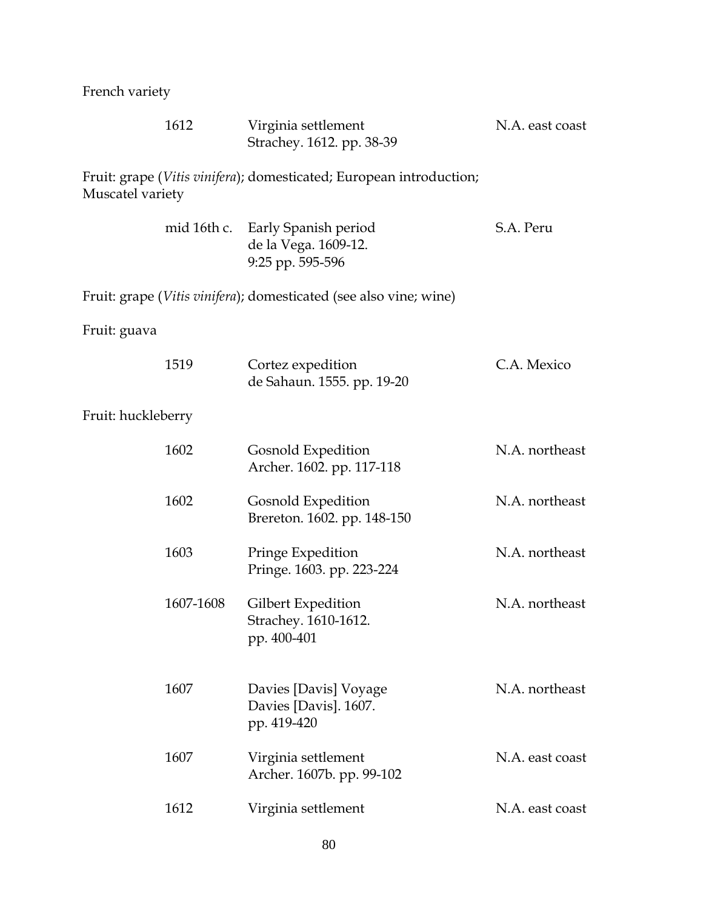French variety

| | | |
|---|---|---|
| 1612 | Virginia settlement<br>Strachey. 1612. pp. 38-39 | N.A. east coast |

Fruit: grape (*Vitis vinifera*); domesticated; European introduction; Muscatel variety

| | | |
|---|---|---|
| mid 16th c. | Early Spanish period<br>de la Vega. 1609-12.<br>9:25 pp. 595-596 | S.A. Peru |

Fruit: grape (*Vitis vinifera*); domesticated (see also vine; wine)

Fruit: guava

| | | |
|---|---|---|
| 1519 | Cortez expedition<br>de Sahaun. 1555. pp. 19-20 | C.A. Mexico |

Fruit: huckleberry

| | | |
|---|---|---|
| 1602 | Gosnold Expedition<br>Archer. 1602. pp. 117-118 | N.A. northeast |
| 1602 | Gosnold Expedition<br>Brereton. 1602. pp. 148-150 | N.A. northeast |
| 1603 | Pringe Expedition<br>Pringe. 1603. pp. 223-224 | N.A. northeast |
| 1607-1608 | Gilbert Expedition<br>Strachey. 1610-1612.<br>pp. 400-401 | N.A. northeast |
| 1607 | Davies [Davis] Voyage<br>Davies [Davis]. 1607.<br>pp. 419-420 | N.A. northeast |
| 1607 | Virginia settlement<br>Archer. 1607b. pp. 99-102 | N.A. east coast |
| 1612 | Virginia settlement | N.A. east coast |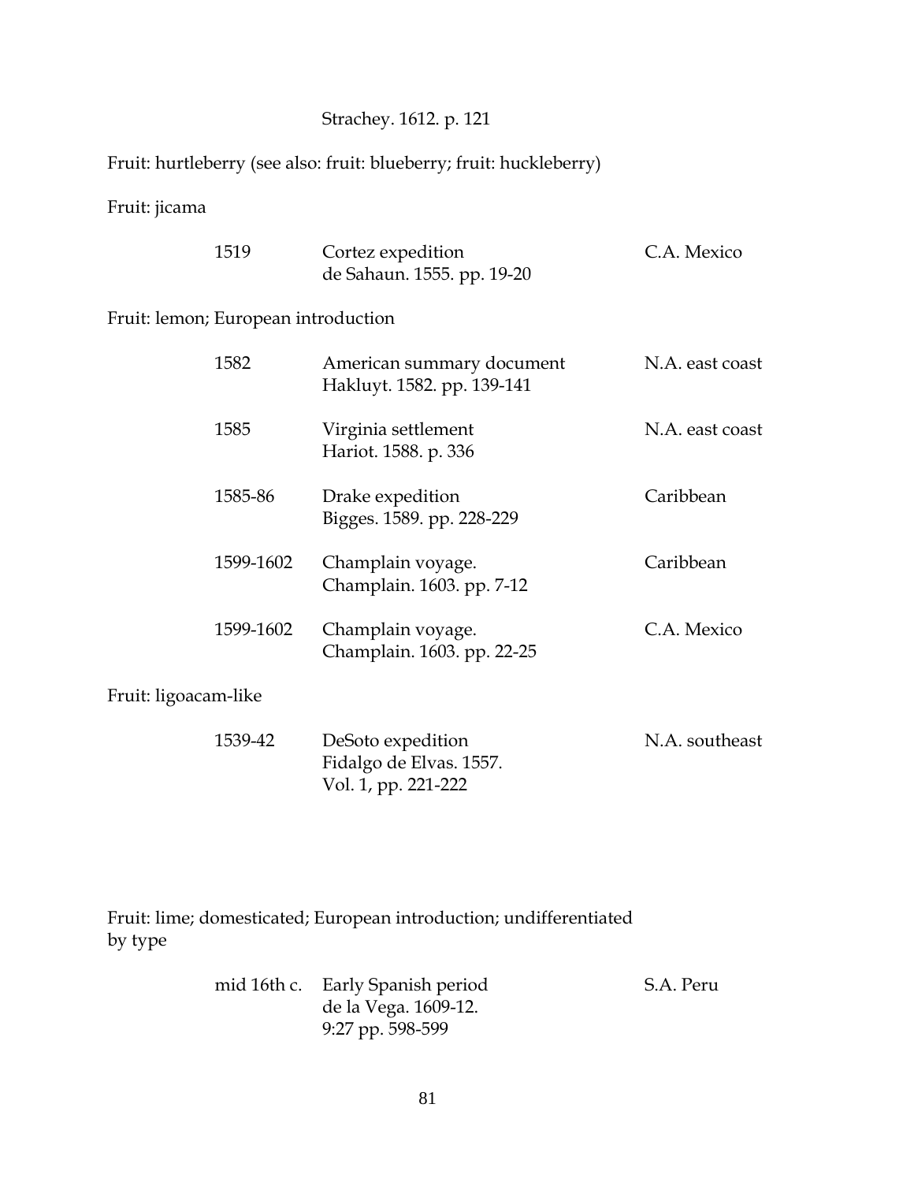Strachey. 1612. p. 121

Fruit: hurtleberry (see also: fruit: blueberry; fruit: huckleberry)

Fruit: jicama

| | | |
|---|---|---|
| 1519 | Cortez expedition<br>de Sahaun. 1555. pp. 19-20 | C.A. Mexico |

Fruit: lemon; European introduction

| | | |
|---|---|---|
| 1582 | American summary document<br>Hakluyt. 1582. pp. 139-141 | N.A. east coast |
| 1585 | Virginia settlement<br>Hariot. 1588. p. 336 | N.A. east coast |
| 1585-86 | Drake expedition<br>Bigges. 1589. pp. 228-229 | Caribbean |
| 1599-1602 | Champlain voyage.<br>Champlain. 1603. pp. 7-12 | Caribbean |
| 1599-1602 | Champlain voyage.<br>Champlain. 1603. pp. 22-25 | C.A. Mexico |

Fruit: ligoacam-like

| | | |
|---|---|---|
| 1539-42 | DeSoto expedition<br>Fidalgo de Elvas. 1557.<br>Vol. 1, pp. 221-222 | N.A. southeast |

Fruit: lime; domesticated; European introduction; undifferentiated by type

| | | |
|---|---|---|
| mid 16th c. | Early Spanish period<br>de la Vega. 1609-12.<br>9:27 pp. 598-599 | S.A. Peru |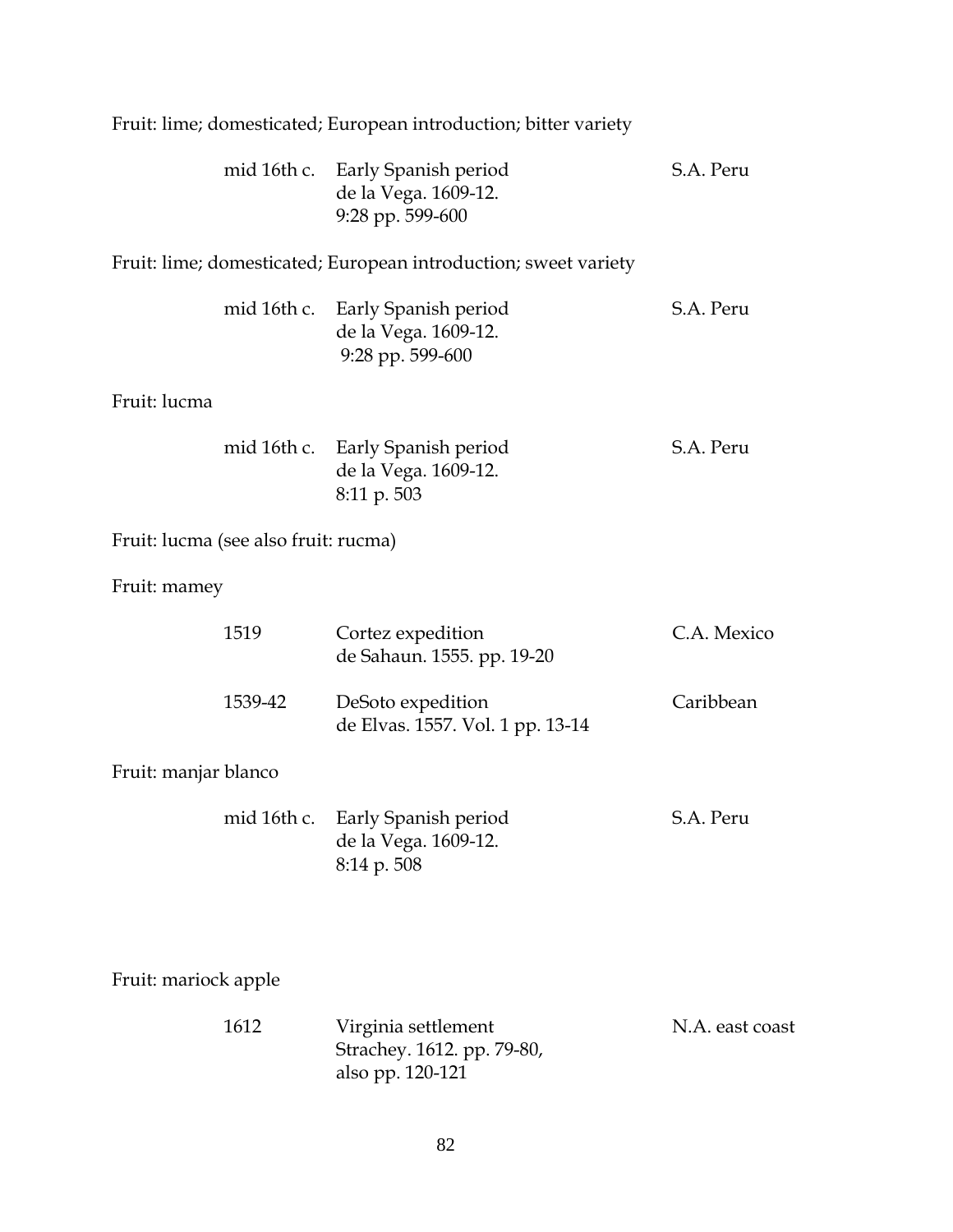Fruit: lime; domesticated; European introduction; bitter variety

| | | |
|---|---|---|
| mid 16th c. | Early Spanish period<br>de la Vega. 1609-12.<br>9:28 pp. 599-600 | S.A. Peru |

Fruit: lime; domesticated; European introduction; sweet variety

| | | |
|---|---|---|
| mid 16th c. | Early Spanish period<br>de la Vega. 1609-12.<br>9:28 pp. 599-600 | S.A. Peru |

Fruit: lucma

| | | |
|---|---|---|
| mid 16th c. | Early Spanish period<br>de la Vega. 1609-12.<br>8:11 p. 503 | S.A. Peru |

Fruit: lucma (see also fruit: rucma)

Fruit: mamey

| | | |
|---|---|---|
| 1519 | Cortez expedition<br>de Sahaun. 1555. pp. 19-20 | C.A. Mexico |
| 1539-42 | DeSoto expedition<br>de Elvas. 1557. Vol. 1 pp. 13-14 | Caribbean |

Fruit: manjar blanco

| | | |
|---|---|---|
| mid 16th c. | Early Spanish period<br>de la Vega. 1609-12.<br>8:14 p. 508 | S.A. Peru |

Fruit: mariock apple

| | | |
|---|---|---|
| 1612 | Virginia settlement<br>Strachey. 1612. pp. 79-80,<br>also pp. 120-121 | N.A. east coast |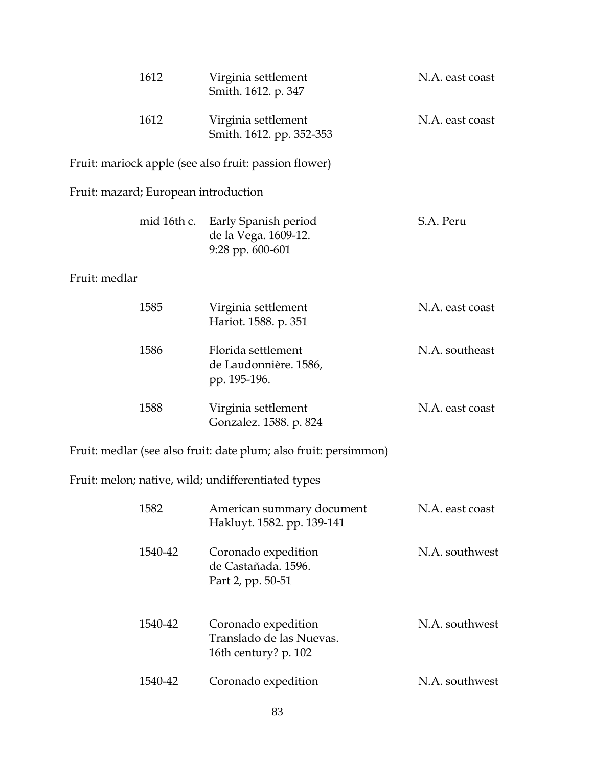| | | |
|---|---|---|
| 1612 | Virginia settlement<br>Smith. 1612. p. 347 | N.A. east coast |
| 1612 | Virginia settlement<br>Smith. 1612. pp. 352-353 | N.A. east coast |

Fruit: mariock apple (see also fruit: passion flower)

Fruit: mazard; European introduction

| | | |
|---|---|---|
| mid 16th c. | Early Spanish period<br>de la Vega. 1609-12.<br>9:28 pp. 600-601 | S.A. Peru |

Fruit: medlar

| | | |
|---|---|---|
| 1585 | Virginia settlement<br>Hariot. 1588. p. 351 | N.A. east coast |
| 1586 | Florida settlement<br>de Laudonnière. 1586,<br>pp. 195-196. | N.A. southeast |
| 1588 | Virginia settlement<br>Gonzalez. 1588. p. 824 | N.A. east coast |

Fruit: medlar (see also fruit: date plum; also fruit: persimmon)

Fruit: melon; native, wild; undifferentiated types

| | | |
|---|---|---|
| 1582 | American summary document<br>Hakluyt. 1582. pp. 139-141 | N.A. east coast |
| 1540-42 | Coronado expedition<br>de Castañada. 1596.<br>Part 2, pp. 50-51 | N.A. southwest |
| 1540-42 | Coronado expedition<br>Translado de las Nuevas.<br>16th century? p. 102 | N.A. southwest |
| 1540-42 | Coronado expedition | N.A. southwest |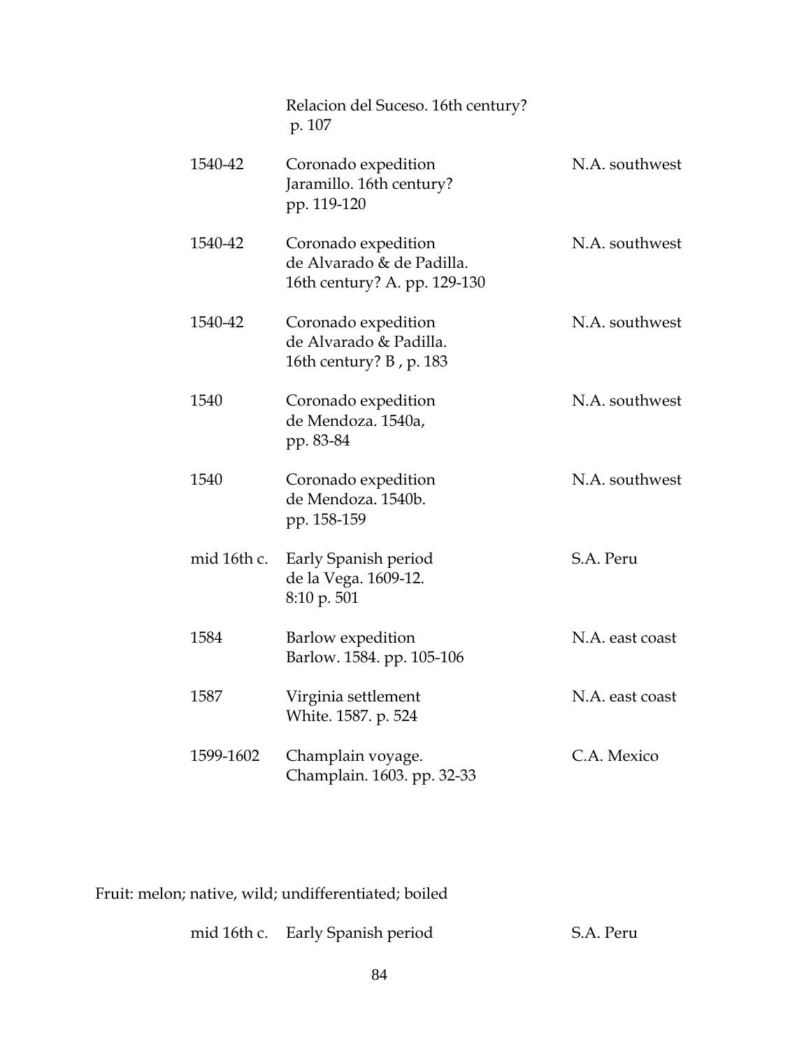| | | |
|---|---|---|
| | Relacion del Suceso. 16th century? p. 107 | |
| 1540-42 | Coronado expedition<br>Jaramillo. 16th century?<br>pp. 119-120 | N.A. southwest |
| 1540-42 | Coronado expedition<br>de Alvarado & de Padilla.<br>16th century? A. pp. 129-130 | N.A. southwest |
| 1540-42 | Coronado expedition<br>de Alvarado & Padilla.<br>16th century? B , p. 183 | N.A. southwest |
| 1540 | Coronado expedition<br>de Mendoza. 1540a,<br>pp. 83-84 | N.A. southwest |
| 1540 | Coronado expedition<br>de Mendoza. 1540b.<br>pp. 158-159 | N.A. southwest |
| mid 16th c. | Early Spanish period<br>de la Vega. 1609-12.<br>8:10 p. 501 | S.A. Peru |
| 1584 | Barlow expedition<br>Barlow. 1584. pp. 105-106 | N.A. east coast |
| 1587 | Virginia settlement<br>White. 1587. p. 524 | N.A. east coast |
| 1599-1602 | Champlain voyage.<br>Champlain. 1603. pp. 32-33 | C.A. Mexico |

Fruit: melon; native, wild; undifferentiated; boiled

| | | |
|---|---|---|
| mid 16th c. | Early Spanish period | S.A. Peru |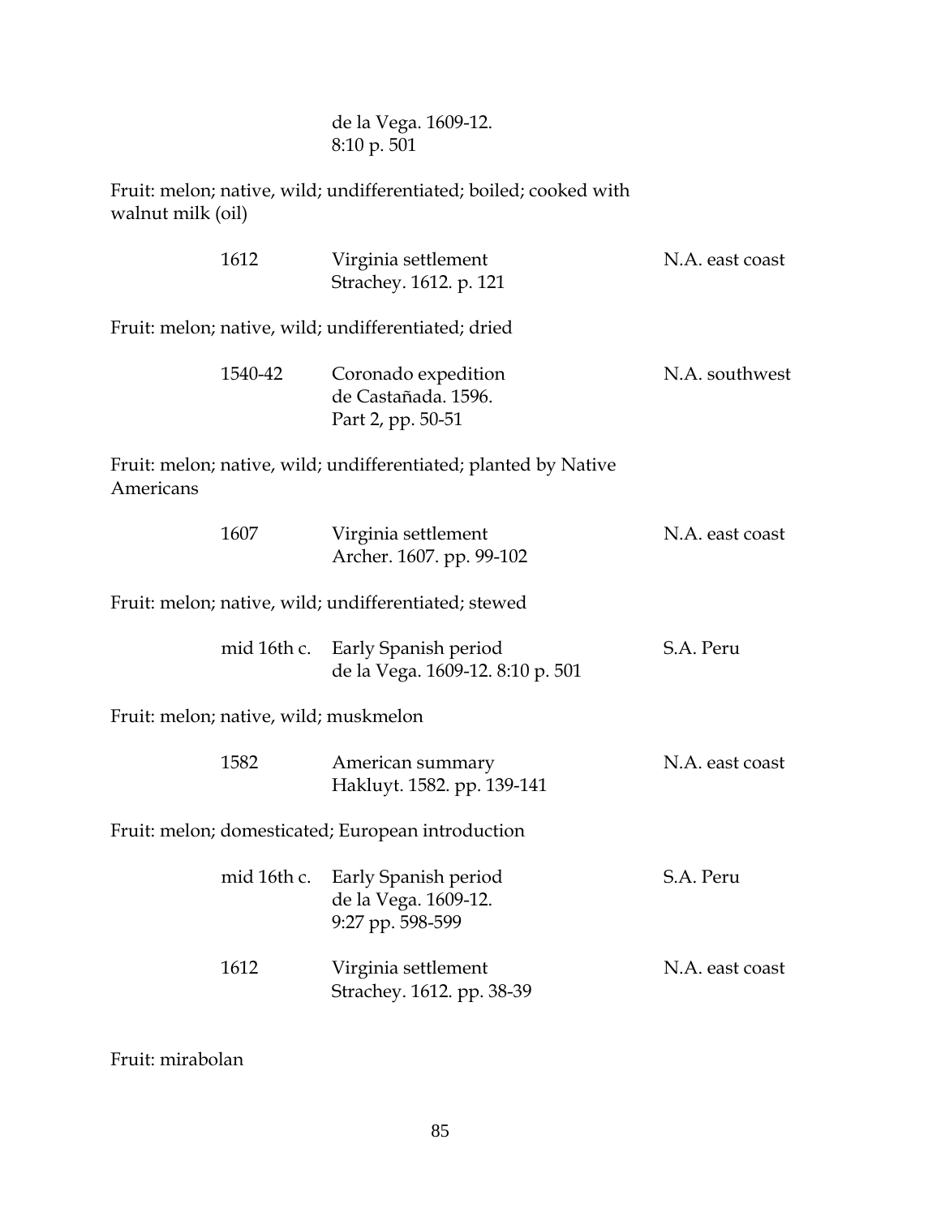de la Vega. 1609-12.
8:10 p. 501

Fruit: melon; native, wild; undifferentiated; boiled; cooked with walnut milk (oil)

| | | |
|---|---|---|
| 1612 | Virginia settlement<br>Strachey. 1612. p. 121 | N.A. east coast |

Fruit: melon; native, wild; undifferentiated; dried

| | | |
|---|---|---|
| 1540-42 | Coronado expedition<br>de Castañada. 1596.<br>Part 2, pp. 50-51 | N.A. southwest |

Fruit: melon; native, wild; undifferentiated; planted by Native Americans

| | | |
|---|---|---|
| 1607 | Virginia settlement<br>Archer. 1607. pp. 99-102 | N.A. east coast |

Fruit: melon; native, wild; undifferentiated; stewed

| | | |
|---|---|---|
| mid 16th c. | Early Spanish period<br>de la Vega. 1609-12. 8:10 p. 501 | S.A. Peru |

Fruit: melon; native, wild; muskmelon

| | | |
|---|---|---|
| 1582 | American summary<br>Hakluyt. 1582. pp. 139-141 | N.A. east coast |

Fruit: melon; domesticated; European introduction

| | | |
|---|---|---|
| mid 16th c. | Early Spanish period<br>de la Vega. 1609-12.<br>9:27 pp. 598-599 | S.A. Peru |
| 1612 | Virginia settlement<br>Strachey. 1612. pp. 38-39 | N.A. east coast |

Fruit: mirabolan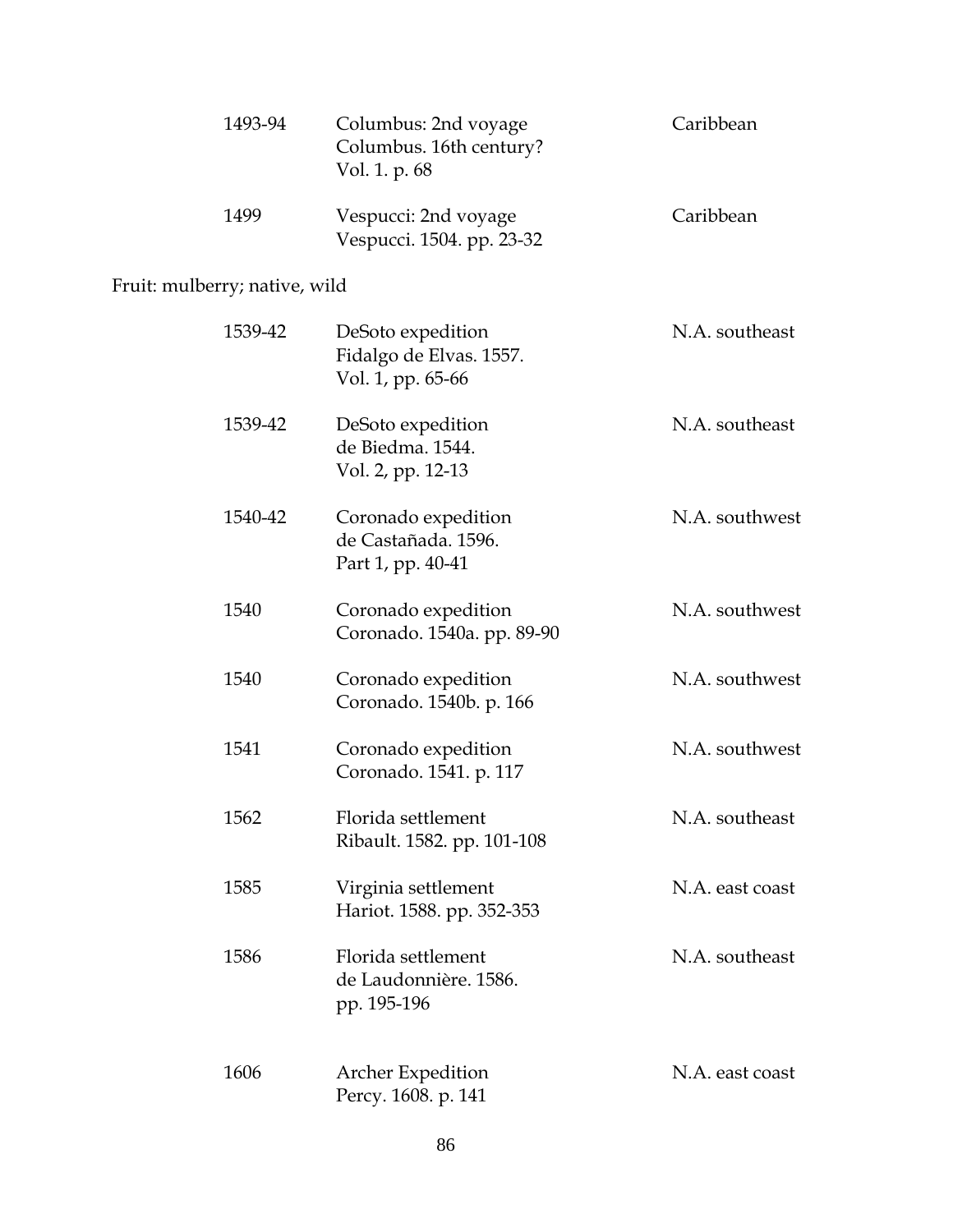| | | |
|---|---|---|
| 1493-94 | Columbus: 2nd voyage<br>Columbus. 16th century?<br>Vol. 1. p. 68 | Caribbean |
| 1499 | Vespucci: 2nd voyage<br>Vespucci. 1504. pp. 23-32 | Caribbean |

Fruit: mulberry; native, wild

| | | |
|---|---|---|
| 1539-42 | DeSoto expedition<br>Fidalgo de Elvas. 1557.<br>Vol. 1, pp. 65-66 | N.A. southeast |
| 1539-42 | DeSoto expedition<br>de Biedma. 1544.<br>Vol. 2, pp. 12-13 | N.A. southeast |
| 1540-42 | Coronado expedition<br>de Castañada. 1596.<br>Part 1, pp. 40-41 | N.A. southwest |
| 1540 | Coronado expedition<br>Coronado. 1540a. pp. 89-90 | N.A. southwest |
| 1540 | Coronado expedition<br>Coronado. 1540b. p. 166 | N.A. southwest |
| 1541 | Coronado expedition<br>Coronado. 1541. p. 117 | N.A. southwest |
| 1562 | Florida settlement<br>Ribault. 1582. pp. 101-108 | N.A. southeast |
| 1585 | Virginia settlement<br>Hariot. 1588. pp. 352-353 | N.A. east coast |
| 1586 | Florida settlement<br>de Laudonnière. 1586.<br>pp. 195-196 | N.A. southeast |
| 1606 | Archer Expedition<br>Percy. 1608. p. 141 | N.A. east coast |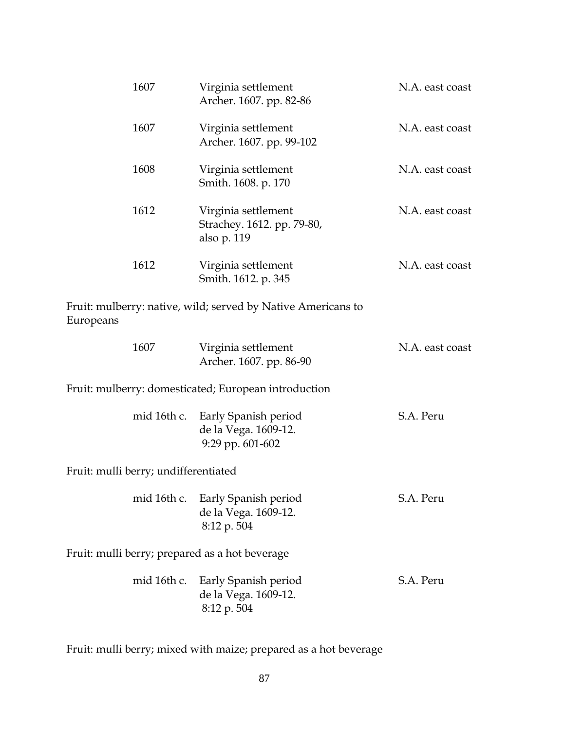| | | |
|---|---|---|
| 1607 | Virginia settlement<br>Archer. 1607. pp. 82-86 | N.A. east coast |
| 1607 | Virginia settlement<br>Archer. 1607. pp. 99-102 | N.A. east coast |
| 1608 | Virginia settlement<br>Smith. 1608. p. 170 | N.A. east coast |
| 1612 | Virginia settlement<br>Strachey. 1612. pp. 79-80,<br>also p. 119 | N.A. east coast |
| 1612 | Virginia settlement<br>Smith. 1612. p. 345 | N.A. east coast |

Fruit: mulberry: native, wild; served by Native Americans to Europeans

| | | |
|---|---|---|
| 1607 | Virginia settlement<br>Archer. 1607. pp. 86-90 | N.A. east coast |

Fruit: mulberry: domesticated; European introduction

| | | |
|---|---|---|
| mid 16th c. | Early Spanish period<br>de la Vega. 1609-12.<br>9:29 pp. 601-602 | S.A. Peru |

Fruit: mulli berry; undifferentiated

| | | |
|---|---|---|
| mid 16th c. | Early Spanish period<br>de la Vega. 1609-12.<br>8:12 p. 504 | S.A. Peru |

Fruit: mulli berry; prepared as a hot beverage

| | | |
|---|---|---|
| mid 16th c. | Early Spanish period<br>de la Vega. 1609-12.<br>8:12 p. 504 | S.A. Peru |

Fruit: mulli berry; mixed with maize; prepared as a hot beverage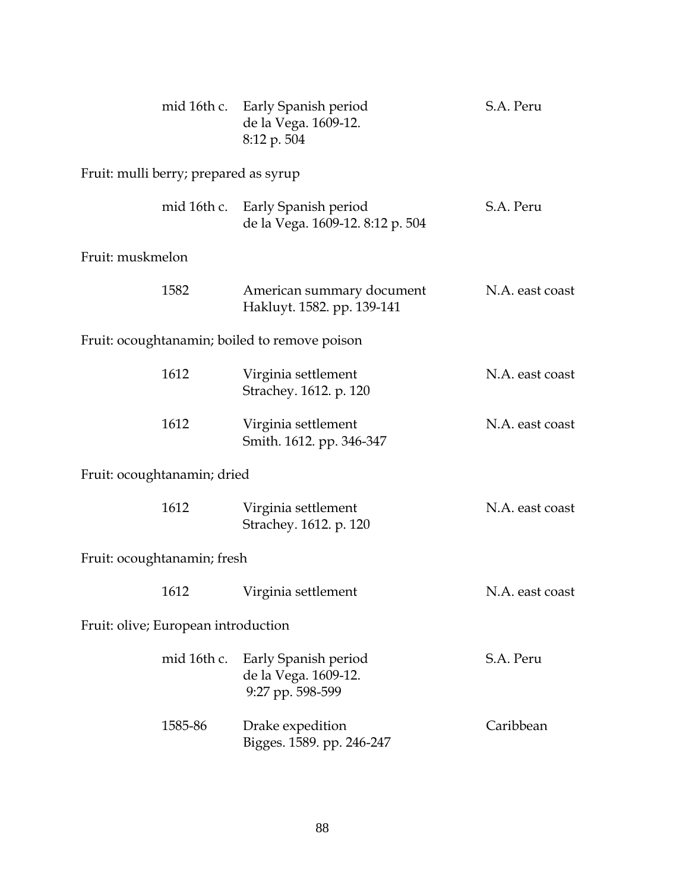| | | |
|---|---|---|
| mid 16th c. | Early Spanish period<br>de la Vega. 1609-12.<br>8:12 p. 504 | S.A. Peru |

Fruit: mulli berry; prepared as syrup

| | | |
|---|---|---|
| mid 16th c. | Early Spanish period<br>de la Vega. 1609-12. 8:12 p. 504 | S.A. Peru |

Fruit: muskmelon

| | | |
|---|---|---|
| 1582 | American summary document<br>Hakluyt. 1582. pp. 139-141 | N.A. east coast |

Fruit: ocoughtanamin; boiled to remove poison

| | | |
|---|---|---|
| 1612 | Virginia settlement<br>Strachey. 1612. p. 120 | N.A. east coast |
| 1612 | Virginia settlement<br>Smith. 1612. pp. 346-347 | N.A. east coast |

Fruit: ocoughtanamin; dried

| | | |
|---|---|---|
| 1612 | Virginia settlement<br>Strachey. 1612. p. 120 | N.A. east coast |

Fruit: ocoughtanamin; fresh

| | | |
|---|---|---|
| 1612 | Virginia settlement | N.A. east coast |

Fruit: olive; European introduction

| | | |
|---|---|---|
| mid 16th c. | Early Spanish period<br>de la Vega. 1609-12.<br>9:27 pp. 598-599 | S.A. Peru |
| 1585-86 | Drake expedition<br>Bigges. 1589. pp. 246-247 | Caribbean |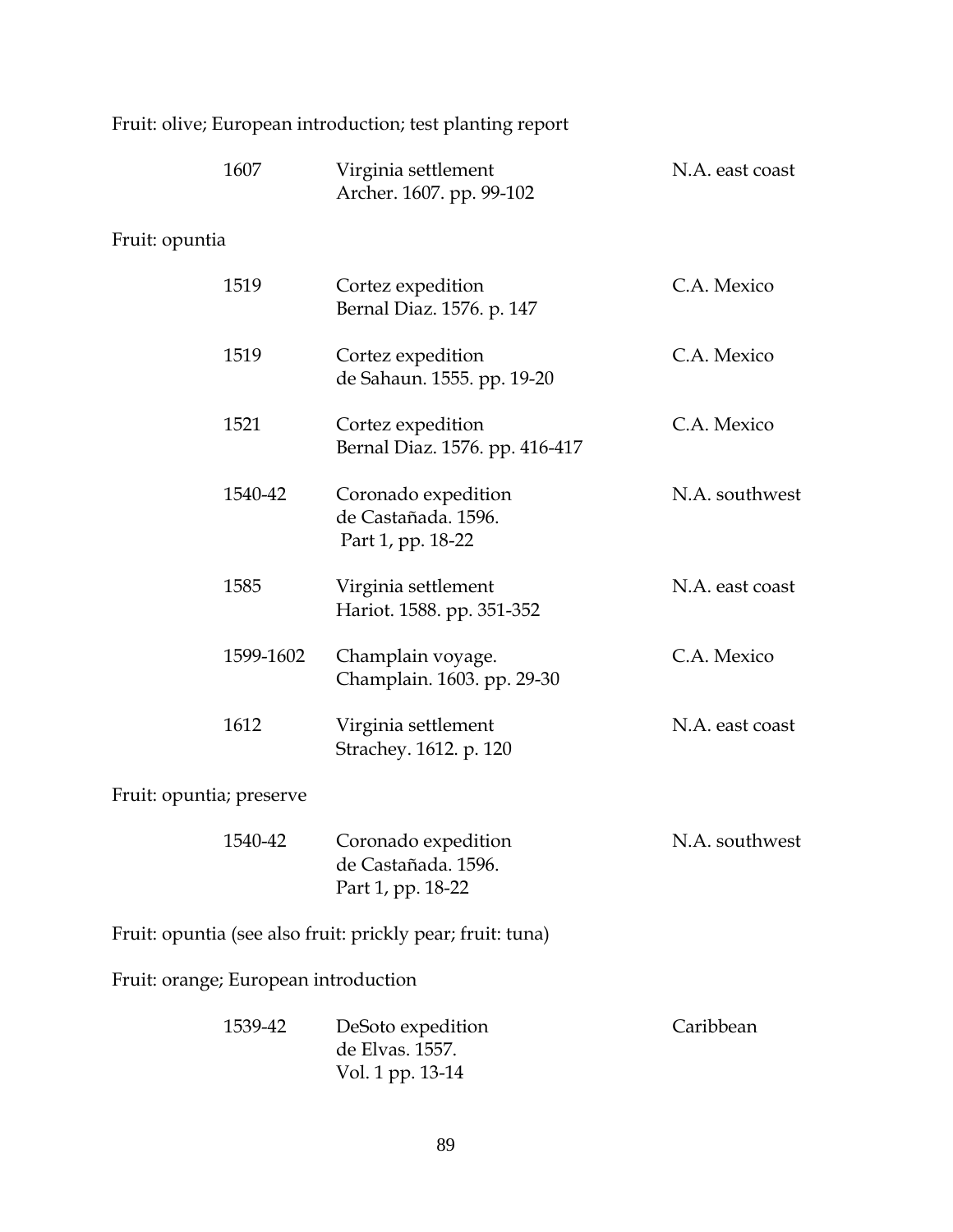Fruit: olive; European introduction; test planting report

| | | |
|---|---|---|
| 1607 | Virginia settlement<br>Archer. 1607. pp. 99-102 | N.A. east coast |

Fruit: opuntia

| | | |
|---|---|---|
| 1519 | Cortez expedition<br>Bernal Diaz. 1576. p. 147 | C.A. Mexico |
| 1519 | Cortez expedition<br>de Sahaun. 1555. pp. 19-20 | C.A. Mexico |
| 1521 | Cortez expedition<br>Bernal Diaz. 1576. pp. 416-417 | C.A. Mexico |
| 1540-42 | Coronado expedition<br>de Castañada. 1596.<br>Part 1, pp. 18-22 | N.A. southwest |
| 1585 | Virginia settlement<br>Hariot. 1588. pp. 351-352 | N.A. east coast |
| 1599-1602 | Champlain voyage.<br>Champlain. 1603. pp. 29-30 | C.A. Mexico |
| 1612 | Virginia settlement<br>Strachey. 1612. p. 120 | N.A. east coast |

Fruit: opuntia; preserve

| | | |
|---|---|---|
| 1540-42 | Coronado expedition<br>de Castañada. 1596.<br>Part 1, pp. 18-22 | N.A. southwest |

Fruit: opuntia (see also fruit: prickly pear; fruit: tuna)

Fruit: orange; European introduction

| | | |
|---|---|---|
| 1539-42 | DeSoto expedition<br>de Elvas. 1557.<br>Vol. 1 pp. 13-14 | Caribbean |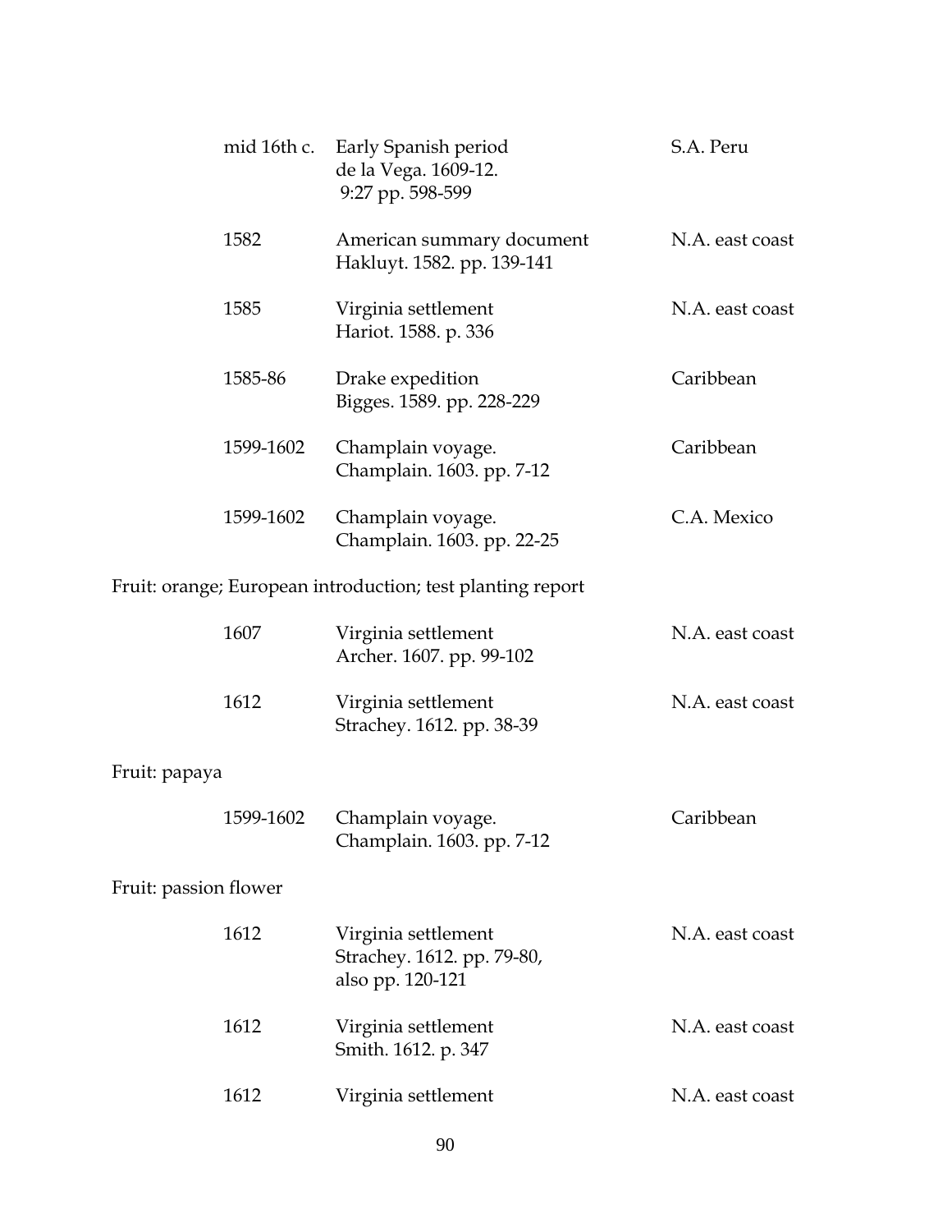| | | |
|---|---|---|
| mid 16th c. | Early Spanish period<br>de la Vega. 1609-12.<br>9:27 pp. 598-599 | S.A. Peru |
| 1582 | American summary document<br>Hakluyt. 1582. pp. 139-141 | N.A. east coast |
| 1585 | Virginia settlement<br>Hariot. 1588. p. 336 | N.A. east coast |
| 1585-86 | Drake expedition<br>Bigges. 1589. pp. 228-229 | Caribbean |
| 1599-1602 | Champlain voyage.<br>Champlain. 1603. pp. 7-12 | Caribbean |
| 1599-1602 | Champlain voyage.<br>Champlain. 1603. pp. 22-25 | C.A. Mexico |

Fruit: orange; European introduction; test planting report

| | | |
|---|---|---|
| 1607 | Virginia settlement<br>Archer. 1607. pp. 99-102 | N.A. east coast |
| 1612 | Virginia settlement<br>Strachey. 1612. pp. 38-39 | N.A. east coast |

Fruit: papaya

| | | |
|---|---|---|
| 1599-1602 | Champlain voyage.<br>Champlain. 1603. pp. 7-12 | Caribbean |

Fruit: passion flower

| | | |
|---|---|---|
| 1612 | Virginia settlement<br>Strachey. 1612. pp. 79-80,<br>also pp. 120-121 | N.A. east coast |
| 1612 | Virginia settlement<br>Smith. 1612. p. 347 | N.A. east coast |
| 1612 | Virginia settlement | N.A. east coast |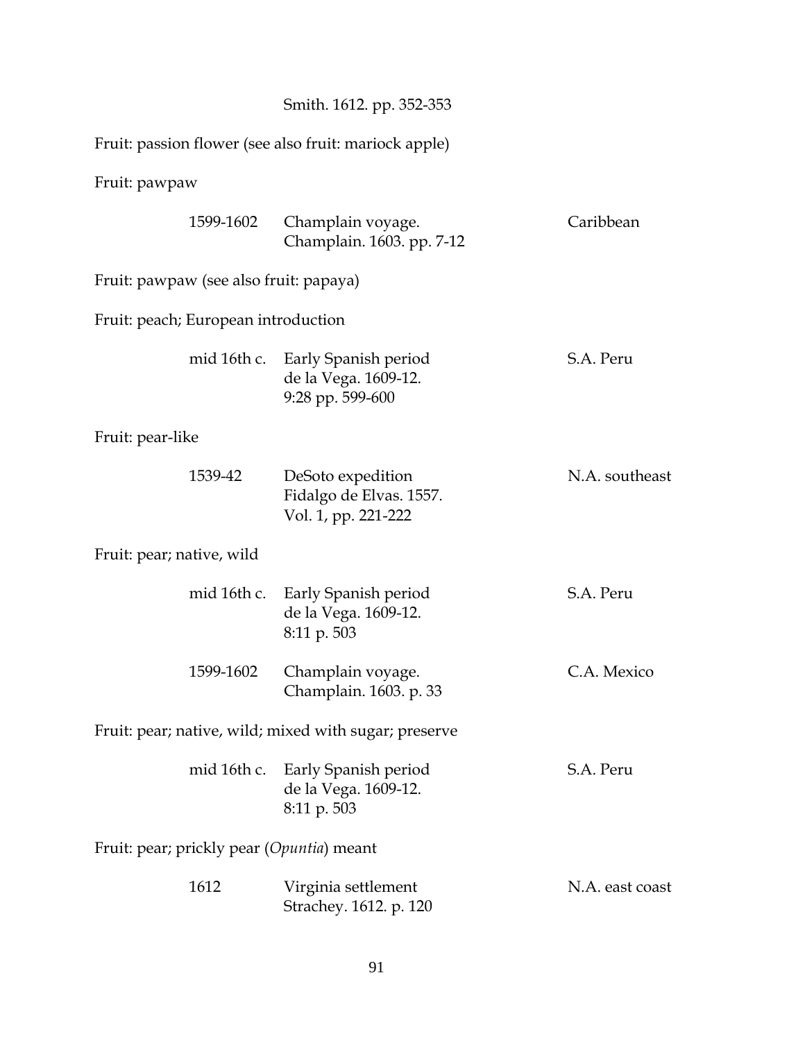Smith. 1612. pp. 352-353

Fruit: passion flower (see also fruit: mariock apple)

Fruit: pawpaw

| | | |
|---|---|---|
| 1599-1602 | Champlain voyage.<br>Champlain. 1603. pp. 7-12 | Caribbean |

Fruit: pawpaw (see also fruit: papaya)

Fruit: peach; European introduction

| | | |
|---|---|---|
| mid 16th c. | Early Spanish period<br>de la Vega. 1609-12.<br>9:28 pp. 599-600 | S.A. Peru |

Fruit: pear-like

| | | |
|---|---|---|
| 1539-42 | DeSoto expedition<br>Fidalgo de Elvas. 1557.<br>Vol. 1, pp. 221-222 | N.A. southeast |

Fruit: pear; native, wild

| | | |
|---|---|---|
| mid 16th c. | Early Spanish period<br>de la Vega. 1609-12.<br>8:11 p. 503 | S.A. Peru |
| 1599-1602 | Champlain voyage.<br>Champlain. 1603. p. 33 | C.A. Mexico |

Fruit: pear; native, wild; mixed with sugar; preserve

| | | |
|---|---|---|
| mid 16th c. | Early Spanish period<br>de la Vega. 1609-12.<br>8:11 p. 503 | S.A. Peru |

Fruit: pear; prickly pear (*Opuntia*) meant

| | | |
|---|---|---|
| 1612 | Virginia settlement<br>Strachey. 1612. p. 120 | N.A. east coast |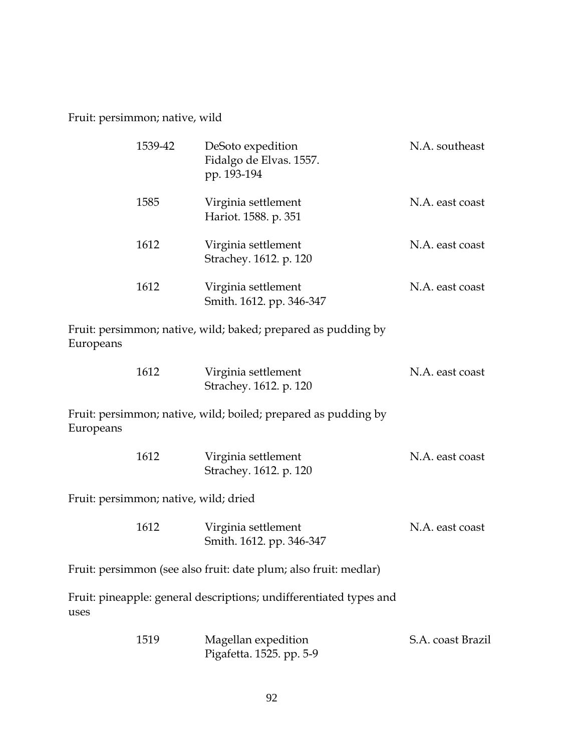Fruit: persimmon; native, wild

| | | |
|---|---|---|
| 1539-42 | DeSoto expedition<br>Fidalgo de Elvas. 1557.<br>pp. 193-194 | N.A. southeast |
| 1585 | Virginia settlement<br>Hariot. 1588. p. 351 | N.A. east coast |
| 1612 | Virginia settlement<br>Strachey. 1612. p. 120 | N.A. east coast |
| 1612 | Virginia settlement<br>Smith. 1612. pp. 346-347 | N.A. east coast |

Fruit: persimmon; native, wild; baked; prepared as pudding by Europeans

| | | |
|---|---|---|
| 1612 | Virginia settlement<br>Strachey. 1612. p. 120 | N.A. east coast |

Fruit: persimmon; native, wild; boiled; prepared as pudding by Europeans

| | | |
|---|---|---|
| 1612 | Virginia settlement<br>Strachey. 1612. p. 120 | N.A. east coast |

Fruit: persimmon; native, wild; dried

| | | |
|---|---|---|
| 1612 | Virginia settlement<br>Smith. 1612. pp. 346-347 | N.A. east coast |

Fruit: persimmon (see also fruit: date plum; also fruit: medlar)

Fruit: pineapple: general descriptions; undifferentiated types and uses

| | | |
|---|---|---|
| 1519 | Magellan expedition<br>Pigafetta. 1525. pp. 5-9 | S.A. coast Brazil |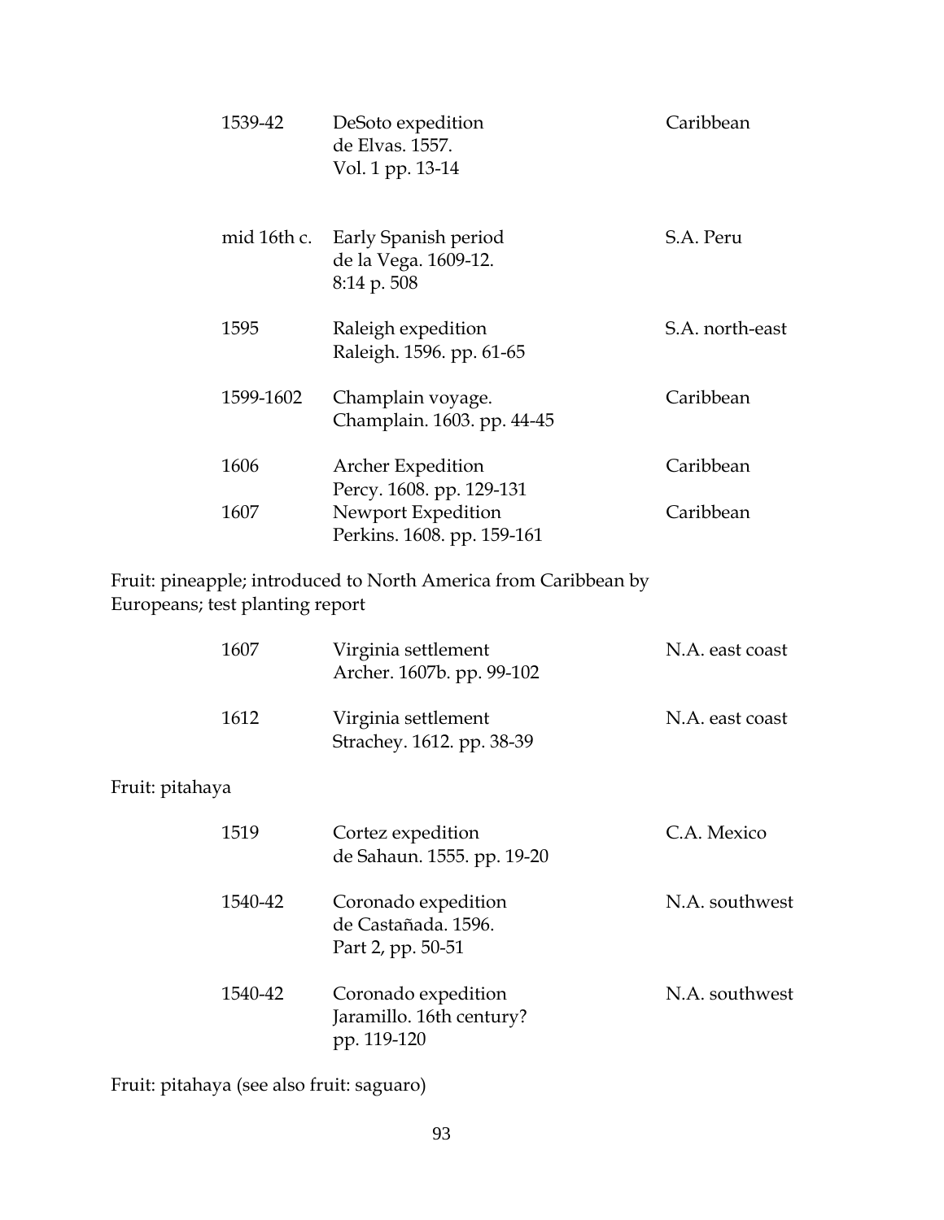| | | |
|---|---|---|
| 1539-42 | DeSoto expedition<br>de Elvas. 1557.<br>Vol. 1 pp. 13-14 | Caribbean |
| mid 16th c. | Early Spanish period<br>de la Vega. 1609-12.<br>8:14 p. 508 | S.A. Peru |
| 1595 | Raleigh expedition<br>Raleigh. 1596. pp. 61-65 | S.A. north-east |
| 1599-1602 | Champlain voyage.<br>Champlain. 1603. pp. 44-45 | Caribbean |
| 1606 | Archer Expedition<br>Percy. 1608. pp. 129-131 | Caribbean |
| 1607 | Newport Expedition<br>Perkins. 1608. pp. 159-161 | Caribbean |

Fruit: pineapple; introduced to North America from Caribbean by Europeans; test planting report

| | | |
|---|---|---|
| 1607 | Virginia settlement<br>Archer. 1607b. pp. 99-102 | N.A. east coast |
| 1612 | Virginia settlement<br>Strachey. 1612. pp. 38-39 | N.A. east coast |

Fruit: pitahaya

| | | |
|---|---|---|
| 1519 | Cortez expedition<br>de Sahaun. 1555. pp. 19-20 | C.A. Mexico |
| 1540-42 | Coronado expedition<br>de Castañada. 1596.<br>Part 2, pp. 50-51 | N.A. southwest |
| 1540-42 | Coronado expedition<br>Jaramillo. 16th century?<br>pp. 119-120 | N.A. southwest |

Fruit: pitahaya (see also fruit: saguaro)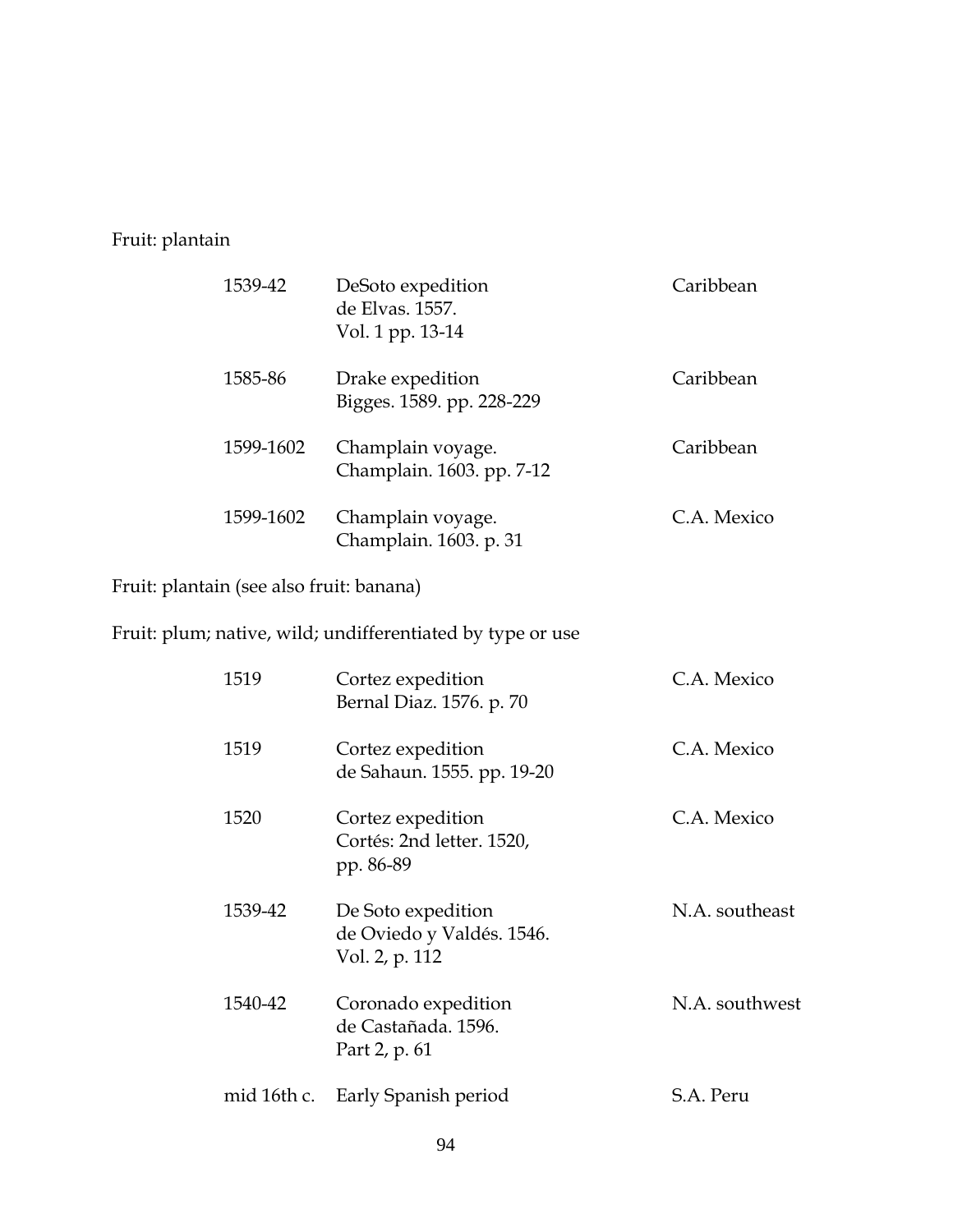Fruit: plantain

| | | |
|---|---|---|
| 1539-42 | DeSoto expedition<br>de Elvas. 1557.<br>Vol. 1 pp. 13-14 | Caribbean |
| 1585-86 | Drake expedition<br>Bigges. 1589. pp. 228-229 | Caribbean |
| 1599-1602 | Champlain voyage.<br>Champlain. 1603. pp. 7-12 | Caribbean |
| 1599-1602 | Champlain voyage.<br>Champlain. 1603. p. 31 | C.A. Mexico |

Fruit: plantain (see also fruit: banana)

Fruit: plum; native, wild; undifferentiated by type or use

| | | |
|---|---|---|
| 1519 | Cortez expedition<br>Bernal Diaz. 1576. p. 70 | C.A. Mexico |
| 1519 | Cortez expedition<br>de Sahaun. 1555. pp. 19-20 | C.A. Mexico |
| 1520 | Cortez expedition<br>Cortés: 2nd letter. 1520,<br>pp. 86-89 | C.A. Mexico |
| 1539-42 | De Soto expedition<br>de Oviedo y Valdés. 1546.<br>Vol. 2, p. 112 | N.A. southeast |
| 1540-42 | Coronado expedition<br>de Castañada. 1596.<br>Part 2, p. 61 | N.A. southwest |
| mid 16th c. | Early Spanish period | S.A. Peru |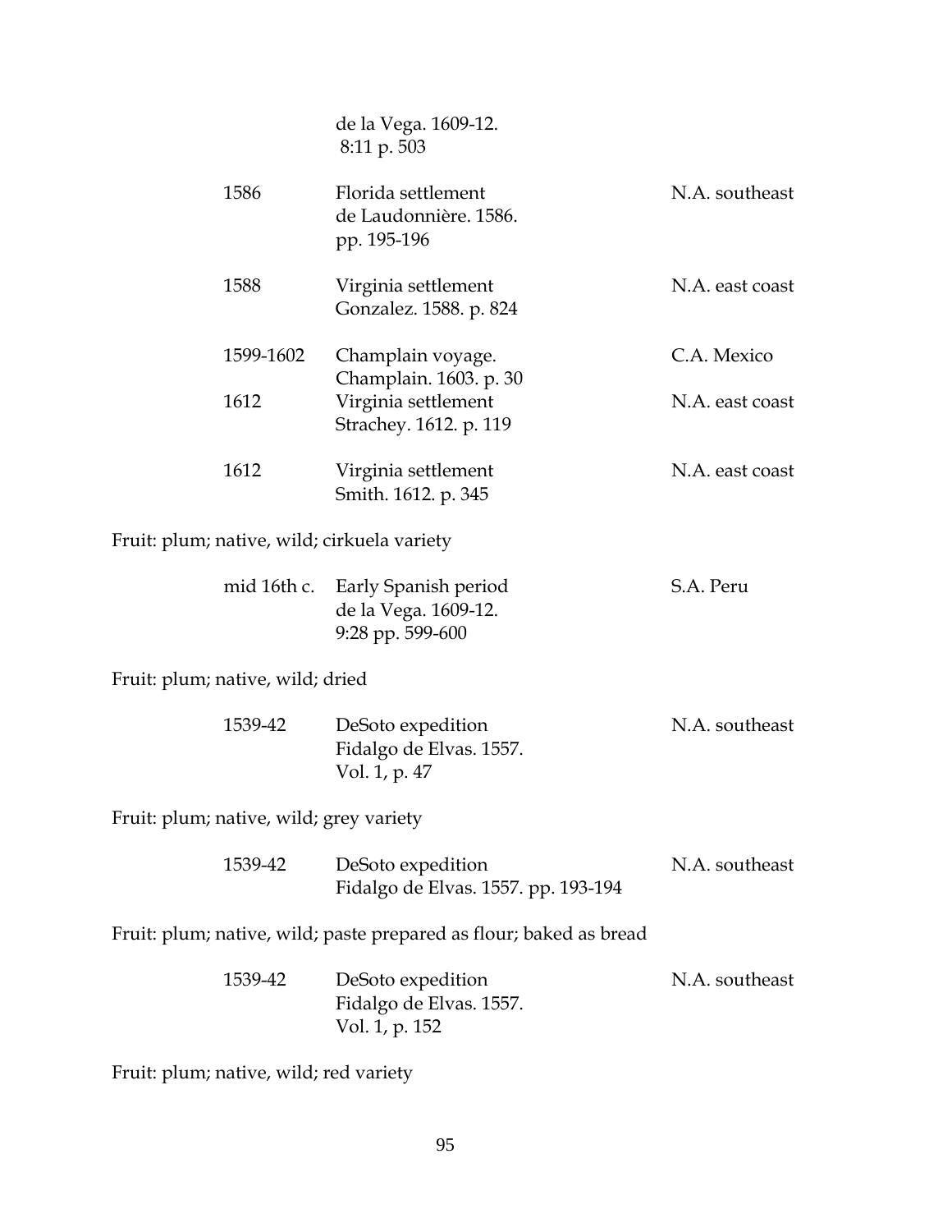| | | |
|---|---|---|
| | de la Vega. 1609-12.<br>8:11 p. 503 | |
| 1586 | Florida settlement<br>de Laudonnière. 1586.<br>pp. 195-196 | N.A. southeast |
| 1588 | Virginia settlement<br>Gonzalez. 1588. p. 824 | N.A. east coast |
| 1599-1602 | Champlain voyage.<br>Champlain. 1603. p. 30 | C.A. Mexico |
| 1612 | Virginia settlement<br>Strachey. 1612. p. 119 | N.A. east coast |
| 1612 | Virginia settlement<br>Smith. 1612. p. 345 | N.A. east coast |

Fruit: plum; native, wild; cirkuela variety

| | | |
|---|---|---|
| mid 16th c. | Early Spanish period<br>de la Vega. 1609-12.<br>9:28 pp. 599-600 | S.A. Peru |

Fruit: plum; native, wild; dried

| | | |
|---|---|---|
| 1539-42 | DeSoto expedition<br>Fidalgo de Elvas. 1557.<br>Vol. 1, p. 47 | N.A. southeast |

Fruit: plum; native, wild; grey variety

| | | |
|---|---|---|
| 1539-42 | DeSoto expedition<br>Fidalgo de Elvas. 1557. pp. 193-194 | N.A. southeast |

Fruit: plum; native, wild; paste prepared as flour; baked as bread

| | | |
|---|---|---|
| 1539-42 | DeSoto expedition<br>Fidalgo de Elvas. 1557.<br>Vol. 1, p. 152 | N.A. southeast |

Fruit: plum; native, wild; red variety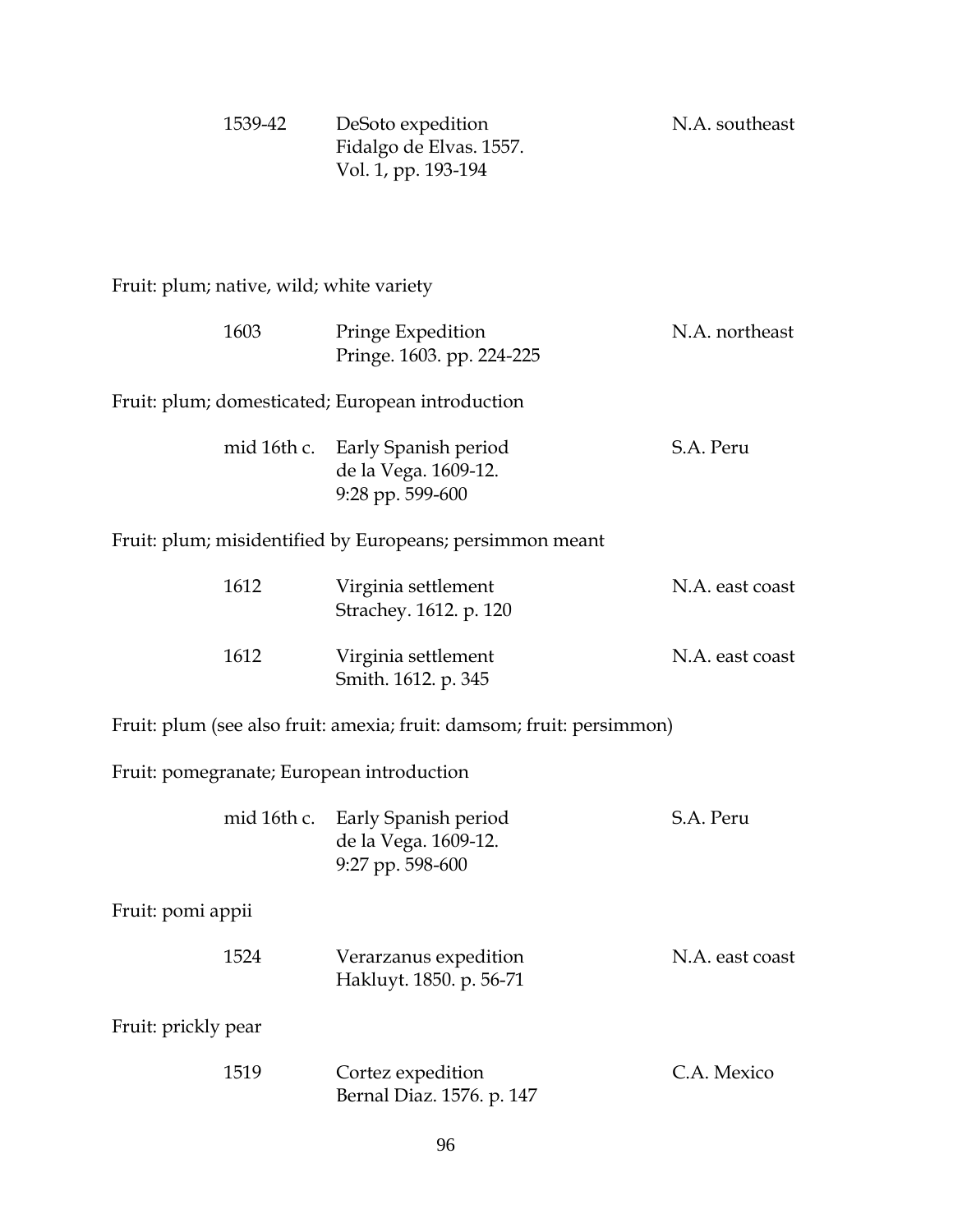| | | |
|---|---|---|
| 1539-42 | DeSoto expedition<br>Fidalgo de Elvas. 1557.<br>Vol. 1, pp. 193-194 | N.A. southeast |

Fruit: plum; native, wild; white variety

| | | |
|---|---|---|
| 1603 | Pringe Expedition<br>Pringe. 1603. pp. 224-225 | N.A. northeast |

Fruit: plum; domesticated; European introduction

| | | |
|---|---|---|
| mid 16th c. | Early Spanish period<br>de la Vega. 1609-12.<br>9:28 pp. 599-600 | S.A. Peru |

Fruit: plum; misidentified by Europeans; persimmon meant

| | | |
|---|---|---|
| 1612 | Virginia settlement<br>Strachey. 1612. p. 120 | N.A. east coast |
| 1612 | Virginia settlement<br>Smith. 1612. p. 345 | N.A. east coast |

Fruit: plum (see also fruit: amexia; fruit: damsom; fruit: persimmon)

Fruit: pomegranate; European introduction

| | | |
|---|---|---|
| mid 16th c. | Early Spanish period<br>de la Vega. 1609-12.<br>9:27 pp. 598-600 | S.A. Peru |

Fruit: pomi appii

| | | |
|---|---|---|
| 1524 | Verarzanus expedition<br>Hakluyt. 1850. p. 56-71 | N.A. east coast |

Fruit: prickly pear

| | | |
|---|---|---|
| 1519 | Cortez expedition<br>Bernal Diaz. 1576. p. 147 | C.A. Mexico |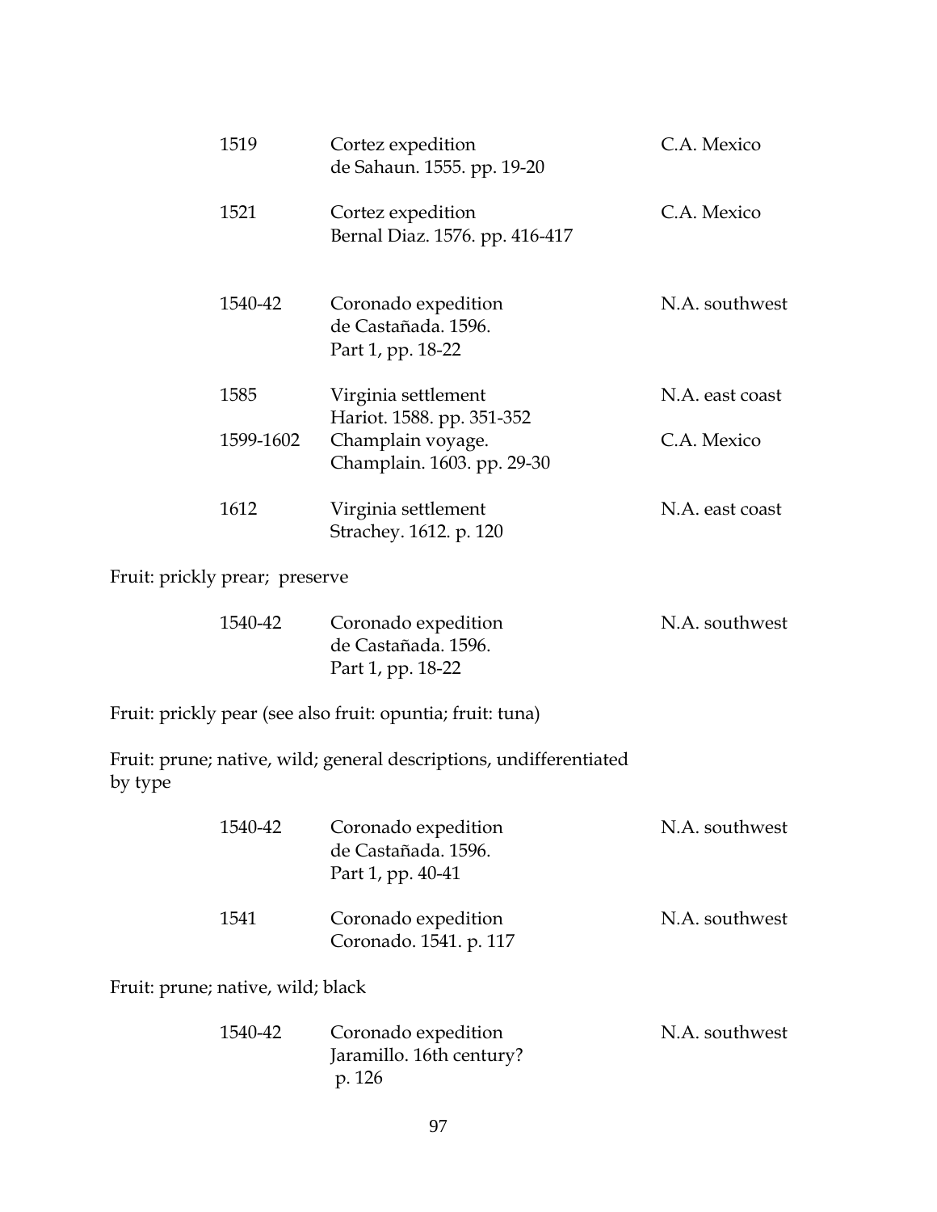| | | |
|---|---|---|
| 1519 | Cortez expedition<br>de Sahaun. 1555. pp. 19-20 | C.A. Mexico |
| 1521 | Cortez expedition<br>Bernal Diaz. 1576. pp. 416-417 | C.A. Mexico |
| 1540-42 | Coronado expedition<br>de Castañada. 1596.<br>Part 1, pp. 18-22 | N.A. southwest |
| 1585 | Virginia settlement<br>Hariot. 1588. pp. 351-352 | N.A. east coast |
| 1599-1602 | Champlain voyage.<br>Champlain. 1603. pp. 29-30 | C.A. Mexico |
| 1612 | Virginia settlement<br>Strachey. 1612. p. 120 | N.A. east coast |

Fruit: prickly prear; preserve

| | | |
|---|---|---|
| 1540-42 | Coronado expedition<br>de Castañada. 1596.<br>Part 1, pp. 18-22 | N.A. southwest |

Fruit: prickly pear (see also fruit: opuntia; fruit: tuna)

Fruit: prune; native, wild; general descriptions, undifferentiated by type

| | | |
|---|---|---|
| 1540-42 | Coronado expedition<br>de Castañada. 1596.<br>Part 1, pp. 40-41 | N.A. southwest |
| 1541 | Coronado expedition<br>Coronado. 1541. p. 117 | N.A. southwest |

Fruit: prune; native, wild; black

| | | |
|---|---|---|
| 1540-42 | Coronado expedition<br>Jaramillo. 16th century?<br>p. 126 | N.A. southwest |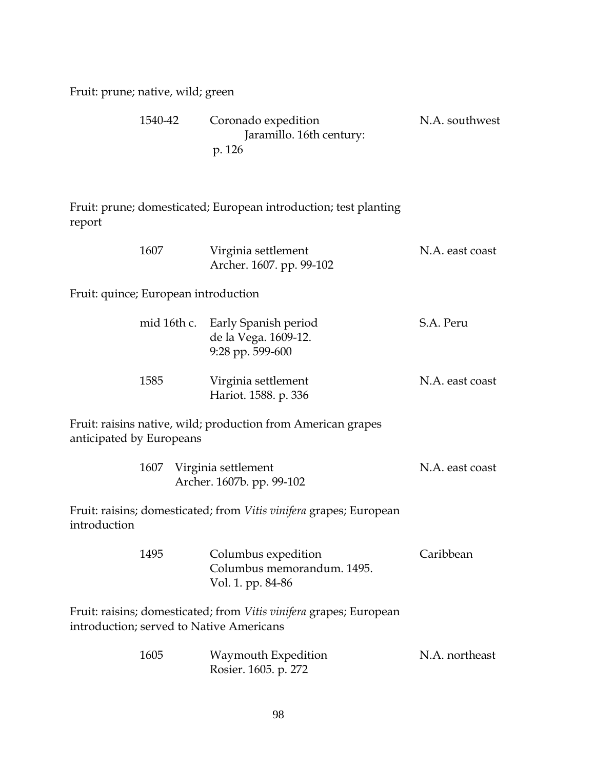Fruit: prune; native, wild; green

| | | |
|---|---|---|
| 1540-42 | Coronado expedition<br>Jaramillo. 16th century:<br>p. 126 | N.A. southwest |

Fruit: prune; domesticated; European introduction; test planting report

| | | |
|---|---|---|
| 1607 | Virginia settlement<br>Archer. 1607. pp. 99-102 | N.A. east coast |

Fruit: quince; European introduction

| | | |
|---|---|---|
| mid 16th c. | Early Spanish period<br>de la Vega. 1609-12.<br>9:28 pp. 599-600 | S.A. Peru |
| 1585 | Virginia settlement<br>Hariot. 1588. p. 336 | N.A. east coast |

Fruit: raisins native, wild; production from American grapes anticipated by Europeans

| | | |
|---|---|---|
| 1607 | Virginia settlement<br>Archer. 1607b. pp. 99-102 | N.A. east coast |

Fruit: raisins; domesticated; from *Vitis vinifera* grapes; European introduction

| | | |
|---|---|---|
| 1495 | Columbus expedition<br>Columbus memorandum. 1495.<br>Vol. 1. pp. 84-86 | Caribbean |

Fruit: raisins; domesticated; from *Vitis vinifera* grapes; European introduction; served to Native Americans

| | | |
|---|---|---|
| 1605 | Waymouth Expedition<br>Rosier. 1605. p. 272 | N.A. northeast |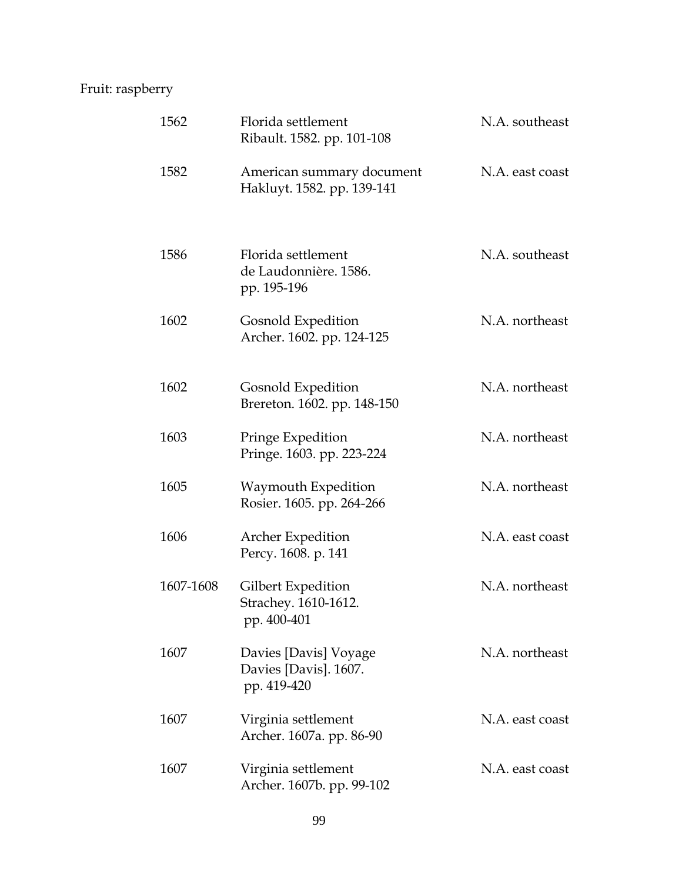Fruit: raspberry

| | | |
|---|---|---|
| 1562 | Florida settlement<br>Ribault. 1582. pp. 101-108 | N.A. southeast |
| 1582 | American summary document<br>Hakluyt. 1582. pp. 139-141 | N.A. east coast |
| 1586 | Florida settlement<br>de Laudonnière. 1586.<br>pp. 195-196 | N.A. southeast |
| 1602 | Gosnold Expedition<br>Archer. 1602. pp. 124-125 | N.A. northeast |
| 1602 | Gosnold Expedition<br>Brereton. 1602. pp. 148-150 | N.A. northeast |
| 1603 | Pringe Expedition<br>Pringe. 1603. pp. 223-224 | N.A. northeast |
| 1605 | Waymouth Expedition<br>Rosier. 1605. pp. 264-266 | N.A. northeast |
| 1606 | Archer Expedition<br>Percy. 1608. p. 141 | N.A. east coast |
| 1607-1608 | Gilbert Expedition<br>Strachey. 1610-1612.<br>pp. 400-401 | N.A. northeast |
| 1607 | Davies [Davis] Voyage<br>Davies [Davis]. 1607.<br>pp. 419-420 | N.A. northeast |
| 1607 | Virginia settlement<br>Archer. 1607a. pp. 86-90 | N.A. east coast |
| 1607 | Virginia settlement<br>Archer. 1607b. pp. 99-102 | N.A. east coast |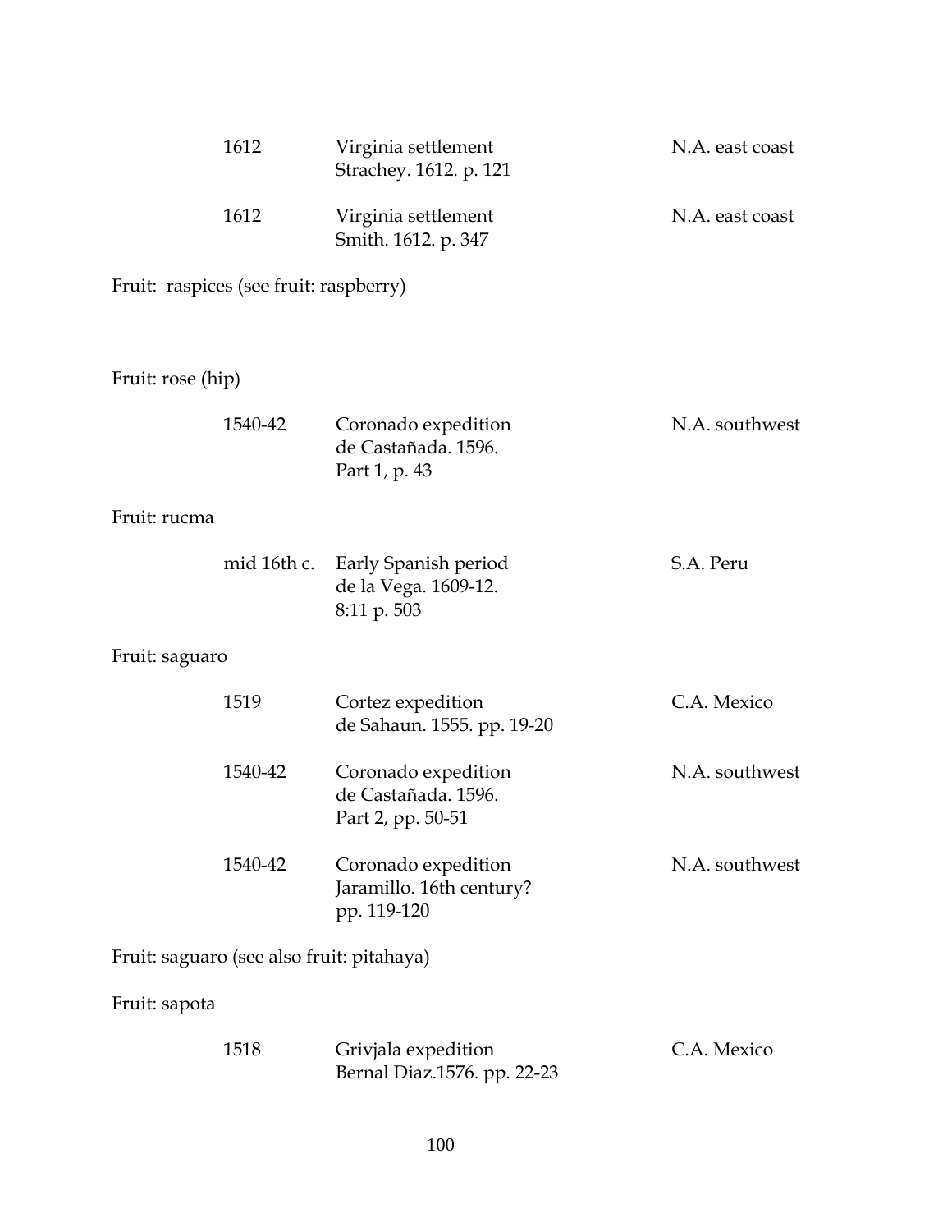| | | |
|---|---|---|
| 1612 | Virginia settlement<br>Strachey. 1612. p. 121 | N.A. east coast |
| 1612 | Virginia settlement<br>Smith. 1612. p. 347 | N.A. east coast |

Fruit: raspices (see fruit: raspberry)

Fruit: rose (hip)

| | | |
|---|---|---|
| 1540-42 | Coronado expedition<br>de Castañada. 1596.<br>Part 1, p. 43 | N.A. southwest |

Fruit: rucma

| | | |
|---|---|---|
| mid 16th c. | Early Spanish period<br>de la Vega. 1609-12.<br>8:11 p. 503 | S.A. Peru |

Fruit: saguaro

| | | |
|---|---|---|
| 1519 | Cortez expedition<br>de Sahaun. 1555. pp. 19-20 | C.A. Mexico |
| 1540-42 | Coronado expedition<br>de Castañada. 1596.<br>Part 2, pp. 50-51 | N.A. southwest |
| 1540-42 | Coronado expedition<br>Jaramillo. 16th century?<br>pp. 119-120 | N.A. southwest |

Fruit: saguaro (see also fruit: pitahaya)

Fruit: sapota

| | | |
|---|---|---|
| 1518 | Grivjala expedition<br>Bernal Diaz.1576. pp. 22-23 | C.A. Mexico |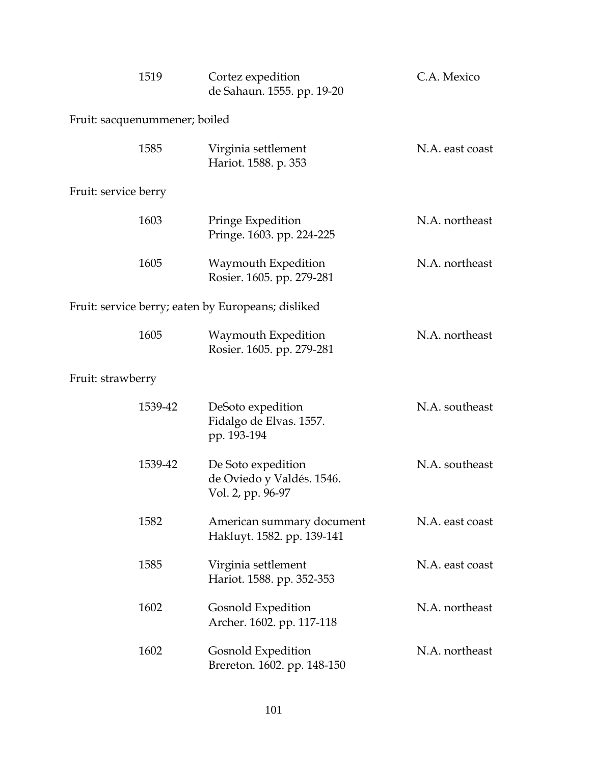| | | |
|---|---|---|
| 1519 | Cortez expedition<br>de Sahaun. 1555. pp. 19-20 | C.A. Mexico |

Fruit: sacquenummener; boiled

| | | |
|---|---|---|
| 1585 | Virginia settlement<br>Hariot. 1588. p. 353 | N.A. east coast |

Fruit: service berry

| | | |
|---|---|---|
| 1603 | Pringe Expedition<br>Pringe. 1603. pp. 224-225 | N.A. northeast |
| 1605 | Waymouth Expedition<br>Rosier. 1605. pp. 279-281 | N.A. northeast |

Fruit: service berry; eaten by Europeans; disliked

| | | |
|---|---|---|
| 1605 | Waymouth Expedition<br>Rosier. 1605. pp. 279-281 | N.A. northeast |

Fruit: strawberry

| | | |
|---|---|---|
| 1539-42 | DeSoto expedition<br>Fidalgo de Elvas. 1557.<br>pp. 193-194 | N.A. southeast |
| 1539-42 | De Soto expedition<br>de Oviedo y Valdés. 1546.<br>Vol. 2, pp. 96-97 | N.A. southeast |
| 1582 | American summary document<br>Hakluyt. 1582. pp. 139-141 | N.A. east coast |
| 1585 | Virginia settlement<br>Hariot. 1588. pp. 352-353 | N.A. east coast |
| 1602 | Gosnold Expedition<br>Archer. 1602. pp. 117-118 | N.A. northeast |
| 1602 | Gosnold Expedition<br>Brereton. 1602. pp. 148-150 | N.A. northeast |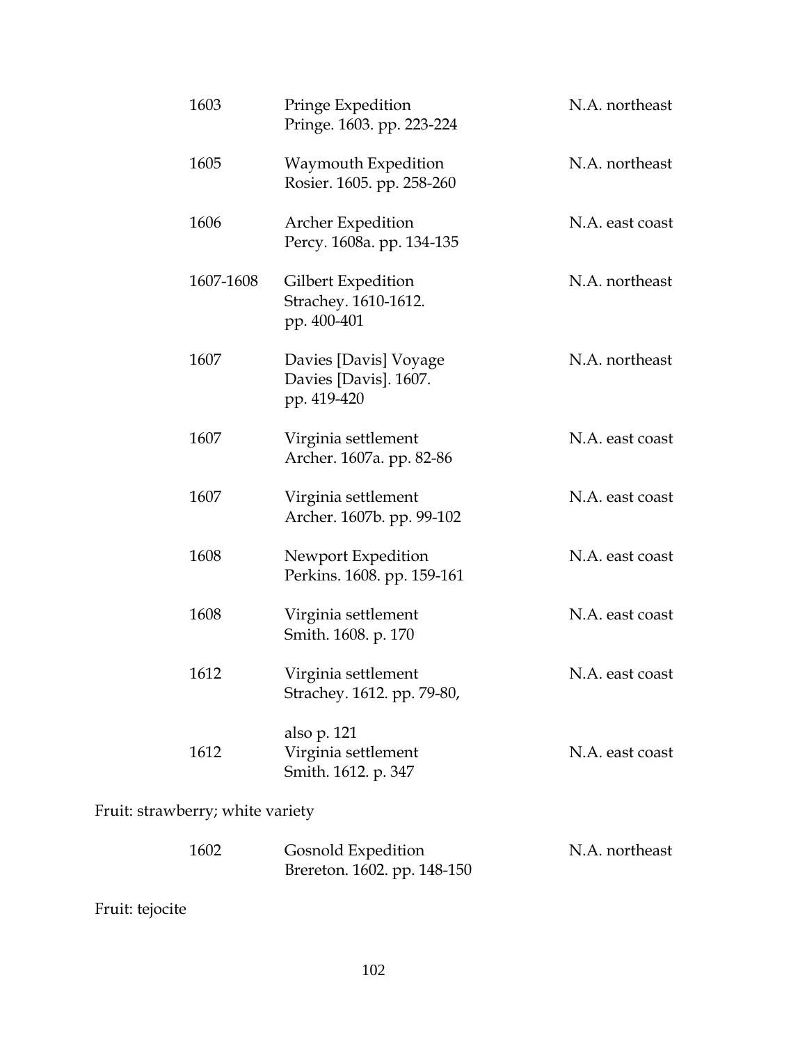| | | |
|---|---|---|
| 1603 | Pringe Expedition<br>Pringe. 1603. pp. 223-224 | N.A. northeast |
| 1605 | Waymouth Expedition<br>Rosier. 1605. pp. 258-260 | N.A. northeast |
| 1606 | Archer Expedition<br>Percy. 1608a. pp. 134-135 | N.A. east coast |
| 1607-1608 | Gilbert Expedition<br>Strachey. 1610-1612.<br>pp. 400-401 | N.A. northeast |
| 1607 | Davies [Davis] Voyage<br>Davies [Davis]. 1607.<br>pp. 419-420 | N.A. northeast |
| 1607 | Virginia settlement<br>Archer. 1607a. pp. 82-86 | N.A. east coast |
| 1607 | Virginia settlement<br>Archer. 1607b. pp. 99-102 | N.A. east coast |
| 1608 | Newport Expedition<br>Perkins. 1608. pp. 159-161 | N.A. east coast |
| 1608 | Virginia settlement<br>Smith. 1608. p. 170 | N.A. east coast |
| 1612 | Virginia settlement<br>Strachey. 1612. pp. 79-80,<br>also p. 121 | N.A. east coast |
| 1612 | Virginia settlement<br>Smith. 1612. p. 347 | N.A. east coast |

Fruit: strawberry; white variety

| | | |
|---|---|---|
| 1602 | Gosnold Expedition<br>Brereton. 1602. pp. 148-150 | N.A. northeast |

Fruit: tejocite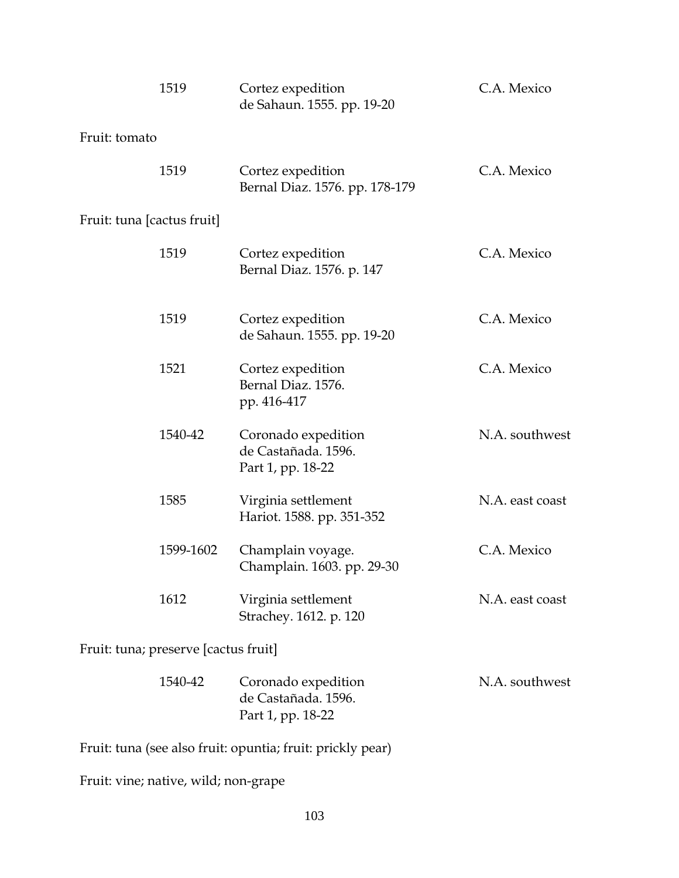| | | |
|---|---|---|
| 1519 | Cortez expedition<br>de Sahaun. 1555. pp. 19-20 | C.A. Mexico |

Fruit: tomato

| | | |
|---|---|---|
| 1519 | Cortez expedition<br>Bernal Diaz. 1576. pp. 178-179 | C.A. Mexico |

Fruit: tuna [cactus fruit]

| | | |
|---|---|---|
| 1519 | Cortez expedition<br>Bernal Diaz. 1576. p. 147 | C.A. Mexico |
| 1519 | Cortez expedition<br>de Sahaun. 1555. pp. 19-20 | C.A. Mexico |
| 1521 | Cortez expedition<br>Bernal Diaz. 1576.<br>pp. 416-417 | C.A. Mexico |
| 1540-42 | Coronado expedition<br>de Castañada. 1596.<br>Part 1, pp. 18-22 | N.A. southwest |
| 1585 | Virginia settlement<br>Hariot. 1588. pp. 351-352 | N.A. east coast |
| 1599-1602 | Champlain voyage.<br>Champlain. 1603. pp. 29-30 | C.A. Mexico |
| 1612 | Virginia settlement<br>Strachey. 1612. p. 120 | N.A. east coast |

Fruit: tuna; preserve [cactus fruit]

| | | |
|---|---|---|
| 1540-42 | Coronado expedition<br>de Castañada. 1596.<br>Part 1, pp. 18-22 | N.A. southwest |

Fruit: tuna (see also fruit: opuntia; fruit: prickly pear)

Fruit: vine; native, wild; non-grape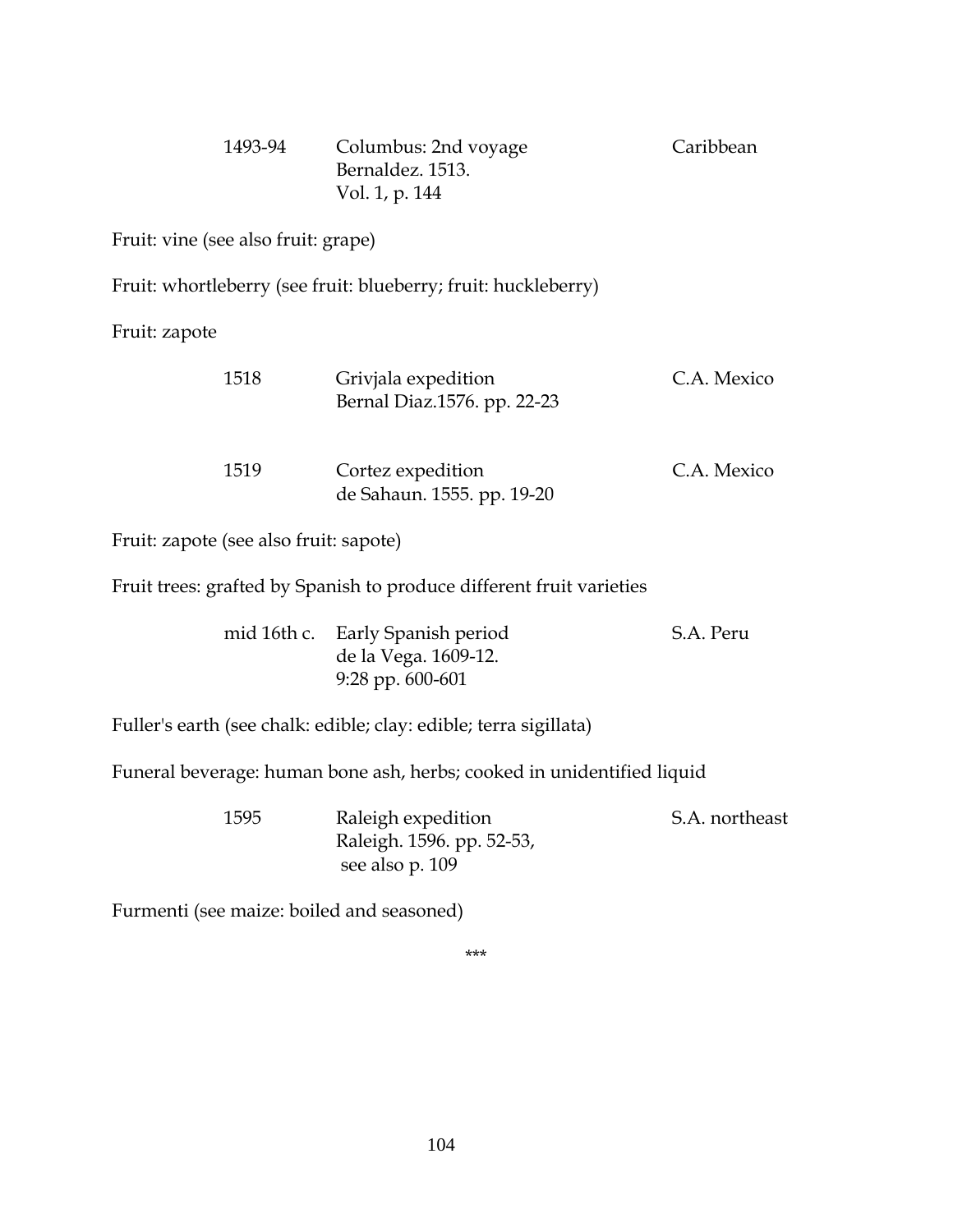| | | |
|---|---|---|
| 1493-94 | Columbus: 2nd voyage<br>Bernaldez. 1513.<br>Vol. 1, p. 144 | Caribbean |

Fruit: vine (see also fruit: grape)

Fruit: whortleberry (see fruit: blueberry; fruit: huckleberry)

Fruit: zapote

| | | |
|---|---|---|
| 1518 | Grivjala expedition<br>Bernal Diaz.1576. pp. 22-23 | C.A. Mexico |
| 1519 | Cortez expedition<br>de Sahaun. 1555. pp. 19-20 | C.A. Mexico |

Fruit: zapote (see also fruit: sapote)

Fruit trees: grafted by Spanish to produce different fruit varieties

| | | |
|---|---|---|
| mid 16th c. | Early Spanish period<br>de la Vega. 1609-12.<br>9:28 pp. 600-601 | S.A. Peru |

Fuller's earth (see chalk: edible; clay: edible; terra sigillata)

Funeral beverage: human bone ash, herbs; cooked in unidentified liquid

| | | |
|---|---|---|
| 1595 | Raleigh expedition<br>Raleigh. 1596. pp. 52-53,<br>see also p. 109 | S.A. northeast |

Furmenti (see maize: boiled and seasoned)

***